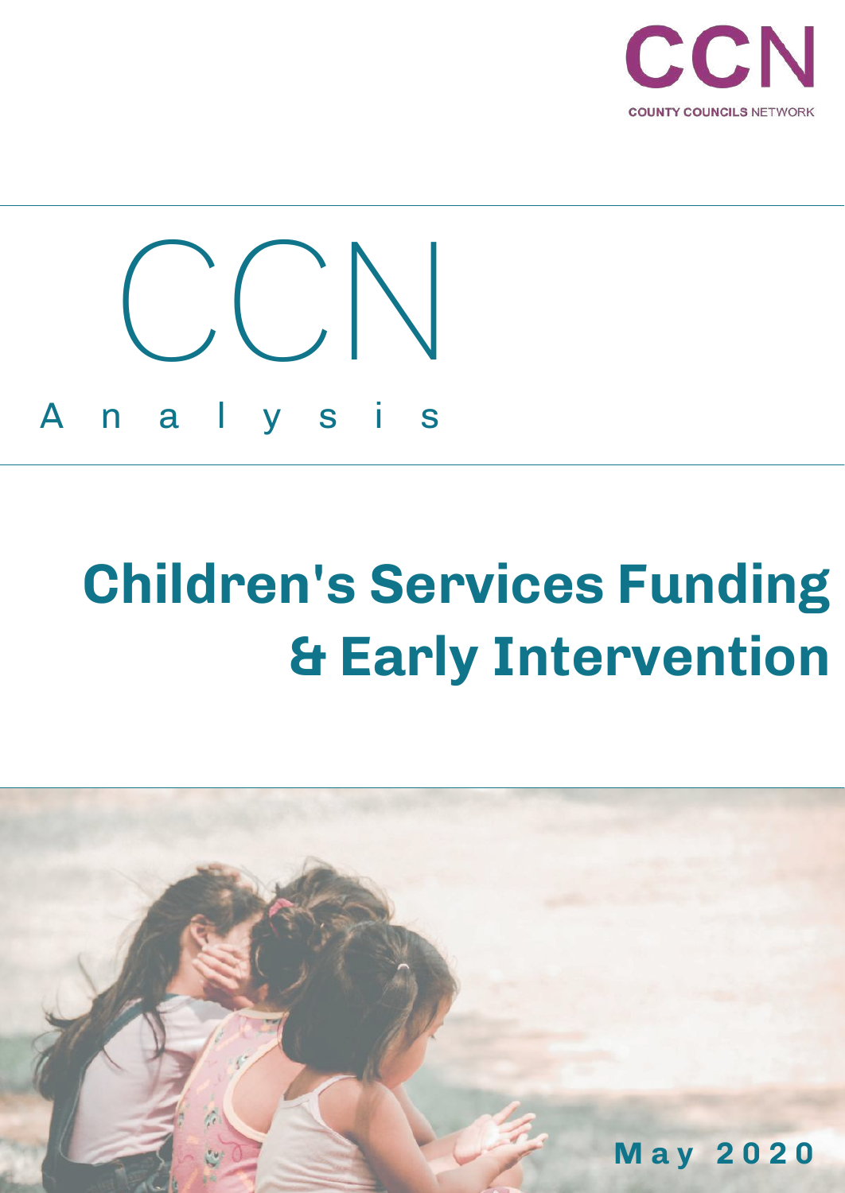CCN

COUNTY COUNCILS NETWORK

CCN

Analysis

# Children's Services Funding & Early Intervention

May 2020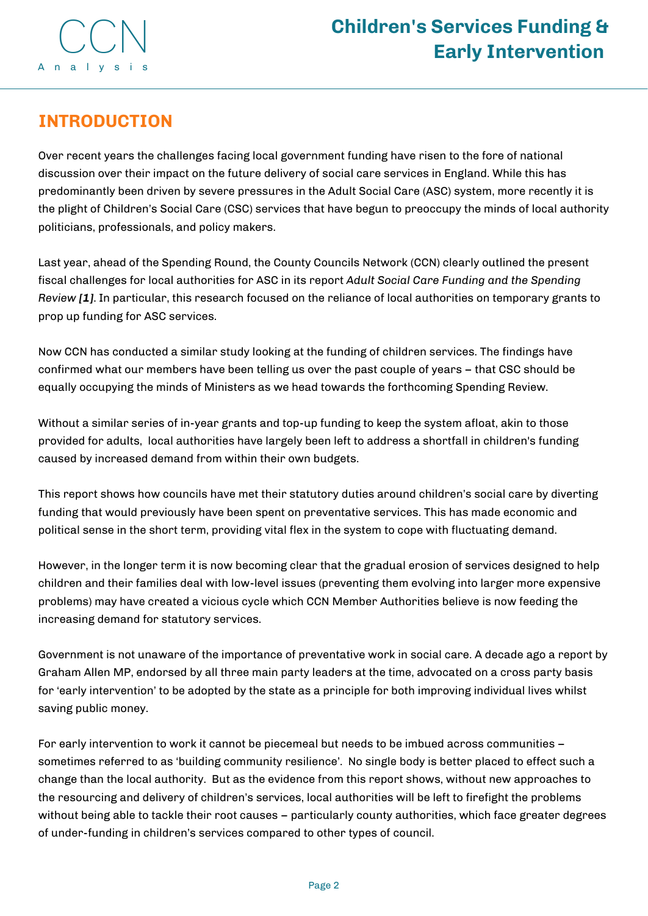## INTRODUCTION

Over recent years the challenges facing local government funding have risen to the fore of national discussion over their impact on the future delivery of social care services in England. While this has predominantly been driven by severe pressures in the Adult Social Care (ASC) system, more recently it is the plight of Children's Social Care (CSC) services that have begun to preoccupy the minds of local authority politicians, professionals, and policy makers.

Last year, ahead of the Spending Round, the County Councils Network (CCN) clearly outlined the present fiscal challenges for local authorities for ASC in its report *Adult Social Care Funding and the Spending Review* ***[1]***. In particular, this research focused on the reliance of local authorities on temporary grants to prop up funding for ASC services.

Now CCN has conducted a similar study looking at the funding of children services. The findings have confirmed what our members have been telling us over the past couple of years – that CSC should be equally occupying the minds of Ministers as we head towards the forthcoming Spending Review.

Without a similar series of in-year grants and top-up funding to keep the system afloat, akin to those provided for adults, local authorities have largely been left to address a shortfall in children's funding caused by increased demand from within their own budgets.

This report shows how councils have met their statutory duties around children's social care by diverting funding that would previously have been spent on preventative services. This has made economic and political sense in the short term, providing vital flex in the system to cope with fluctuating demand.

However, in the longer term it is now becoming clear that the gradual erosion of services designed to help children and their families deal with low-level issues (preventing them evolving into larger more expensive problems) may have created a vicious cycle which CCN Member Authorities believe is now feeding the increasing demand for statutory services.

Government is not unaware of the importance of preventative work in social care. A decade ago a report by Graham Allen MP, endorsed by all three main party leaders at the time, advocated on a cross party basis for 'early intervention' to be adopted by the state as a principle for both improving individual lives whilst saving public money.

For early intervention to work it cannot be piecemeal but needs to be imbued across communities – sometimes referred to as 'building community resilience'. No single body is better placed to effect such a change than the local authority. But as the evidence from this report shows, without new approaches to the resourcing and delivery of children's services, local authorities will be left to firefight the problems without being able to tackle their root causes – particularly county authorities, which face greater degrees of under-funding in children's services compared to other types of council.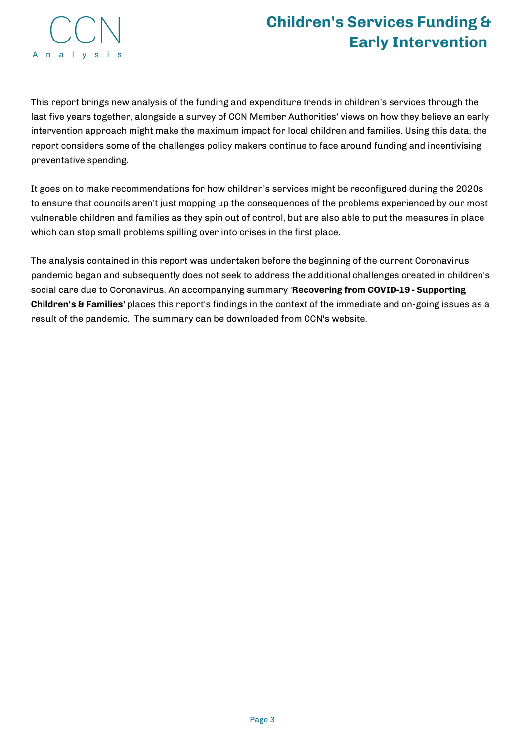This report brings new analysis of the funding and expenditure trends in children's services through the last five years together, alongside a survey of CCN Member Authorities' views on how they believe an early intervention approach might make the maximum impact for local children and families. Using this data, the report considers some of the challenges policy makers continue to face around funding and incentivising preventative spending.

It goes on to make recommendations for how children's services might be reconfigured during the 2020s to ensure that councils aren't just mopping up the consequences of the problems experienced by our most vulnerable children and families as they spin out of control, but are also able to put the measures in place which can stop small problems spilling over into crises in the first place.

The analysis contained in this report was undertaken before the beginning of the current Coronavirus pandemic began and subsequently does not seek to address the additional challenges created in children's social care due to Coronavirus. An accompanying summary '**Recovering from COVID-19 - Supporting Children's & Families'** places this report's findings in the context of the immediate and on-going issues as a result of the pandemic. The summary can be downloaded from CCN's website.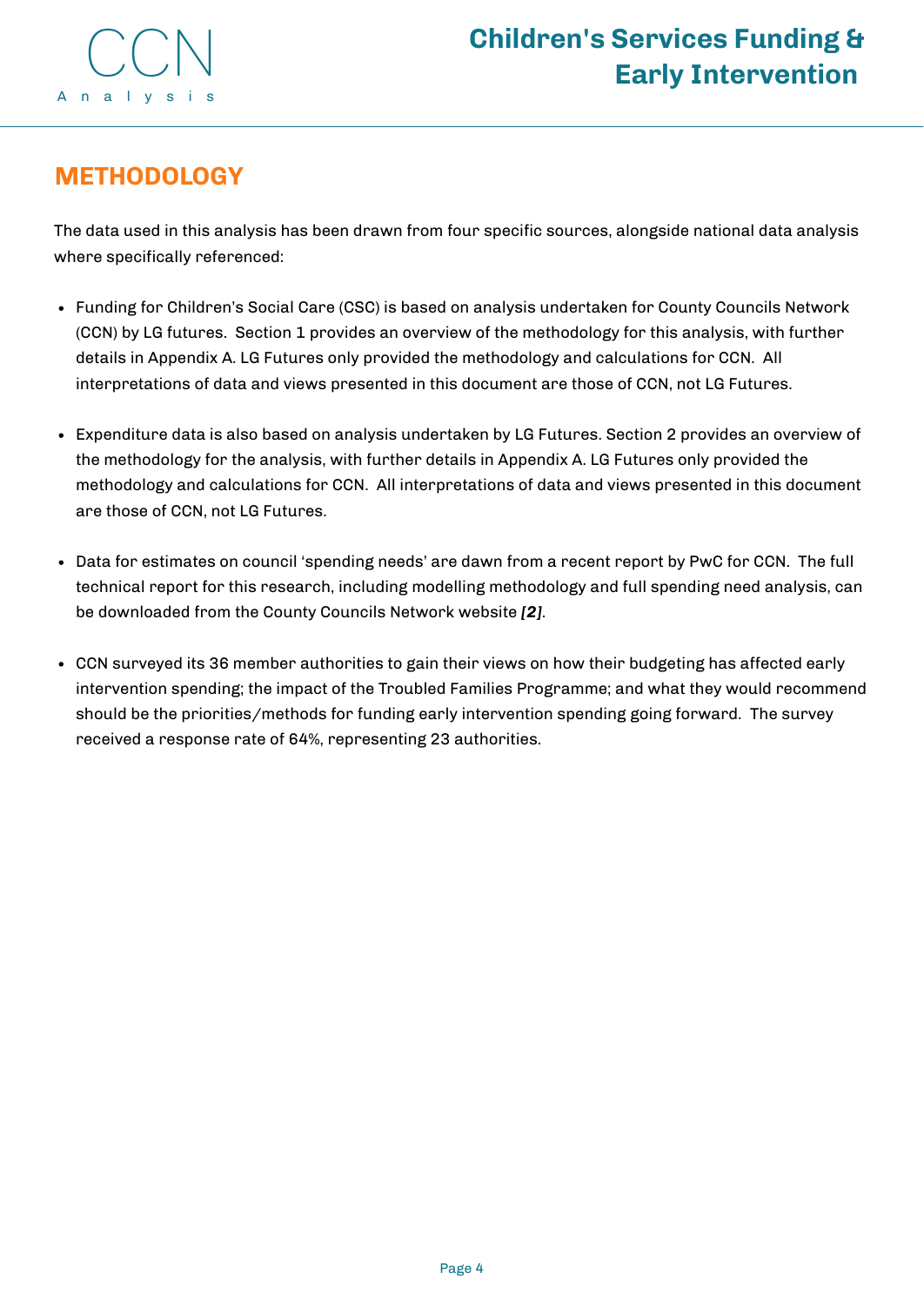## METHODOLOGY

The data used in this analysis has been drawn from four specific sources, alongside national data analysis where specifically referenced:

- Funding for Children's Social Care (CSC) is based on analysis undertaken for County Councils Network (CCN) by LG futures. Section 1 provides an overview of the methodology for this analysis, with further details in Appendix A. LG Futures only provided the methodology and calculations for CCN. All interpretations of data and views presented in this document are those of CCN, not LG Futures.

- Expenditure data is also based on analysis undertaken by LG Futures. Section 2 provides an overview of the methodology for the analysis, with further details in Appendix A. LG Futures only provided the methodology and calculations for CCN. All interpretations of data and views presented in this document are those of CCN, not LG Futures.

- Data for estimates on council 'spending needs' are dawn from a recent report by PwC for CCN. The full technical report for this research, including modelling methodology and full spending need analysis, can be downloaded from the County Councils Network website ***[2]***.

- CCN surveyed its 36 member authorities to gain their views on how their budgeting has affected early intervention spending; the impact of the Troubled Families Programme; and what they would recommend should be the priorities/methods for funding early intervention spending going forward. The survey received a response rate of 64%, representing 23 authorities.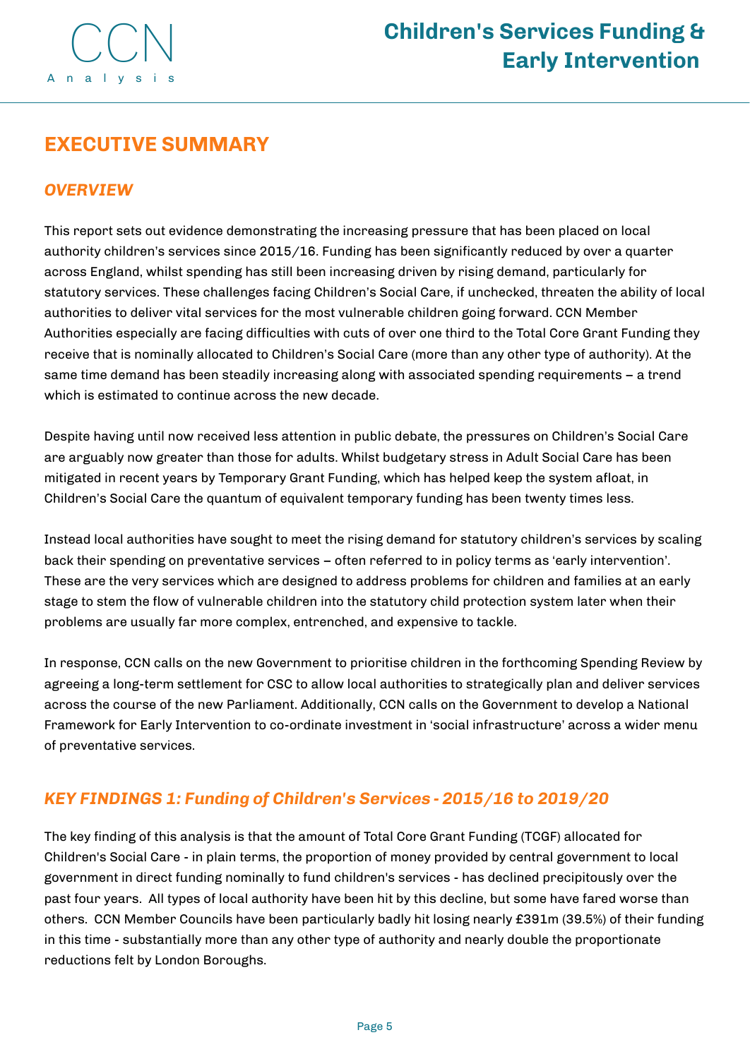# EXECUTIVE SUMMARY

## *OVERVIEW*

This report sets out evidence demonstrating the increasing pressure that has been placed on local authority children's services since 2015/16. Funding has been significantly reduced by over a quarter across England, whilst spending has still been increasing driven by rising demand, particularly for statutory services. These challenges facing Children's Social Care, if unchecked, threaten the ability of local authorities to deliver vital services for the most vulnerable children going forward. CCN Member Authorities especially are facing difficulties with cuts of over one third to the Total Core Grant Funding they receive that is nominally allocated to Children's Social Care (more than any other type of authority). At the same time demand has been steadily increasing along with associated spending requirements – a trend which is estimated to continue across the new decade.

Despite having until now received less attention in public debate, the pressures on Children's Social Care are arguably now greater than those for adults. Whilst budgetary stress in Adult Social Care has been mitigated in recent years by Temporary Grant Funding, which has helped keep the system afloat, in Children's Social Care the quantum of equivalent temporary funding has been twenty times less.

Instead local authorities have sought to meet the rising demand for statutory children's services by scaling back their spending on preventative services – often referred to in policy terms as 'early intervention'. These are the very services which are designed to address problems for children and families at an early stage to stem the flow of vulnerable children into the statutory child protection system later when their problems are usually far more complex, entrenched, and expensive to tackle.

In response, CCN calls on the new Government to prioritise children in the forthcoming Spending Review by agreeing a long-term settlement for CSC to allow local authorities to strategically plan and deliver services across the course of the new Parliament. Additionally, CCN calls on the Government to develop a National Framework for Early Intervention to co-ordinate investment in 'social infrastructure' across a wider menu of preventative services.

## *KEY FINDINGS 1: Funding of Children's Services - 2015/16 to 2019/20*

The key finding of this analysis is that the amount of Total Core Grant Funding (TCGF) allocated for Children's Social Care - in plain terms, the proportion of money provided by central government to local government in direct funding nominally to fund children's services - has declined precipitously over the past four years. All types of local authority have been hit by this decline, but some have fared worse than others. CCN Member Councils have been particularly badly hit losing nearly £391m (39.5%) of their funding in this time - substantially more than any other type of authority and nearly double the proportionate reductions felt by London Boroughs.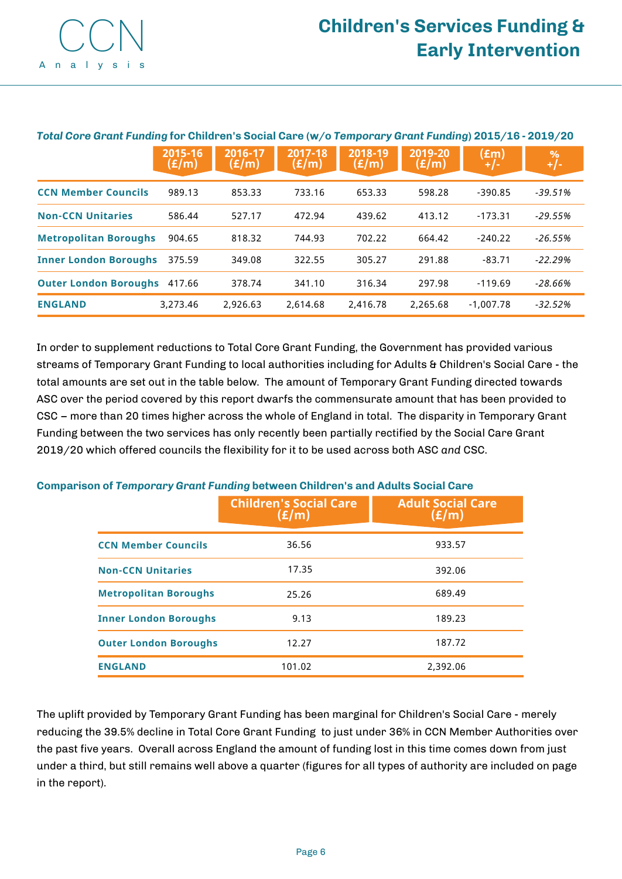**Total Core Grant Funding for Children's Social Care (w/o *Temporary Grant Funding*) 2015/16 - 2019/20**

| | 2015-16 (£/m) | 2016-17 (£/m) | 2017-18 (£/m) | 2018-19 (£/m) | 2019-20 (£/m) | (£m) +/- | % +/- |
|---|---|---|---|---|---|---|---|
| CCN Member Councils | 989.13 | 853.33 | 733.16 | 653.33 | 598.28 | -390.85 | *-39.51%* |
| Non-CCN Unitaries | 586.44 | 527.17 | 472.94 | 439.62 | 413.12 | -173.31 | *-29.55%* |
| Metropolitan Boroughs | 904.65 | 818.32 | 744.93 | 702.22 | 664.42 | -240.22 | *-26.55%* |
| Inner London Boroughs | 375.59 | 349.08 | 322.55 | 305.27 | 291.88 | -83.71 | *-22.29%* |
| Outer London Boroughs | 417.66 | 378.74 | 341.10 | 316.34 | 297.98 | -119.69 | *-28.66%* |
| ENGLAND | 3,273.46 | 2,926.63 | 2,614.68 | 2,416.78 | 2,265.68 | -1,007.78 | *-32.52%* |

In order to supplement reductions to Total Core Grant Funding, the Government has provided various streams of Temporary Grant Funding to local authorities including for Adults & Children's Social Care - the total amounts are set out in the table below. The amount of Temporary Grant Funding directed towards ASC over the period covered by this report dwarfs the commensurate amount that has been provided to CSC – more than 20 times higher across the whole of England in total. The disparity in Temporary Grant Funding between the two services has only recently been partially rectified by the Social Care Grant 2019/20 which offered councils the flexibility for it to be used across both ASC *and* CSC.

**Comparison of *Temporary Grant Funding* between Children's and Adults Social Care**

| | Children's Social Care (£/m) | Adult Social Care (£/m) |
|---|---|---|
| CCN Member Councils | 36.56 | 933.57 |
| Non-CCN Unitaries | 17.35 | 392.06 |
| Metropolitan Boroughs | 25.26 | 689.49 |
| Inner London Boroughs | 9.13 | 189.23 |
| Outer London Boroughs | 12.27 | 187.72 |
| ENGLAND | 101.02 | 2,392.06 |

The uplift provided by Temporary Grant Funding has been marginal for Children's Social Care - merely reducing the 39.5% decline in Total Core Grant Funding to just under 36% in CCN Member Authorities over the past five years. Overall across England the amount of funding lost in this time comes down from just under a third, but still remains well above a quarter (figures for all types of authority are included on page in the report).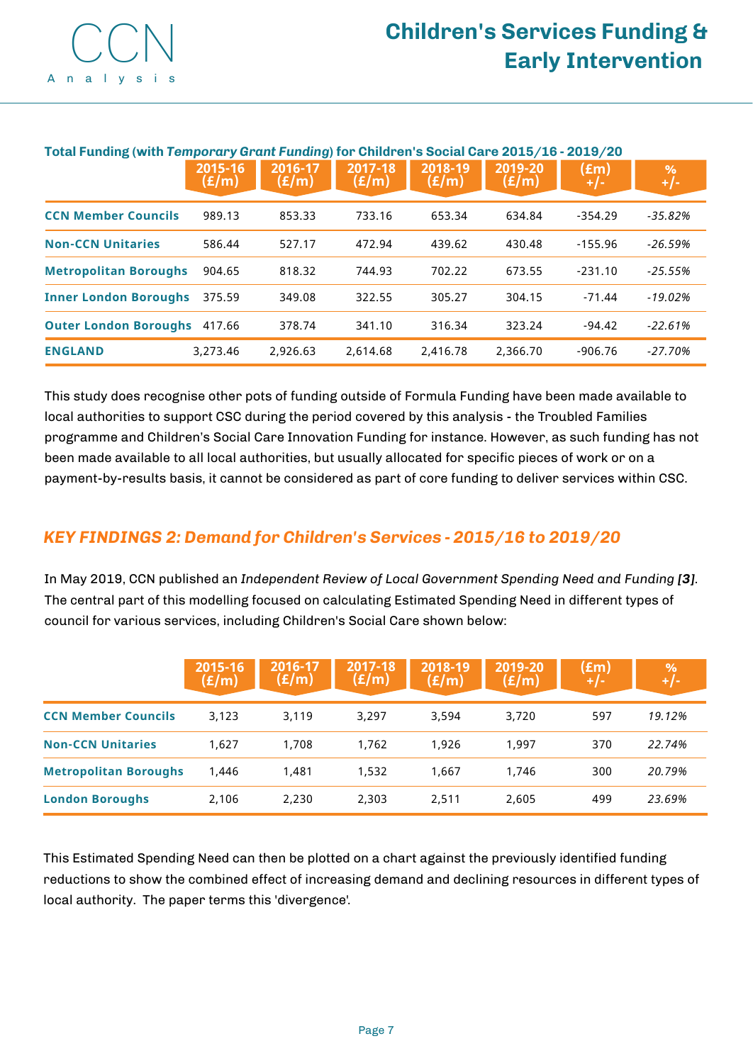**Total Funding (with *Temporary Grant Funding*) for Children's Social Care 2015/16 - 2019/20**

| | 2015-16 (£/m) | 2016-17 (£/m) | 2017-18 (£/m) | 2018-19 (£/m) | 2019-20 (£/m) | (£m) +/- | % +/- |
|---|---|---|---|---|---|---|---|
| **CCN Member Councils** | 989.13 | 853.33 | 733.16 | 653.34 | 634.84 | -354.29 | *-35.82%* |
| **Non-CCN Unitaries** | 586.44 | 527.17 | 472.94 | 439.62 | 430.48 | -155.96 | *-26.59%* |
| **Metropolitan Boroughs** | 904.65 | 818.32 | 744.93 | 702.22 | 673.55 | -231.10 | *-25.55%* |
| **Inner London Boroughs** | 375.59 | 349.08 | 322.55 | 305.27 | 304.15 | -71.44 | *-19.02%* |
| **Outer London Boroughs** | 417.66 | 378.74 | 341.10 | 316.34 | 323.24 | -94.42 | *-22.61%* |
| **ENGLAND** | 3,273.46 | 2,926.63 | 2,614.68 | 2,416.78 | 2,366.70 | -906.76 | *-27.70%* |

This study does recognise other pots of funding outside of Formula Funding have been made available to local authorities to support CSC during the period covered by this analysis - the Troubled Families programme and Children's Social Care Innovation Funding for instance. However, as such funding has not been made available to all local authorities, but usually allocated for specific pieces of work or on a payment-by-results basis, it cannot be considered as part of core funding to deliver services within CSC.

## *KEY FINDINGS 2: Demand for Children's Services - 2015/16 to 2019/20*

In May 2019, CCN published an *Independent Review of Local Government Spending Need and Funding* ***[3]***. The central part of this modelling focused on calculating Estimated Spending Need in different types of council for various services, including Children's Social Care shown below:

| | 2015-16 (£/m) | 2016-17 (£/m) | 2017-18 (£/m) | 2018-19 (£/m) | 2019-20 (£/m) | (£m) +/- | % +/- |
|---|---|---|---|---|---|---|---|
| **CCN Member Councils** | 3,123 | 3,119 | 3,297 | 3,594 | 3,720 | 597 | *19.12%* |
| **Non-CCN Unitaries** | 1,627 | 1,708 | 1,762 | 1,926 | 1,997 | 370 | *22.74%* |
| **Metropolitan Boroughs** | 1,446 | 1,481 | 1,532 | 1,667 | 1,746 | 300 | *20.79%* |
| **London Boroughs** | 2,106 | 2,230 | 2,303 | 2,511 | 2,605 | 499 | *23.69%* |

This Estimated Spending Need can then be plotted on a chart against the previously identified funding reductions to show the combined effect of increasing demand and declining resources in different types of local authority. The paper terms this 'divergence'.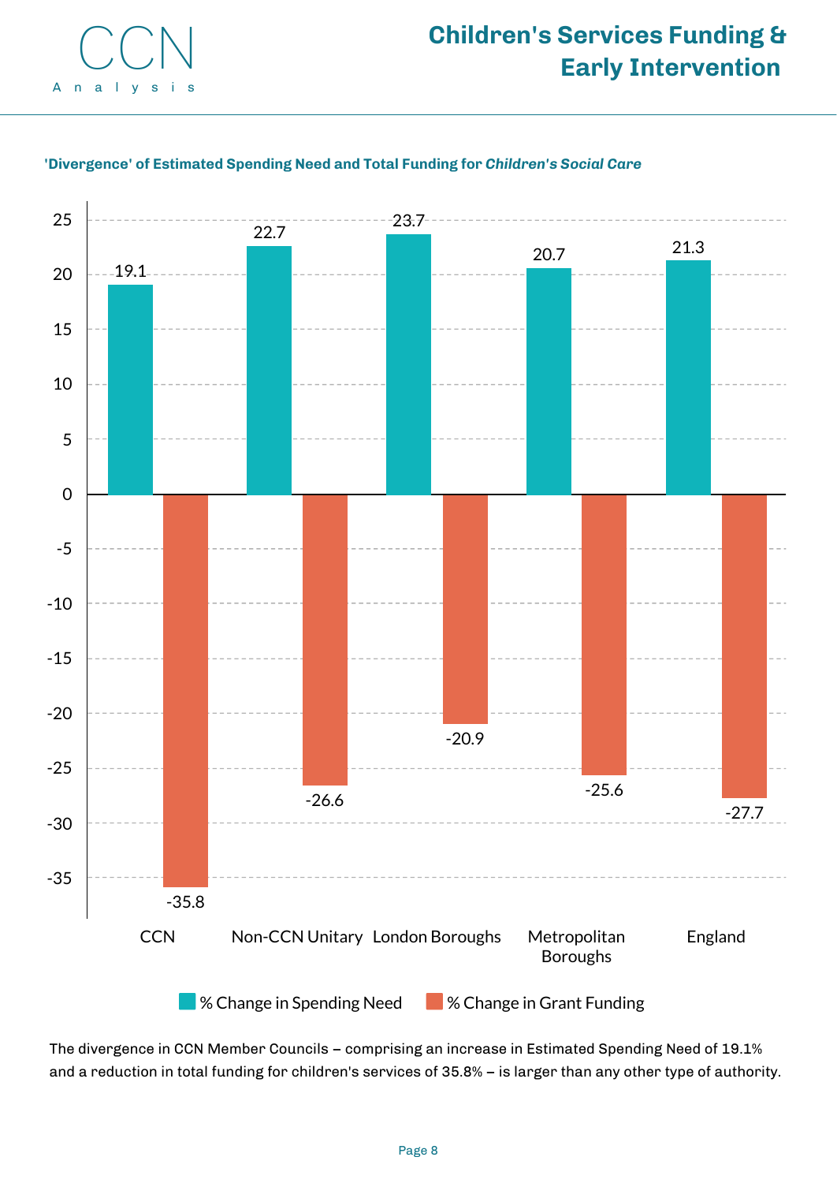**'Divergence' of Estimated Spending Need and Total Funding for *Children's Social Care***

| | % Change in Spending Need | % Change in Grant Funding |
|---|---|---|
| CCN | 19.1 | -35.8 |
| Non-CCN Unitary | 22.7 | -26.6 |
| London Boroughs | 23.7 | -20.9 |
| Metropolitan Boroughs | 20.7 | -25.6 |
| England | 21.3 | -27.7 |

The divergence in CCN Member Councils – comprising an increase in Estimated Spending Need of 19.1% and a reduction in total funding for children's services of 35.8% – is larger than any other type of authority.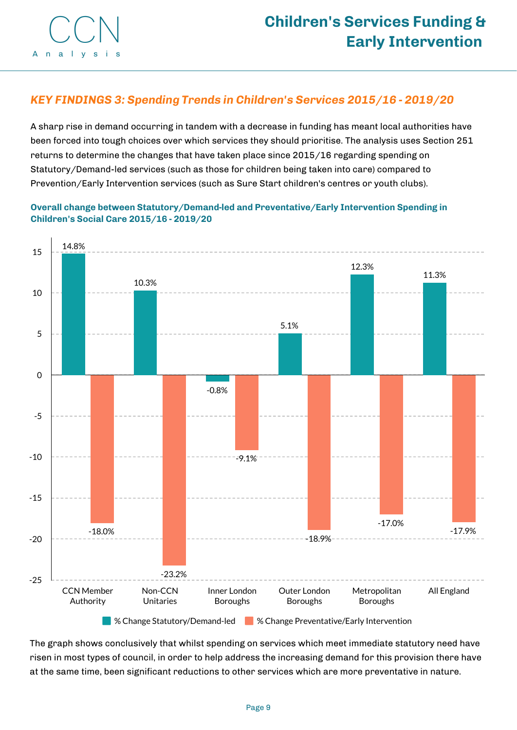## *KEY FINDINGS 3: Spending Trends in Children's Services 2015/16 - 2019/20*

A sharp rise in demand occurring in tandem with a decrease in funding has meant local authorities have been forced into tough choices over which services they should prioritise. The analysis uses Section 251 returns to determine the changes that have taken place since 2015/16 regarding spending on Statutory/Demand-led services (such as those for children being taken into care) compared to Prevention/Early Intervention services (such as Sure Start children's centres or youth clubs).

**Overall change between Statutory/Demand-led and Preventative/Early Intervention Spending in Children's Social Care 2015/16 - 2019/20**

| | % Change Statutory/Demand-led | % Change Preventative/Early Intervention |
|---|---|---|
| CCN Member Authority | 14.8% | -18.0% |
| Non-CCN Unitaries | 10.3% | -23.2% |
| Inner London Boroughs | -0.8% | -9.1% |
| Outer London Boroughs | 5.1% | -18.9% |
| Metropolitan Boroughs | 12.3% | -17.0% |
| All England | 11.3% | -17.9% |

The graph shows conclusively that whilst spending on services which meet immediate statutory need have risen in most types of council, in order to help address the increasing demand for this provision there have at the same time, been significant reductions to other services which are more preventative in nature.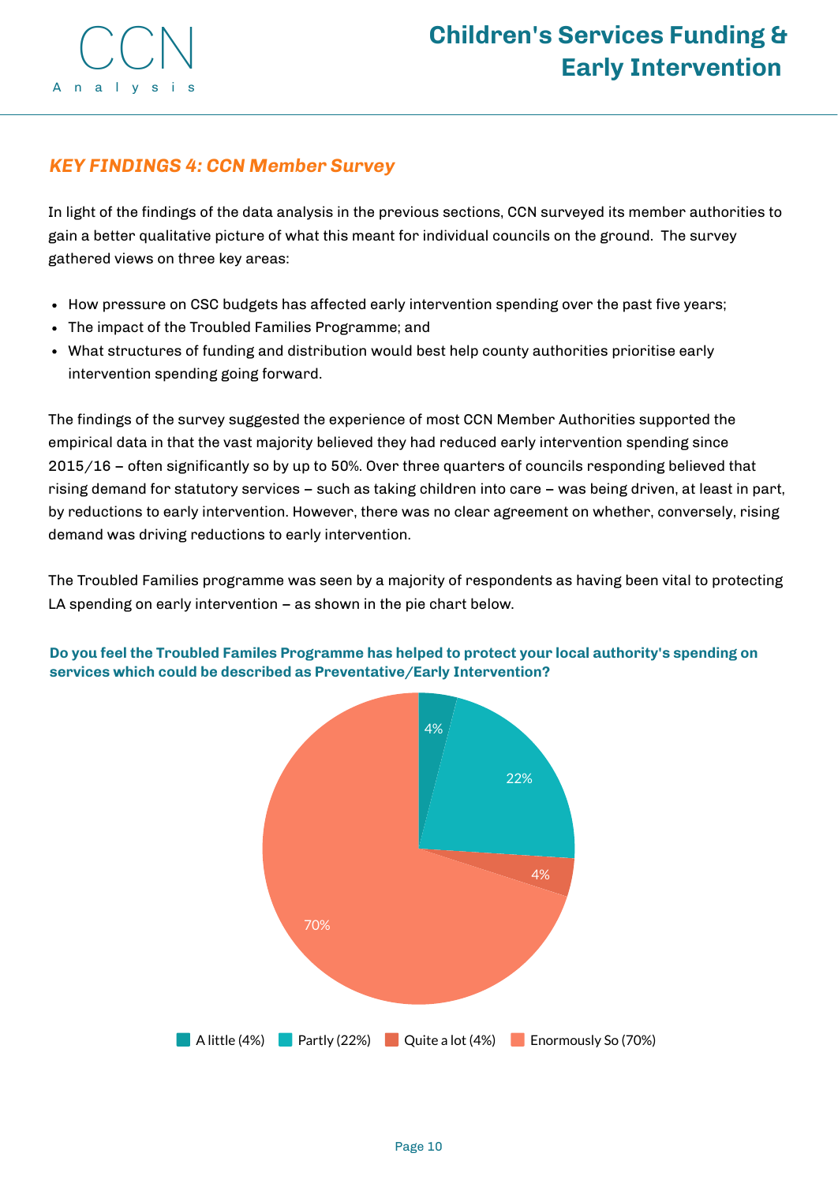## *KEY FINDINGS 4: CCN Member Survey*

In light of the findings of the data analysis in the previous sections, CCN surveyed its member authorities to gain a better qualitative picture of what this meant for individual councils on the ground. The survey gathered views on three key areas:

- How pressure on CSC budgets has affected early intervention spending over the past five years;
- The impact of the Troubled Families Programme; and
- What structures of funding and distribution would best help county authorities prioritise early intervention spending going forward.

The findings of the survey suggested the experience of most CCN Member Authorities supported the empirical data in that the vast majority believed they had reduced early intervention spending since 2015/16 – often significantly so by up to 50%. Over three quarters of councils responding believed that rising demand for statutory services – such as taking children into care – was being driven, at least in part, by reductions to early intervention. However, there was no clear agreement on whether, conversely, rising demand was driving reductions to early intervention.

The Troubled Families programme was seen by a majority of respondents as having been vital to protecting LA spending on early intervention – as shown in the pie chart below.

**Do you feel the Troubled Familes Programme has helped to protect your local authority's spending on services which could be described as Preventative/Early Intervention?**

| Response | Percentage |
|---|---|
| A little | 4% |
| Partly | 22% |
| Quite a lot | 4% |
| Enormously So | 70% |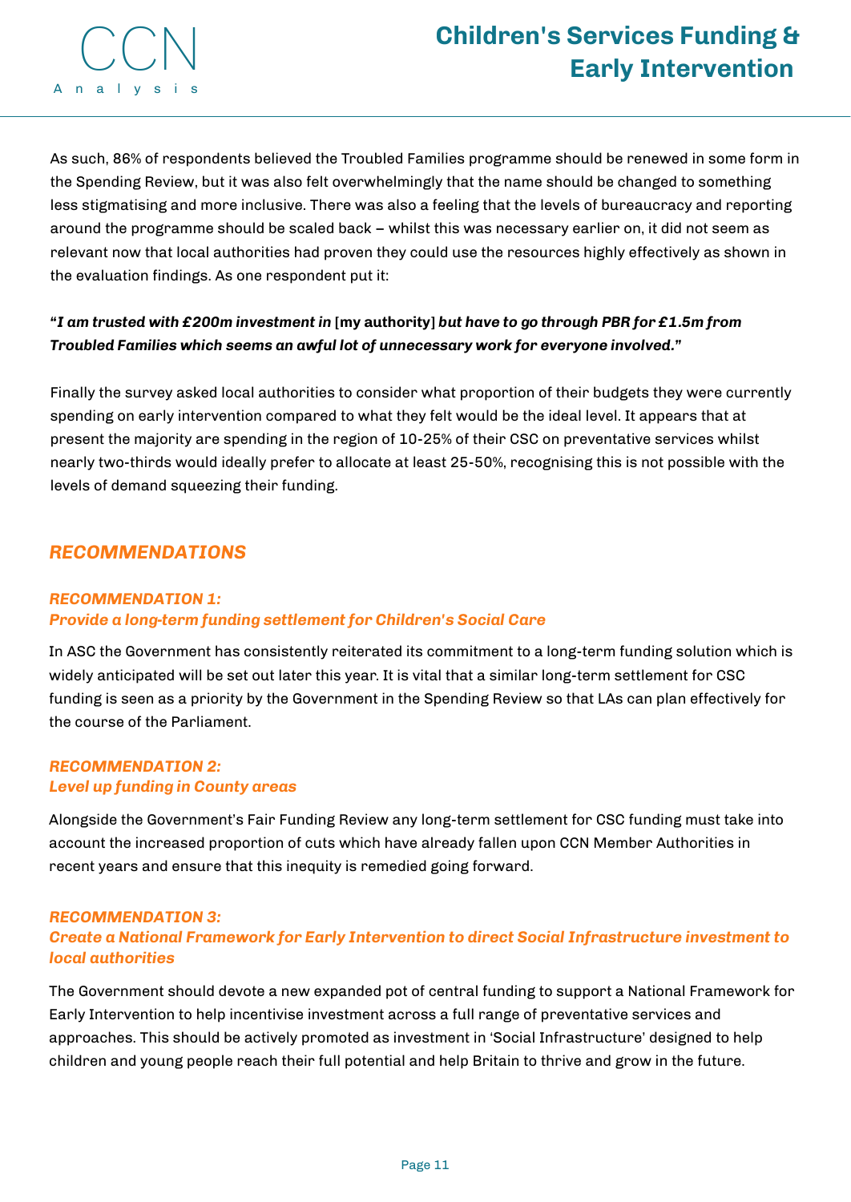As such, 86% of respondents believed the Troubled Families programme should be renewed in some form in the Spending Review, but it was also felt overwhelmingly that the name should be changed to something less stigmatising and more inclusive. There was also a feeling that the levels of bureaucracy and reporting around the programme should be scaled back – whilst this was necessary earlier on, it did not seem as relevant now that local authorities had proven they could use the resources highly effectively as shown in the evaluation findings. As one respondent put it:

**"*I am trusted with £200m investment in* [my authority] *but have to go through PBR for £1.5m from Troubled Families which seems an awful lot of unnecessary work for everyone involved.*"**

Finally the survey asked local authorities to consider what proportion of their budgets they were currently spending on early intervention compared to what they felt would be the ideal level. It appears that at present the majority are spending in the region of 10-25% of their CSC on preventative services whilst nearly two-thirds would ideally prefer to allocate at least 25-50%, recognising this is not possible with the levels of demand squeezing their funding.

## *RECOMMENDATIONS*

### *RECOMMENDATION 1:*
### *Provide a long-term funding settlement for Children's Social Care*

In ASC the Government has consistently reiterated its commitment to a long-term funding solution which is widely anticipated will be set out later this year. It is vital that a similar long-term settlement for CSC funding is seen as a priority by the Government in the Spending Review so that LAs can plan effectively for the course of the Parliament.

### *RECOMMENDATION 2:*
### *Level up funding in County areas*

Alongside the Government's Fair Funding Review any long-term settlement for CSC funding must take into account the increased proportion of cuts which have already fallen upon CCN Member Authorities in recent years and ensure that this inequity is remedied going forward.

### *RECOMMENDATION 3:*
### *Create a National Framework for Early Intervention to direct Social Infrastructure investment to local authorities*

The Government should devote a new expanded pot of central funding to support a National Framework for Early Intervention to help incentivise investment across a full range of preventative services and approaches. This should be actively promoted as investment in 'Social Infrastructure' designed to help children and young people reach their full potential and help Britain to thrive and grow in the future.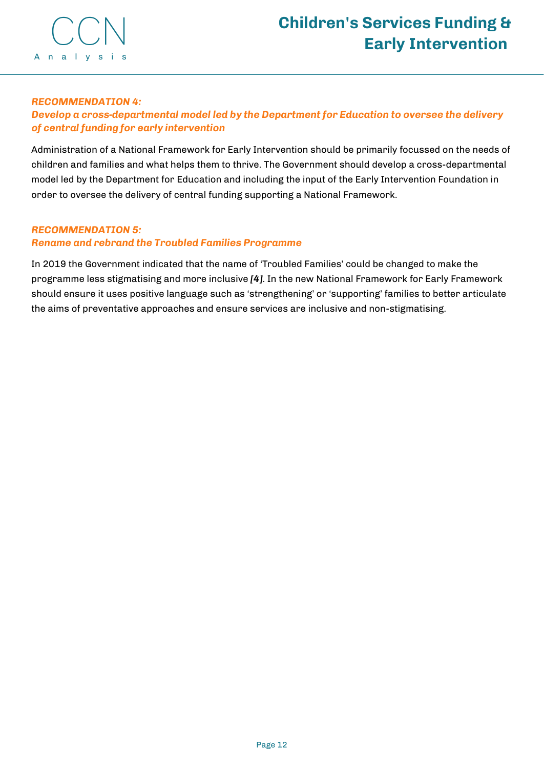### *RECOMMENDATION 4:*
### *Develop a cross-departmental model led by the Department for Education to oversee the delivery of central funding for early intervention*

Administration of a National Framework for Early Intervention should be primarily focussed on the needs of children and families and what helps them to thrive. The Government should develop a cross-departmental model led by the Department for Education and including the input of the Early Intervention Foundation in order to oversee the delivery of central funding supporting a National Framework.

### *RECOMMENDATION 5:*
### *Rename and rebrand the Troubled Families Programme*

In 2019 the Government indicated that the name of 'Troubled Families' could be changed to make the programme less stigmatising and more inclusive ***[4]***. In the new National Framework for Early Framework should ensure it uses positive language such as 'strengthening' or 'supporting' families to better articulate the aims of preventative approaches and ensure services are inclusive and non-stigmatising.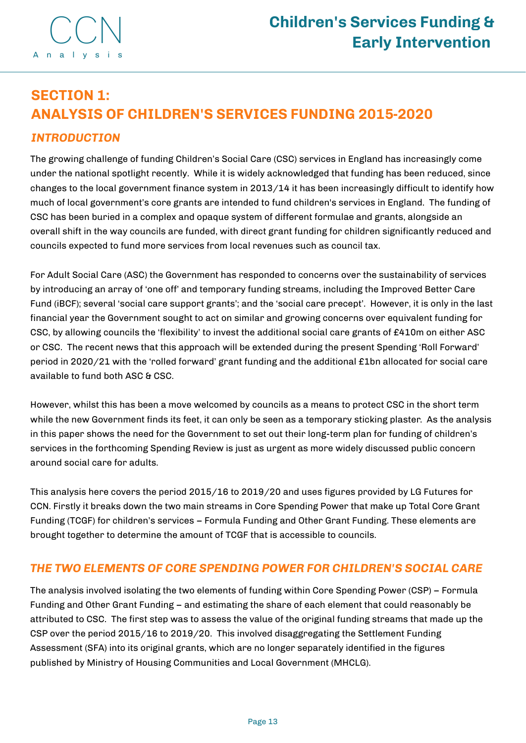# SECTION 1: ANALYSIS OF CHILDREN'S SERVICES FUNDING 2015-2020

## *INTRODUCTION*

The growing challenge of funding Children's Social Care (CSC) services in England has increasingly come under the national spotlight recently. While it is widely acknowledged that funding has been reduced, since changes to the local government finance system in 2013/14 it has been increasingly difficult to identify how much of local government's core grants are intended to fund children's services in England. The funding of CSC has been buried in a complex and opaque system of different formulae and grants, alongside an overall shift in the way councils are funded, with direct grant funding for children significantly reduced and councils expected to fund more services from local revenues such as council tax.

For Adult Social Care (ASC) the Government has responded to concerns over the sustainability of services by introducing an array of 'one off' and temporary funding streams, including the Improved Better Care Fund (iBCF); several 'social care support grants'; and the 'social care precept'. However, it is only in the last financial year the Government sought to act on similar and growing concerns over equivalent funding for CSC, by allowing councils the 'flexibility' to invest the additional social care grants of £410m on either ASC or CSC. The recent news that this approach will be extended during the present Spending 'Roll Forward' period in 2020/21 with the 'rolled forward' grant funding and the additional £1bn allocated for social care available to fund both ASC & CSC.

However, whilst this has been a move welcomed by councils as a means to protect CSC in the short term while the new Government finds its feet, it can only be seen as a temporary sticking plaster. As the analysis in this paper shows the need for the Government to set out their long-term plan for funding of children's services in the forthcoming Spending Review is just as urgent as more widely discussed public concern around social care for adults.

This analysis here covers the period 2015/16 to 2019/20 and uses figures provided by LG Futures for CCN. Firstly it breaks down the two main streams in Core Spending Power that make up Total Core Grant Funding (TCGF) for children's services – Formula Funding and Other Grant Funding. These elements are brought together to determine the amount of TCGF that is accessible to councils.

## *THE TWO ELEMENTS OF CORE SPENDING POWER FOR CHILDREN'S SOCIAL CARE*

The analysis involved isolating the two elements of funding within Core Spending Power (CSP) – Formula Funding and Other Grant Funding – and estimating the share of each element that could reasonably be attributed to CSC. The first step was to assess the value of the original funding streams that made up the CSP over the period 2015/16 to 2019/20. This involved disaggregating the Settlement Funding Assessment (SFA) into its original grants, which are no longer separately identified in the figures published by Ministry of Housing Communities and Local Government (MHCLG).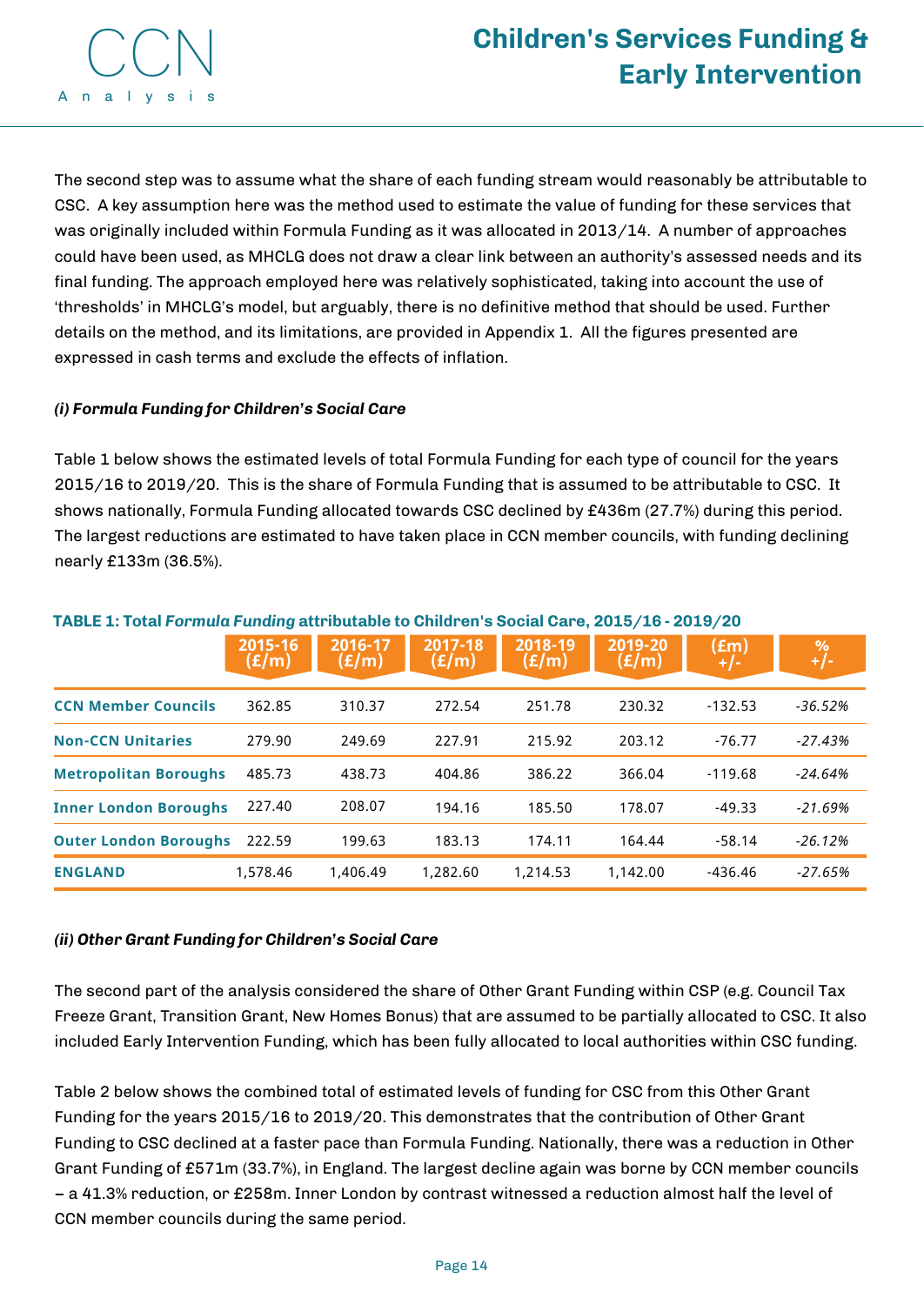The second step was to assume what the share of each funding stream would reasonably be attributable to CSC. A key assumption here was the method used to estimate the value of funding for these services that was originally included within Formula Funding as it was allocated in 2013/14. A number of approaches could have been used, as MHCLG does not draw a clear link between an authority's assessed needs and its final funding. The approach employed here was relatively sophisticated, taking into account the use of 'thresholds' in MHCLG's model, but arguably, there is no definitive method that should be used. Further details on the method, and its limitations, are provided in Appendix 1. All the figures presented are expressed in cash terms and exclude the effects of inflation.

***(i) Formula Funding for Children's Social Care***

Table 1 below shows the estimated levels of total Formula Funding for each type of council for the years 2015/16 to 2019/20. This is the share of Formula Funding that is assumed to be attributable to CSC. It shows nationally, Formula Funding allocated towards CSC declined by £436m (27.7%) during this period. The largest reductions are estimated to have taken place in CCN member councils, with funding declining nearly £133m (36.5%).

**TABLE 1: Total *Formula Funding* attributable to Children's Social Care, 2015/16 - 2019/20**

| | 2015-16 (£/m) | 2016-17 (£/m) | 2017-18 (£/m) | 2018-19 (£/m) | 2019-20 (£/m) | (£m) +/- | % +/- |
|---|---|---|---|---|---|---|---|
| **CCN Member Councils** | 362.85 | 310.37 | 272.54 | 251.78 | 230.32 | -132.53 | *-36.52%* |
| **Non-CCN Unitaries** | 279.90 | 249.69 | 227.91 | 215.92 | 203.12 | -76.77 | *-27.43%* |
| **Metropolitan Boroughs** | 485.73 | 438.73 | 404.86 | 386.22 | 366.04 | -119.68 | *-24.64%* |
| **Inner London Boroughs** | 227.40 | 208.07 | 194.16 | 185.50 | 178.07 | -49.33 | *-21.69%* |
| **Outer London Boroughs** | 222.59 | 199.63 | 183.13 | 174.11 | 164.44 | -58.14 | *-26.12%* |
| **ENGLAND** | 1,578.46 | 1,406.49 | 1,282.60 | 1,214.53 | 1,142.00 | -436.46 | *-27.65%* |

***(ii) Other Grant Funding for Children's Social Care***

The second part of the analysis considered the share of Other Grant Funding within CSP (e.g. Council Tax Freeze Grant, Transition Grant, New Homes Bonus) that are assumed to be partially allocated to CSC. It also included Early Intervention Funding, which has been fully allocated to local authorities within CSC funding.

Table 2 below shows the combined total of estimated levels of funding for CSC from this Other Grant Funding for the years 2015/16 to 2019/20. This demonstrates that the contribution of Other Grant Funding to CSC declined at a faster pace than Formula Funding. Nationally, there was a reduction in Other Grant Funding of £571m (33.7%), in England. The largest decline again was borne by CCN member councils – a 41.3% reduction, or £258m. Inner London by contrast witnessed a reduction almost half the level of CCN member councils during the same period.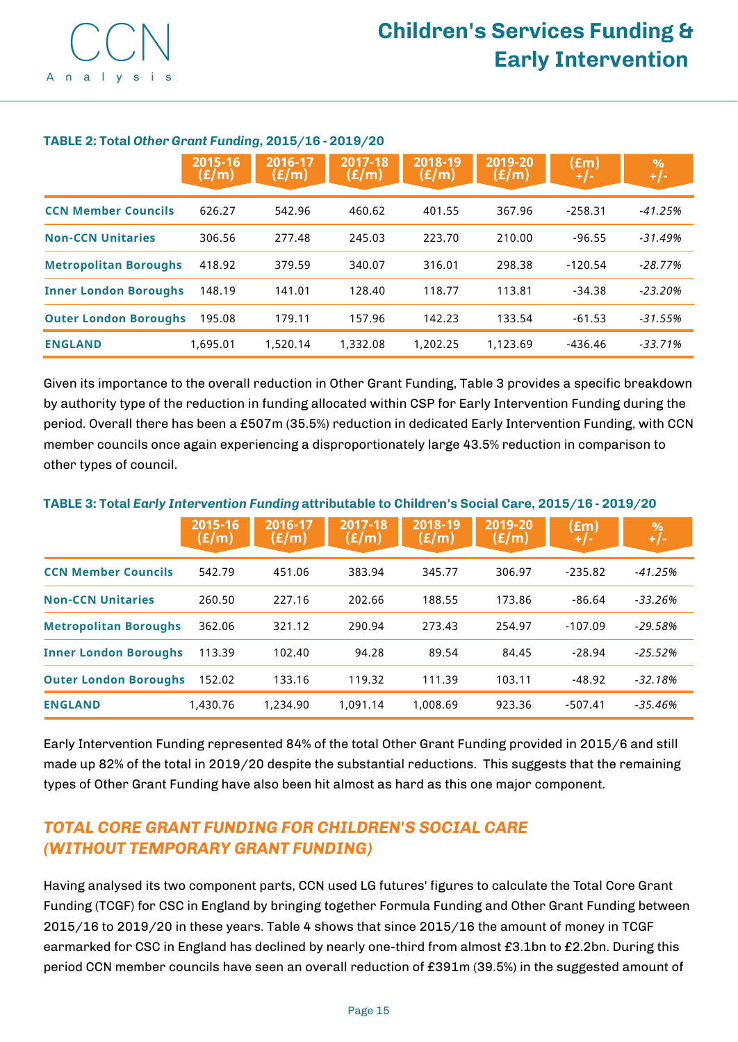**TABLE 2: Total *Other Grant Funding*, 2015/16 - 2019/20**

| | 2015-16 (£/m) | 2016-17 (£/m) | 2017-18 (£/m) | 2018-19 (£/m) | 2019-20 (£/m) | (£m) +/- | % +/- |
|---|---|---|---|---|---|---|---|
| **CCN Member Councils** | 626.27 | 542.96 | 460.62 | 401.55 | 367.96 | -258.31 | *-41.25%* |
| **Non-CCN Unitaries** | 306.56 | 277.48 | 245.03 | 223.70 | 210.00 | -96.55 | *-31.49%* |
| **Metropolitan Boroughs** | 418.92 | 379.59 | 340.07 | 316.01 | 298.38 | -120.54 | *-28.77%* |
| **Inner London Boroughs** | 148.19 | 141.01 | 128.40 | 118.77 | 113.81 | -34.38 | *-23.20%* |
| **Outer London Boroughs** | 195.08 | 179.11 | 157.96 | 142.23 | 133.54 | -61.53 | *-31.55%* |
| **ENGLAND** | 1,695.01 | 1,520.14 | 1,332.08 | 1,202.25 | 1,123.69 | -436.46 | *-33.71%* |

Given its importance to the overall reduction in Other Grant Funding, Table 3 provides a specific breakdown by authority type of the reduction in funding allocated within CSP for Early Intervention Funding during the period. Overall there has been a £507m (35.5%) reduction in dedicated Early Intervention Funding, with CCN member councils once again experiencing a disproportionately large 43.5% reduction in comparison to other types of council.

**TABLE 3: Total *Early Intervention Funding* attributable to Children's Social Care, 2015/16 - 2019/20**

| | 2015-16 (£/m) | 2016-17 (£/m) | 2017-18 (£/m) | 2018-19 (£/m) | 2019-20 (£/m) | (£m) +/- | % +/- |
|---|---|---|---|---|---|---|---|
| **CCN Member Councils** | 542.79 | 451.06 | 383.94 | 345.77 | 306.97 | -235.82 | *-41.25%* |
| **Non-CCN Unitaries** | 260.50 | 227.16 | 202.66 | 188.55 | 173.86 | -86.64 | *-33.26%* |
| **Metropolitan Boroughs** | 362.06 | 321.12 | 290.94 | 273.43 | 254.97 | -107.09 | *-29.58%* |
| **Inner London Boroughs** | 113.39 | 102.40 | 94.28 | 89.54 | 84.45 | -28.94 | *-25.52%* |
| **Outer London Boroughs** | 152.02 | 133.16 | 119.32 | 111.39 | 103.11 | -48.92 | *-32.18%* |
| **ENGLAND** | 1,430.76 | 1,234.90 | 1,091.14 | 1,008.69 | 923.36 | -507.41 | *-35.46%* |

Early Intervention Funding represented 84% of the total Other Grant Funding provided in 2015/6 and still made up 82% of the total in 2019/20 despite the substantial reductions. This suggests that the remaining types of Other Grant Funding have also been hit almost as hard as this one major component.

## *TOTAL CORE GRANT FUNDING FOR CHILDREN'S SOCIAL CARE (WITHOUT TEMPORARY GRANT FUNDING)*

Having analysed its two component parts, CCN used LG futures' figures to calculate the Total Core Grant Funding (TCGF) for CSC in England by bringing together Formula Funding and Other Grant Funding between 2015/16 to 2019/20 in these years. Table 4 shows that since 2015/16 the amount of money in TCGF earmarked for CSC in England has declined by nearly one-third from almost £3.1bn to £2.2bn. During this period CCN member councils have seen an overall reduction of £391m (39.5%) in the suggested amount of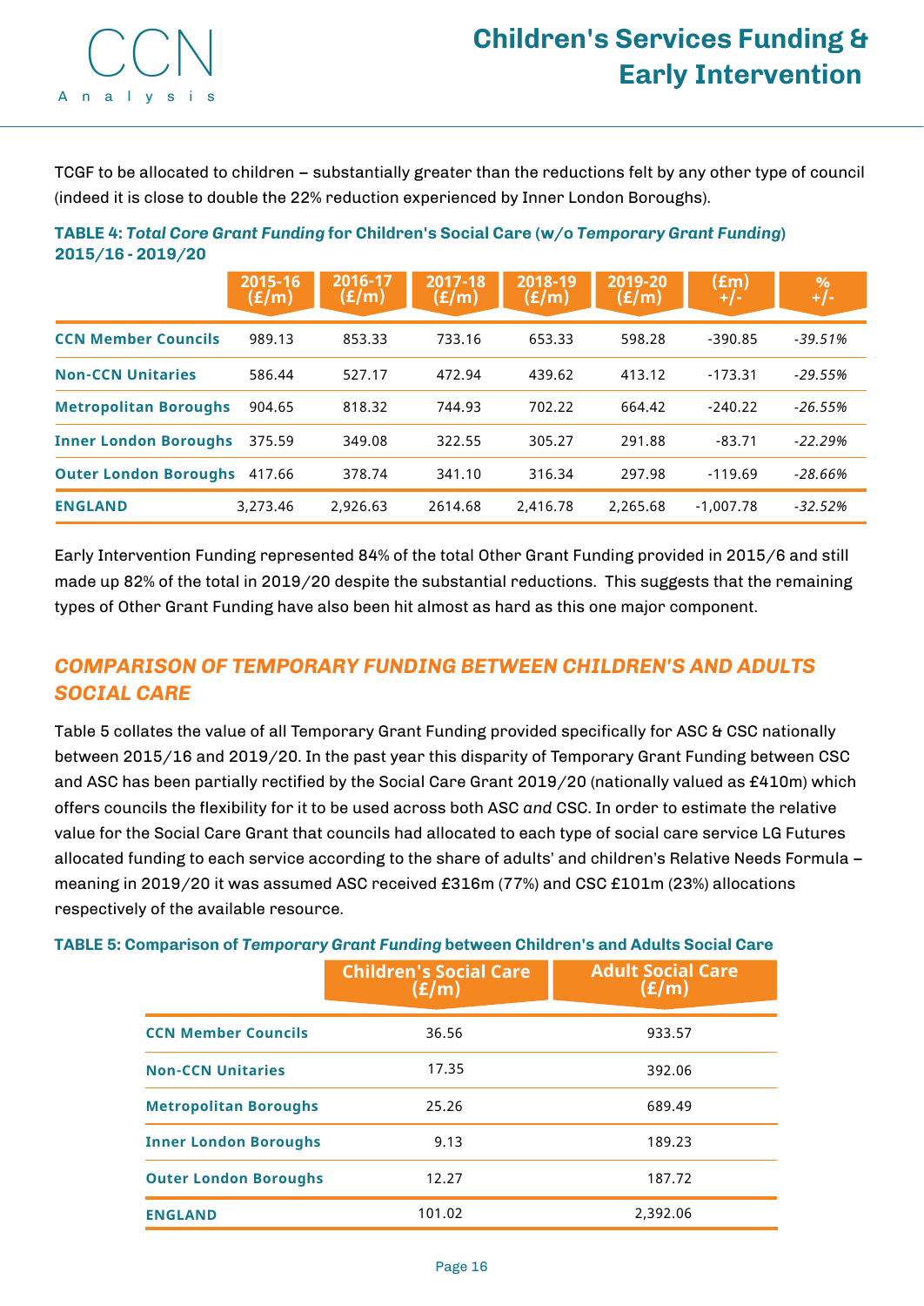TCGF to be allocated to children – substantially greater than the reductions felt by any other type of council (indeed it is close to double the 22% reduction experienced by Inner London Boroughs).

**TABLE 4: *Total Core Grant Funding* for Children's Social Care (w/o *Temporary Grant Funding*) 2015/16 - 2019/20**

| | 2015-16 (£/m) | 2016-17 (£/m) | 2017-18 (£/m) | 2018-19 (£/m) | 2019-20 (£/m) | (£m) +/- | % +/- |
|---|---|---|---|---|---|---|---|
| **CCN Member Councils** | 989.13 | 853.33 | 733.16 | 653.33 | 598.28 | -390.85 | *-39.51%* |
| **Non-CCN Unitaries** | 586.44 | 527.17 | 472.94 | 439.62 | 413.12 | -173.31 | *-29.55%* |
| **Metropolitan Boroughs** | 904.65 | 818.32 | 744.93 | 702.22 | 664.42 | -240.22 | *-26.55%* |
| **Inner London Boroughs** | 375.59 | 349.08 | 322.55 | 305.27 | 291.88 | -83.71 | *-22.29%* |
| **Outer London Boroughs** | 417.66 | 378.74 | 341.10 | 316.34 | 297.98 | -119.69 | *-28.66%* |
| **ENGLAND** | 3,273.46 | 2,926.63 | 2614.68 | 2,416.78 | 2,265.68 | -1,007.78 | *-32.52%* |

Early Intervention Funding represented 84% of the total Other Grant Funding provided in 2015/6 and still made up 82% of the total in 2019/20 despite the substantial reductions. This suggests that the remaining types of Other Grant Funding have also been hit almost as hard as this one major component.

## *COMPARISON OF TEMPORARY FUNDING BETWEEN CHILDREN'S AND ADULTS SOCIAL CARE*

Table 5 collates the value of all Temporary Grant Funding provided specifically for ASC & CSC nationally between 2015/16 and 2019/20. In the past year this disparity of Temporary Grant Funding between CSC and ASC has been partially rectified by the Social Care Grant 2019/20 (nationally valued as £410m) which offers councils the flexibility for it to be used across both ASC *and* CSC. In order to estimate the relative value for the Social Care Grant that councils had allocated to each type of social care service LG Futures allocated funding to each service according to the share of adults' and children's Relative Needs Formula – meaning in 2019/20 it was assumed ASC received £316m (77%) and CSC £101m (23%) allocations respectively of the available resource.

**TABLE 5: Comparison of *Temporary Grant Funding* between Children's and Adults Social Care**

| | Children's Social Care (£/m) | Adult Social Care (£/m) |
|---|---|---|
| **CCN Member Councils** | 36.56 | 933.57 |
| **Non-CCN Unitaries** | 17.35 | 392.06 |
| **Metropolitan Boroughs** | 25.26 | 689.49 |
| **Inner London Boroughs** | 9.13 | 189.23 |
| **Outer London Boroughs** | 12.27 | 187.72 |
| **ENGLAND** | 101.02 | 2,392.06 |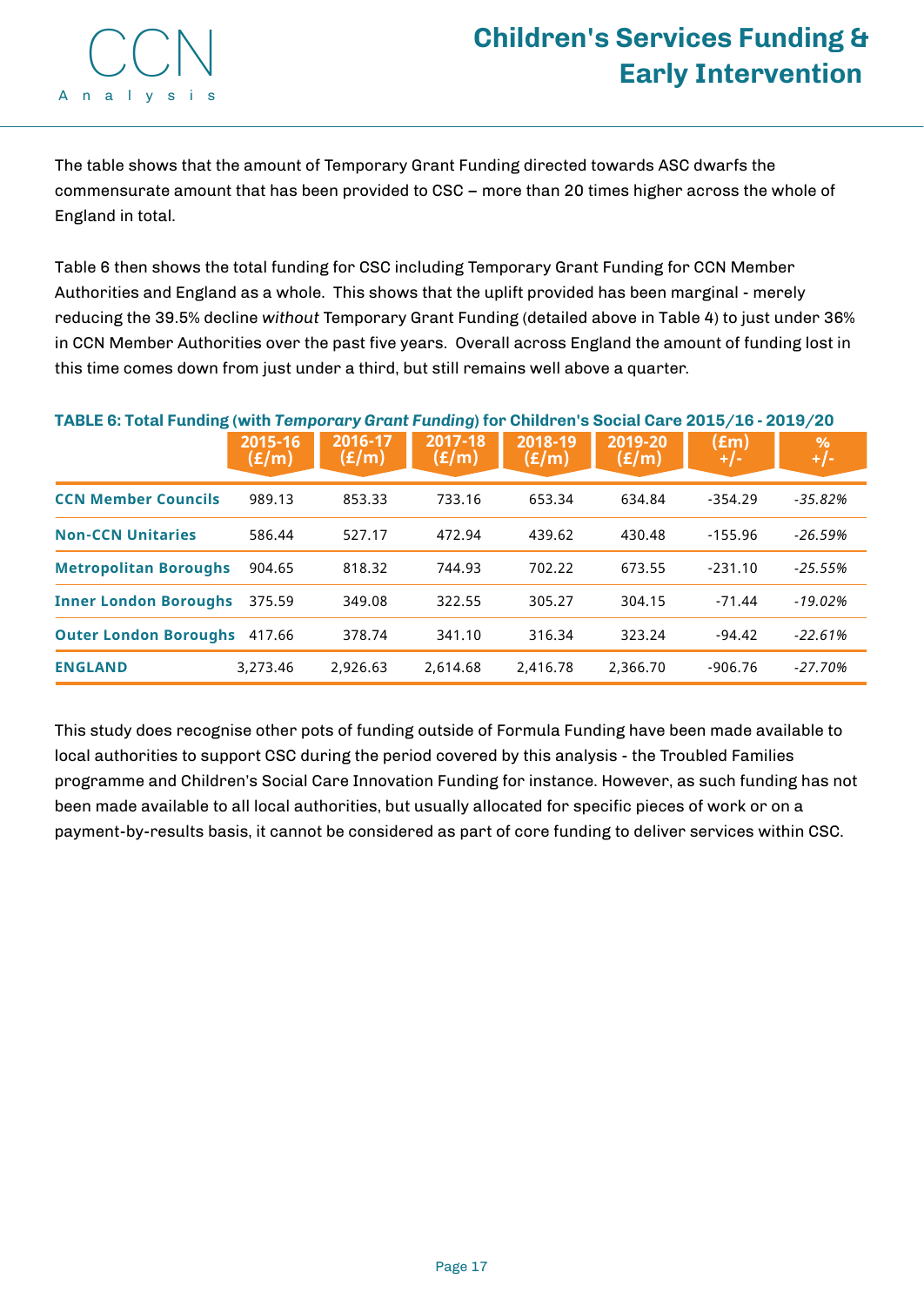The table shows that the amount of Temporary Grant Funding directed towards ASC dwarfs the commensurate amount that has been provided to CSC – more than 20 times higher across the whole of England in total.

Table 6 then shows the total funding for CSC including Temporary Grant Funding for CCN Member Authorities and England as a whole. This shows that the uplift provided has been marginal - merely reducing the 39.5% decline *without* Temporary Grant Funding (detailed above in Table 4) to just under 36% in CCN Member Authorities over the past five years. Overall across England the amount of funding lost in this time comes down from just under a third, but still remains well above a quarter.

**TABLE 6: Total Funding (with *Temporary Grant Funding*) for Children's Social Care 2015/16 - 2019/20**

| | 2015-16 (£/m) | 2016-17 (£/m) | 2017-18 (£/m) | 2018-19 (£/m) | 2019-20 (£/m) | (£m) +/- | % +/- |
|---|---|---|---|---|---|---|---|
| **CCN Member Councils** | 989.13 | 853.33 | 733.16 | 653.34 | 634.84 | -354.29 | *-35.82%* |
| **Non-CCN Unitaries** | 586.44 | 527.17 | 472.94 | 439.62 | 430.48 | -155.96 | *-26.59%* |
| **Metropolitan Boroughs** | 904.65 | 818.32 | 744.93 | 702.22 | 673.55 | -231.10 | *-25.55%* |
| **Inner London Boroughs** | 375.59 | 349.08 | 322.55 | 305.27 | 304.15 | -71.44 | *-19.02%* |
| **Outer London Boroughs** | 417.66 | 378.74 | 341.10 | 316.34 | 323.24 | -94.42 | *-22.61%* |
| **ENGLAND** | 3,273.46 | 2,926.63 | 2,614.68 | 2,416.78 | 2,366.70 | -906.76 | *-27.70%* |

This study does recognise other pots of funding outside of Formula Funding have been made available to local authorities to support CSC during the period covered by this analysis - the Troubled Families programme and Children's Social Care Innovation Funding for instance. However, as such funding has not been made available to all local authorities, but usually allocated for specific pieces of work or on a payment-by-results basis, it cannot be considered as part of core funding to deliver services within CSC.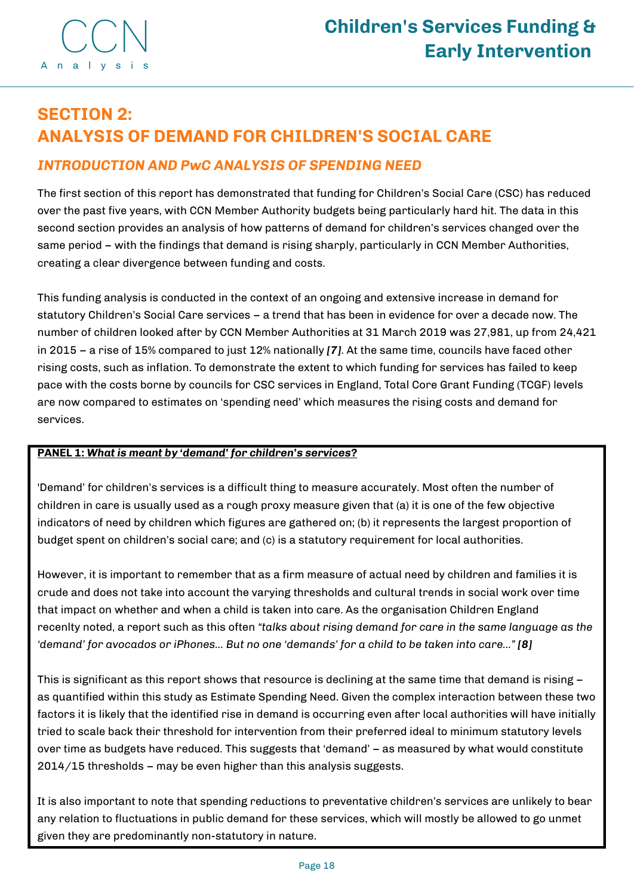# SECTION 2: ANALYSIS OF DEMAND FOR CHILDREN'S SOCIAL CARE

## *INTRODUCTION AND PwC ANALYSIS OF SPENDING NEED*

The first section of this report has demonstrated that funding for Children's Social Care (CSC) has reduced over the past five years, with CCN Member Authority budgets being particularly hard hit. The data in this second section provides an analysis of how patterns of demand for children's services changed over the same period – with the findings that demand is rising sharply, particularly in CCN Member Authorities, creating a clear divergence between funding and costs.

This funding analysis is conducted in the context of an ongoing and extensive increase in demand for statutory Children's Social Care services – a trend that has been in evidence for over a decade now. The number of children looked after by CCN Member Authorities at 31 March 2019 was 27,981, up from 24,421 in 2015 – a rise of 15% compared to just 12% nationally ***[7]***. At the same time, councils have faced other rising costs, such as inflation. To demonstrate the extent to which funding for services has failed to keep pace with the costs borne by councils for CSC services in England, Total Core Grant Funding (TCGF) levels are now compared to estimates on 'spending need' which measures the rising costs and demand for services.

**PANEL 1: *What is meant by 'demand' for children's services?***

'Demand' for children's services is a difficult thing to measure accurately. Most often the number of children in care is usually used as a rough proxy measure given that (a) it is one of the few objective indicators of need by children which figures are gathered on; (b) it represents the largest proportion of budget spent on children's social care; and (c) is a statutory requirement for local authorities.

However, it is important to remember that as a firm measure of actual need by children and families it is crude and does not take into account the varying thresholds and cultural trends in social work over time that impact on whether and when a child is taken into care. As the organisation Children England recenlty noted, a report such as this often *"talks about rising demand for care in the same language as the 'demand' for avocados or iPhones... But no one 'demands' for a child to be taken into care..."* ***[8]***

This is significant as this report shows that resource is declining at the same time that demand is rising – as quantified within this study as Estimate Spending Need. Given the complex interaction between these two factors it is likely that the identified rise in demand is occurring even after local authorities will have initially tried to scale back their threshold for intervention from their preferred ideal to minimum statutory levels over time as budgets have reduced. This suggests that 'demand' – as measured by what would constitute 2014/15 thresholds – may be even higher than this analysis suggests.

It is also important to note that spending reductions to preventative children's services are unlikely to bear any relation to fluctuations in public demand for these services, which will mostly be allowed to go unmet given they are predominantly non-statutory in nature.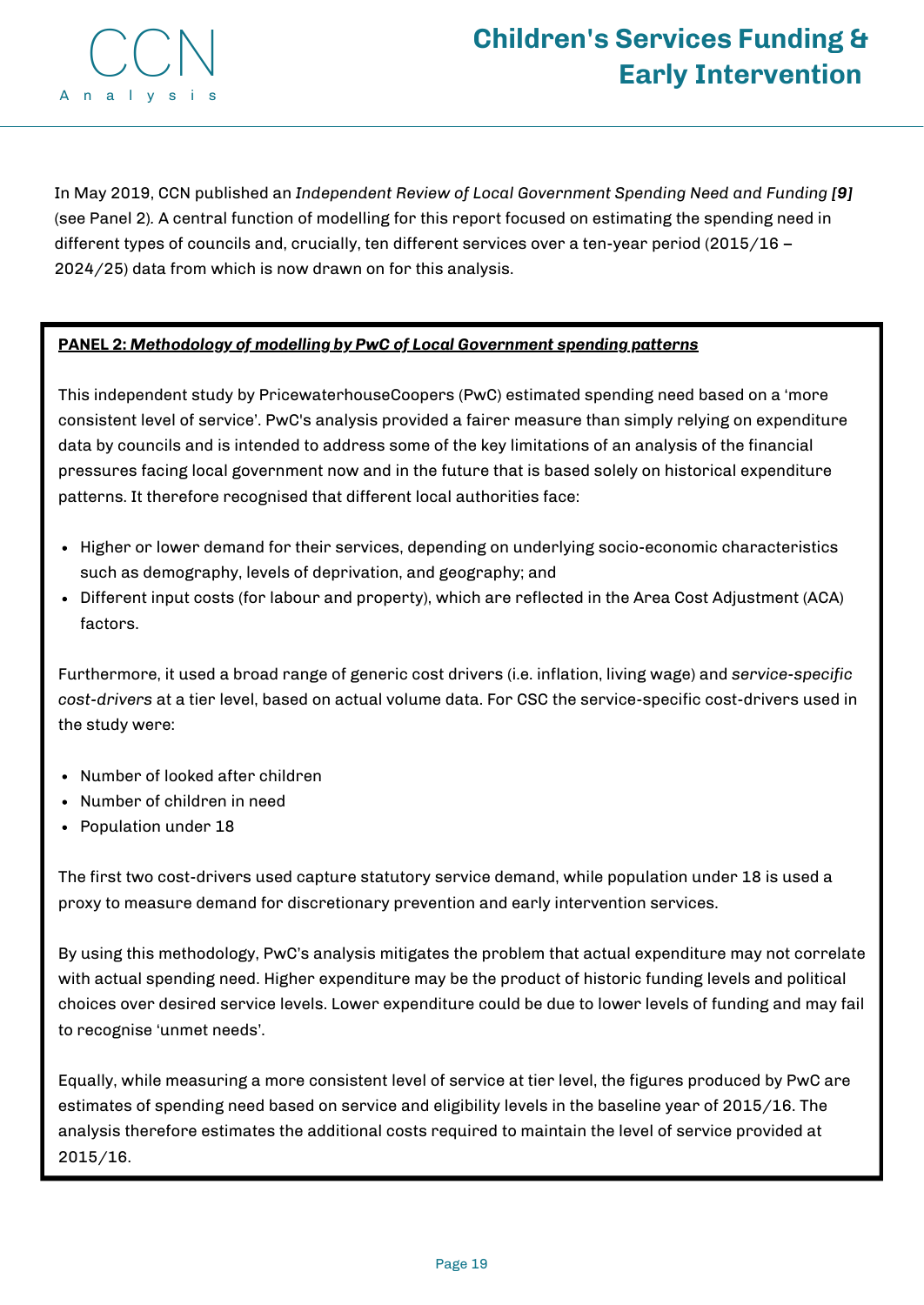In May 2019, CCN published an *Independent Review of Local Government Spending Need and Funding* ***[9]*** (see Panel 2). A central function of modelling for this report focused on estimating the spending need in different types of councils and, crucially, ten different services over a ten-year period (2015/16 – 2024/25) data from which is now drawn on for this analysis.

**PANEL 2: *Methodology of modelling by PwC of Local Government spending patterns***

This independent study by PricewaterhouseCoopers (PwC) estimated spending need based on a 'more consistent level of service'. PwC's analysis provided a fairer measure than simply relying on expenditure data by councils and is intended to address some of the key limitations of an analysis of the financial pressures facing local government now and in the future that is based solely on historical expenditure patterns. It therefore recognised that different local authorities face:

- Higher or lower demand for their services, depending on underlying socio-economic characteristics such as demography, levels of deprivation, and geography; and
- Different input costs (for labour and property), which are reflected in the Area Cost Adjustment (ACA) factors.

Furthermore, it used a broad range of generic cost drivers (i.e. inflation, living wage) and *service-specific cost-drivers* at a tier level, based on actual volume data. For CSC the service-specific cost-drivers used in the study were:

- Number of looked after children
- Number of children in need
- Population under 18

The first two cost-drivers used capture statutory service demand, while population under 18 is used a proxy to measure demand for discretionary prevention and early intervention services.

By using this methodology, PwC's analysis mitigates the problem that actual expenditure may not correlate with actual spending need. Higher expenditure may be the product of historic funding levels and political choices over desired service levels. Lower expenditure could be due to lower levels of funding and may fail to recognise 'unmet needs'.

Equally, while measuring a more consistent level of service at tier level, the figures produced by PwC are estimates of spending need based on service and eligibility levels in the baseline year of 2015/16. The analysis therefore estimates the additional costs required to maintain the level of service provided at 2015/16.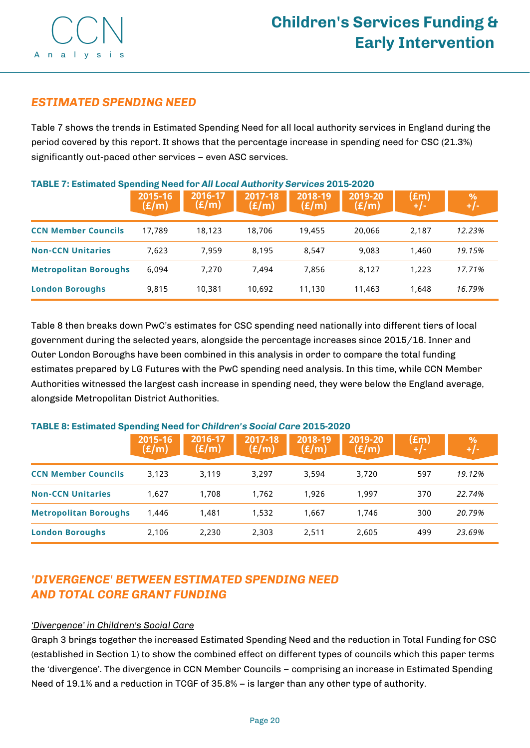## ESTIMATED SPENDING NEED

Table 7 shows the trends in Estimated Spending Need for all local authority services in England during the period covered by this report. It shows that the percentage increase in spending need for CSC (21.3%) significantly out-paced other services – even ASC services.

**TABLE 7: Estimated Spending Need for *All Local Authority Services* 2015-2020**

| | 2015-16 (£/m) | 2016-17 (£/m) | 2017-18 (£/m) | 2018-19 (£/m) | 2019-20 (£/m) | (£m) +/- | % +/- |
|---|---|---|---|---|---|---|---|
| **CCN Member Councils** | 17,789 | 18,123 | 18,706 | 19,455 | 20,066 | 2,187 | *12.23%* |
| **Non-CCN Unitaries** | 7,623 | 7,959 | 8,195 | 8,547 | 9,083 | 1,460 | *19.15%* |
| **Metropolitan Boroughs** | 6,094 | 7,270 | 7,494 | 7,856 | 8,127 | 1,223 | *17.71%* |
| **London Boroughs** | 9,815 | 10,381 | 10,692 | 11,130 | 11,463 | 1,648 | *16.79%* |

Table 8 then breaks down PwC's estimates for CSC spending need nationally into different tiers of local government during the selected years, alongside the percentage increases since 2015/16. Inner and Outer London Boroughs have been combined in this analysis in order to compare the total funding estimates prepared by LG Futures with the PwC spending need analysis. In this time, while CCN Member Authorities witnessed the largest cash increase in spending need, they were below the England average, alongside Metropolitan District Authorities.

**TABLE 8: Estimated Spending Need for *Children's Social Care* 2015-2020**

| | 2015-16 (£/m) | 2016-17 (£/m) | 2017-18 (£/m) | 2018-19 (£/m) | 2019-20 (£/m) | (£m) +/- | % +/- |
|---|---|---|---|---|---|---|---|
| **CCN Member Councils** | 3,123 | 3,119 | 3,297 | 3,594 | 3,720 | 597 | *19.12%* |
| **Non-CCN Unitaries** | 1,627 | 1,708 | 1,762 | 1,926 | 1,997 | 370 | *22.74%* |
| **Metropolitan Boroughs** | 1,446 | 1,481 | 1,532 | 1,667 | 1,746 | 300 | *20.79%* |
| **London Boroughs** | 2,106 | 2,230 | 2,303 | 2,511 | 2,605 | 499 | *23.69%* |

## 'DIVERGENCE' BETWEEN ESTIMATED SPENDING NEED AND TOTAL CORE GRANT FUNDING

*'Divergence' in Children's Social Care*

Graph 3 brings together the increased Estimated Spending Need and the reduction in Total Funding for CSC (established in Section 1) to show the combined effect on different types of councils which this paper terms the 'divergence'. The divergence in CCN Member Councils – comprising an increase in Estimated Spending Need of 19.1% and a reduction in TCGF of 35.8% – is larger than any other type of authority.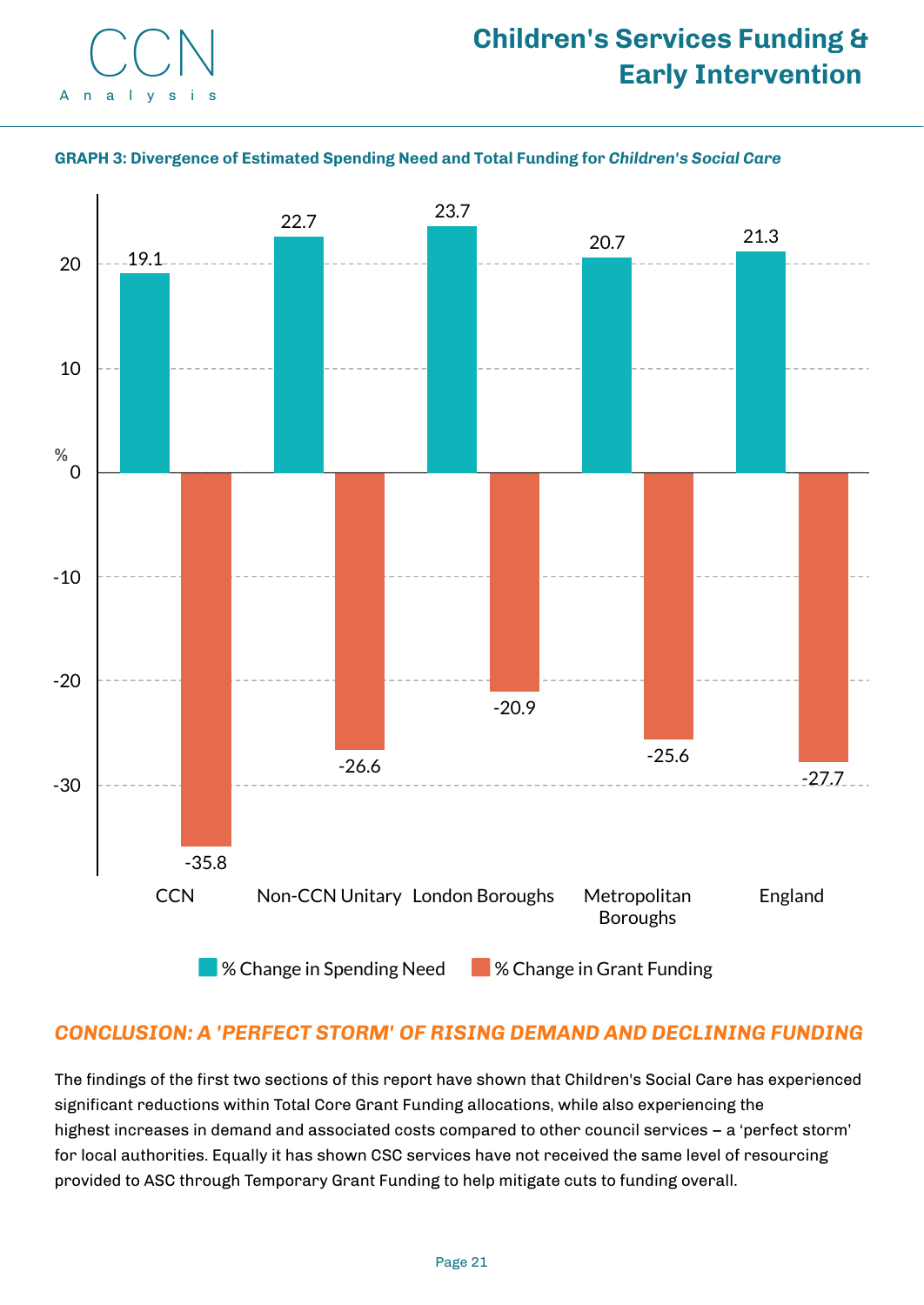GRAPH 3: Divergence of Estimated Spending Need and Total Funding for *Children's Social Care*

| | % Change in Spending Need | % Change in Grant Funding |
|---|---|---|
| CCN | 19.1 | -35.8 |
| Non-CCN Unitary | 22.7 | -26.6 |
| London Boroughs | 23.7 | -20.9 |
| Metropolitan Boroughs | 20.7 | -25.6 |
| England | 21.3 | -27.7 |

## CONCLUSION: A 'PERFECT STORM' OF RISING DEMAND AND DECLINING FUNDING

The findings of the first two sections of this report have shown that Children's Social Care has experienced significant reductions within Total Core Grant Funding allocations, while also experiencing the highest increases in demand and associated costs compared to other council services – a 'perfect storm' for local authorities. Equally it has shown CSC services have not received the same level of resourcing provided to ASC through Temporary Grant Funding to help mitigate cuts to funding overall.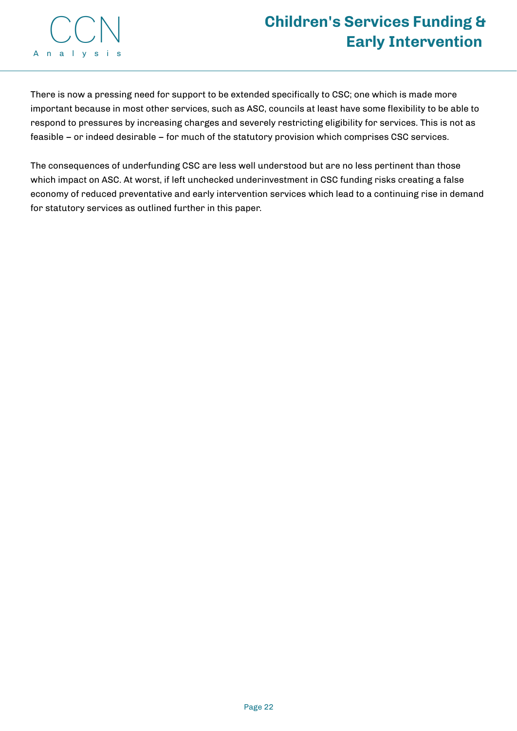There is now a pressing need for support to be extended specifically to CSC; one which is made more important because in most other services, such as ASC, councils at least have some flexibility to be able to respond to pressures by increasing charges and severely restricting eligibility for services. This is not as feasible – or indeed desirable – for much of the statutory provision which comprises CSC services.

The consequences of underfunding CSC are less well understood but are no less pertinent than those which impact on ASC. At worst, if left unchecked underinvestment in CSC funding risks creating a false economy of reduced preventative and early intervention services which lead to a continuing rise in demand for statutory services as outlined further in this paper.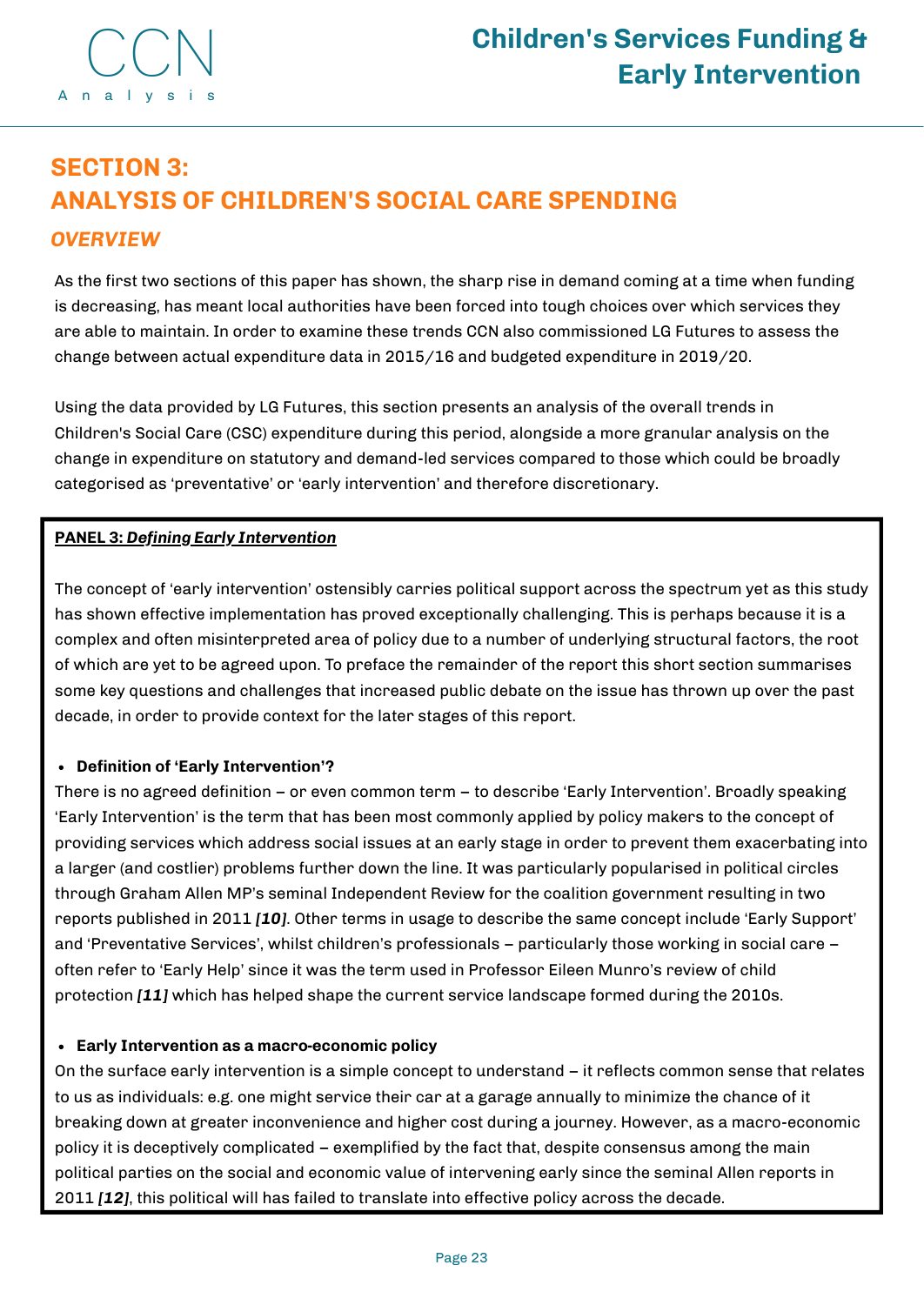## SECTION 3: ANALYSIS OF CHILDREN'S SOCIAL CARE SPENDING

### *OVERVIEW*

As the first two sections of this paper has shown, the sharp rise in demand coming at a time when funding is decreasing, has meant local authorities have been forced into tough choices over which services they are able to maintain. In order to examine these trends CCN also commissioned LG Futures to assess the change between actual expenditure data in 2015/16 and budgeted expenditure in 2019/20.

Using the data provided by LG Futures, this section presents an analysis of the overall trends in Children's Social Care (CSC) expenditure during this period, alongside a more granular analysis on the change in expenditure on statutory and demand-led services compared to those which could be broadly categorised as 'preventative' or 'early intervention' and therefore discretionary.

**PANEL 3: *Defining Early Intervention***

The concept of 'early intervention' ostensibly carries political support across the spectrum yet as this study has shown effective implementation has proved exceptionally challenging. This is perhaps because it is a complex and often misinterpreted area of policy due to a number of underlying structural factors, the root of which are yet to be agreed upon. To preface the remainder of the report this short section summarises some key questions and challenges that increased public debate on the issue has thrown up over the past decade, in order to provide context for the later stages of this report.

- **Definition of 'Early Intervention'?**

There is no agreed definition – or even common term – to describe 'Early Intervention'. Broadly speaking 'Early Intervention' is the term that has been most commonly applied by policy makers to the concept of providing services which address social issues at an early stage in order to prevent them exacerbating into a larger (and costlier) problems further down the line. It was particularly popularised in political circles through Graham Allen MP's seminal Independent Review for the coalition government resulting in two reports published in 2011 ***[10]***. Other terms in usage to describe the same concept include 'Early Support' and 'Preventative Services', whilst children's professionals – particularly those working in social care – often refer to 'Early Help' since it was the term used in Professor Eileen Munro's review of child protection ***[11]*** which has helped shape the current service landscape formed during the 2010s.

- **Early Intervention as a macro-economic policy**

On the surface early intervention is a simple concept to understand – it reflects common sense that relates to us as individuals: e.g. one might service their car at a garage annually to minimize the chance of it breaking down at greater inconvenience and higher cost during a journey. However, as a macro-economic policy it is deceptively complicated – exemplified by the fact that, despite consensus among the main political parties on the social and economic value of intervening early since the seminal Allen reports in 2011 ***[12]***, this political will has failed to translate into effective policy across the decade.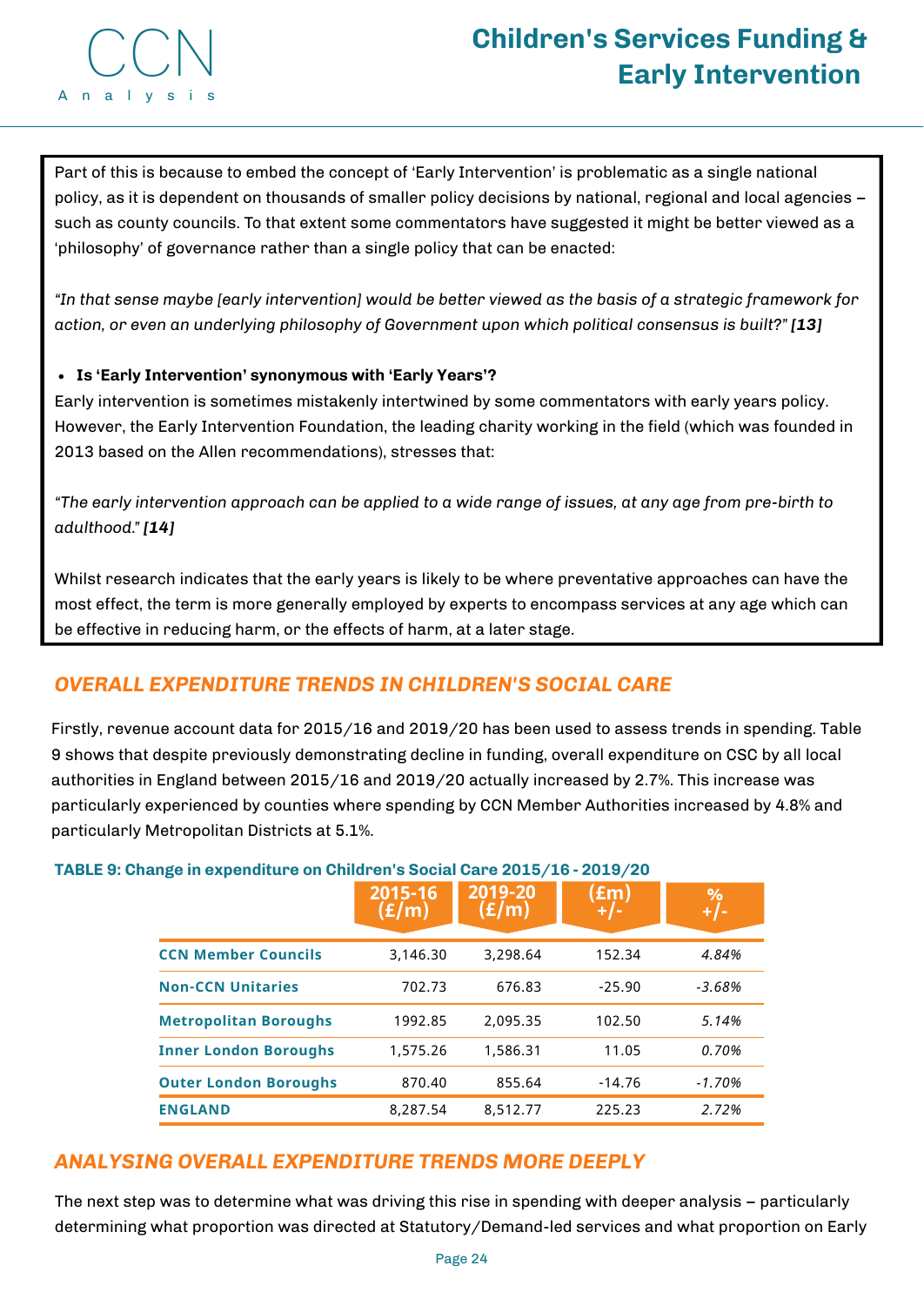Part of this is because to embed the concept of 'Early Intervention' is problematic as a single national policy, as it is dependent on thousands of smaller policy decisions by national, regional and local agencies – such as county councils. To that extent some commentators have suggested it might be better viewed as a 'philosophy' of governance rather than a single policy that can be enacted:

*"In that sense maybe [early intervention] would be better viewed as the basis of a strategic framework for action, or even an underlying philosophy of Government upon which political consensus is built?"* ***[13]***

- **Is 'Early Intervention' synonymous with 'Early Years'?**

Early intervention is sometimes mistakenly intertwined by some commentators with early years policy. However, the Early Intervention Foundation, the leading charity working in the field (which was founded in 2013 based on the Allen recommendations), stresses that:

*"The early intervention approach can be applied to a wide range of issues, at any age from pre-birth to adulthood."* ***[14]***

Whilst research indicates that the early years is likely to be where preventative approaches can have the most effect, the term is more generally employed by experts to encompass services at any age which can be effective in reducing harm, or the effects of harm, at a later stage.

## OVERALL EXPENDITURE TRENDS IN CHILDREN'S SOCIAL CARE

Firstly, revenue account data for 2015/16 and 2019/20 has been used to assess trends in spending. Table 9 shows that despite previously demonstrating decline in funding, overall expenditure on CSC by all local authorities in England between 2015/16 and 2019/20 actually increased by 2.7%. This increase was particularly experienced by counties where spending by CCN Member Authorities increased by 4.8% and particularly Metropolitan Districts at 5.1%.

**TABLE 9: Change in expenditure on Children's Social Care 2015/16 - 2019/20**

| | 2015-16 (£/m) | 2019-20 (£/m) | (£m) +/- | % +/- |
|---|---|---|---|---|
| **CCN Member Councils** | 3,146.30 | 3,298.64 | 152.34 | *4.84%* |
| **Non-CCN Unitaries** | 702.73 | 676.83 | -25.90 | *-3.68%* |
| **Metropolitan Boroughs** | 1992.85 | 2,095.35 | 102.50 | *5.14%* |
| **Inner London Boroughs** | 1,575.26 | 1,586.31 | 11.05 | *0.70%* |
| **Outer London Boroughs** | 870.40 | 855.64 | -14.76 | *-1.70%* |
| **ENGLAND** | 8,287.54 | 8,512.77 | 225.23 | *2.72%* |

## ANALYSING OVERALL EXPENDITURE TRENDS MORE DEEPLY

The next step was to determine what was driving this rise in spending with deeper analysis – particularly determining what proportion was directed at Statutory/Demand-led services and what proportion on Early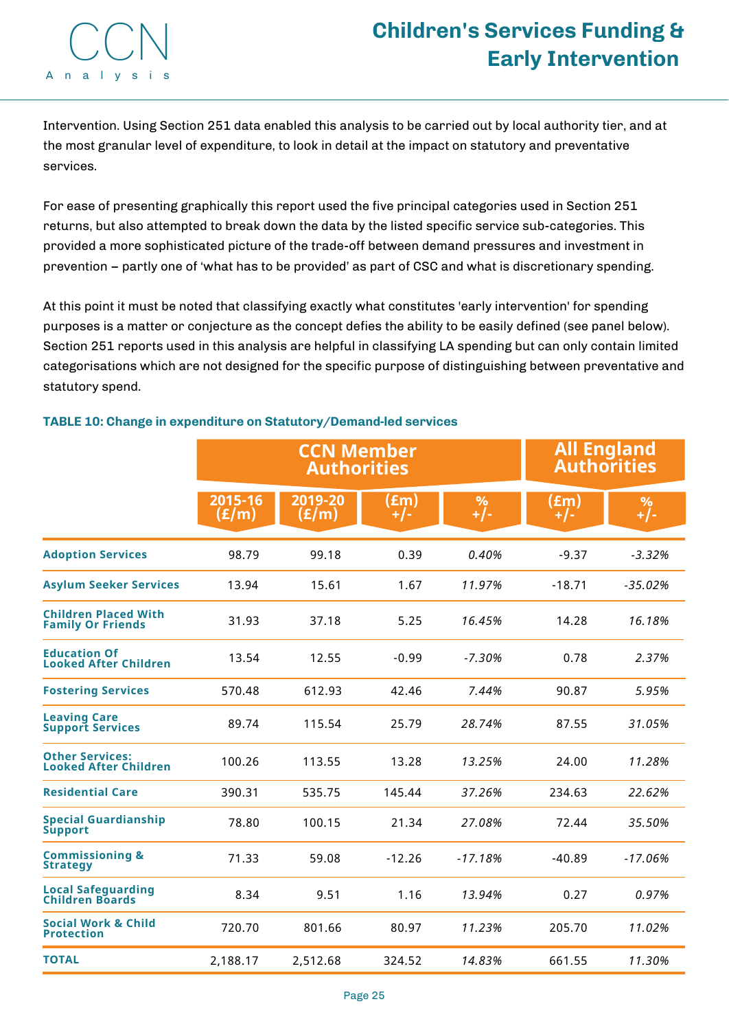Intervention. Using Section 251 data enabled this analysis to be carried out by local authority tier, and at the most granular level of expenditure, to look in detail at the impact on statutory and preventative services.

For ease of presenting graphically this report used the five principal categories used in Section 251 returns, but also attempted to break down the data by the listed specific service sub-categories. This provided a more sophisticated picture of the trade-off between demand pressures and investment in prevention – partly one of 'what has to be provided' as part of CSC and what is discretionary spending.

At this point it must be noted that classifying exactly what constitutes 'early intervention' for spending purposes is a matter or conjecture as the concept defies the ability to be easily defined (see panel below). Section 251 reports used in this analysis are helpful in classifying LA spending but can only contain limited categorisations which are not designed for the specific purpose of distinguishing between preventative and statutory spend.

**TABLE 10: Change in expenditure on Statutory/Demand-led services**

| | CCN Member Authorities | | | | All England Authorities | |
|---|---|---|---|---|---|---|
| | 2015-16 (£/m) | 2019-20 (£/m) | (£m) +/- | % +/- | (£m) +/- | % +/- |
| **Adoption Services** | 98.79 | 99.18 | 0.39 | *0.40%* | -9.37 | *-3.32%* |
| **Asylum Seeker Services** | 13.94 | 15.61 | 1.67 | *11.97%* | -18.71 | *-35.02%* |
| **Children Placed With Family Or Friends** | 31.93 | 37.18 | 5.25 | *16.45%* | 14.28 | *16.18%* |
| **Education Of Looked After Children** | 13.54 | 12.55 | -0.99 | *-7.30%* | 0.78 | *2.37%* |
| **Fostering Services** | 570.48 | 612.93 | 42.46 | *7.44%* | 90.87 | *5.95%* |
| **Leaving Care Support Services** | 89.74 | 115.54 | 25.79 | *28.74%* | 87.55 | *31.05%* |
| **Other Services: Looked After Children** | 100.26 | 113.55 | 13.28 | *13.25%* | 24.00 | *11.28%* |
| **Residential Care** | 390.31 | 535.75 | 145.44 | *37.26%* | 234.63 | *22.62%* |
| **Special Guardianship Support** | 78.80 | 100.15 | 21.34 | *27.08%* | 72.44 | *35.50%* |
| **Commissioning & Strategy** | 71.33 | 59.08 | -12.26 | *-17.18%* | -40.89 | *-17.06%* |
| **Local Safeguarding Children Boards** | 8.34 | 9.51 | 1.16 | *13.94%* | 0.27 | *0.97%* |
| **Social Work & Child Protection** | 720.70 | 801.66 | 80.97 | *11.23%* | 205.70 | *11.02%* |
| **TOTAL** | 2,188.17 | 2,512.68 | 324.52 | *14.83%* | 661.55 | *11.30%* |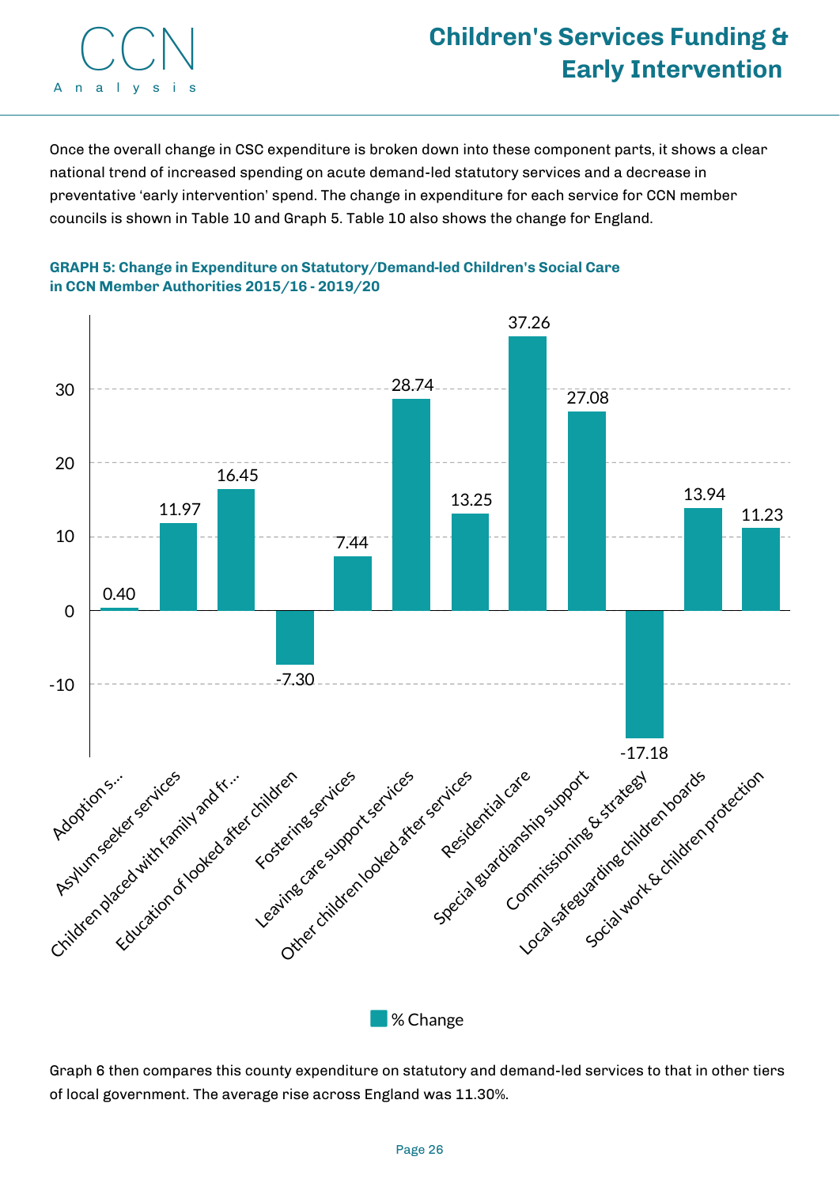Once the overall change in CSC expenditure is broken down into these component parts, it shows a clear national trend of increased spending on acute demand-led statutory services and a decrease in preventative 'early intervention' spend. The change in expenditure for each service for CCN member councils is shown in Table 10 and Graph 5. Table 10 also shows the change for England.

**GRAPH 5: Change in Expenditure on Statutory/Demand-led Children's Social Care in CCN Member Authorities 2015/16 - 2019/20**

| Service | % Change |
|---|---|
| Adoption s... | 0.40 |
| Asylum seeker services | 11.97 |
| Children placed with family and fr... | 16.45 |
| Education of looked after children | -7.30 |
| Fostering services | 7.44 |
| Leaving care support services | 28.74 |
| Other children looked after services | 13.25 |
| Residential care | 37.26 |
| Special guardianship support | 27.08 |
| Commissioning & strategy | -17.18 |
| Local safeguarding children boards | 13.94 |
| Social work & children protection | 11.23 |

Graph 6 then compares this county expenditure on statutory and demand-led services to that in other tiers of local government. The average rise across England was 11.30%.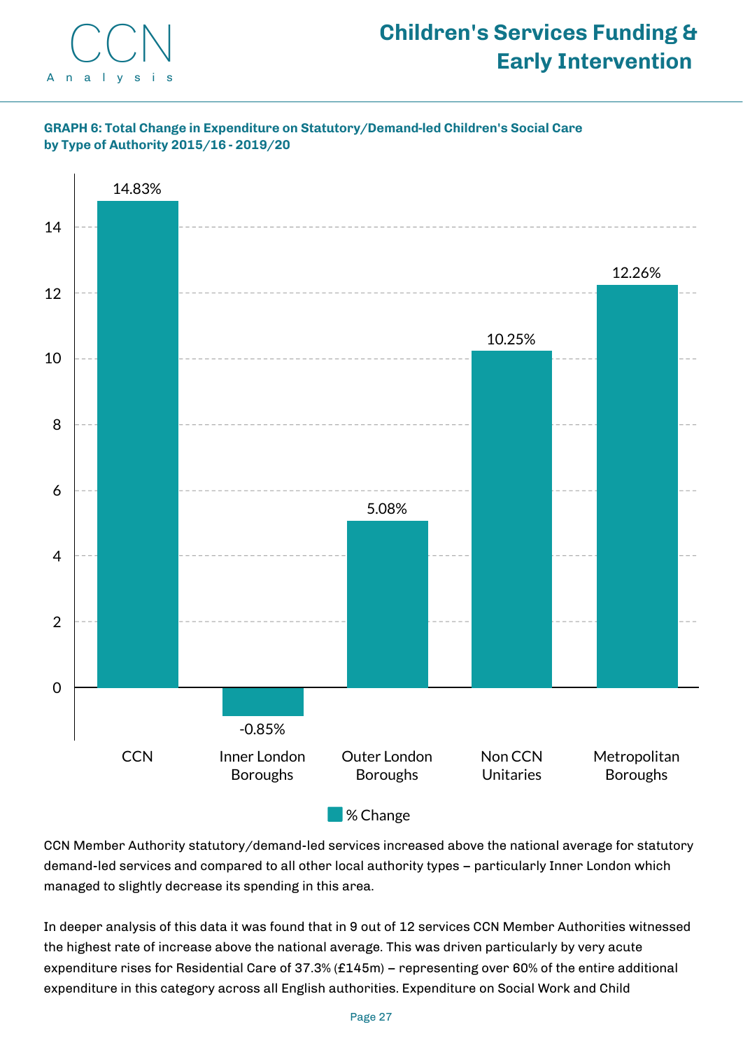**GRAPH 6: Total Change in Expenditure on Statutory/Demand-led Children's Social Care by Type of Authority 2015/16 - 2019/20**

| Type of Authority | % Change |
|---|---|
| CCN | 14.83% |
| Inner London Boroughs | -0.85% |
| Outer London Boroughs | 5.08% |
| Non CCN Unitaries | 10.25% |
| Metropolitan Boroughs | 12.26% |

CCN Member Authority statutory/demand-led services increased above the national average for statutory demand-led services and compared to all other local authority types – particularly Inner London which managed to slightly decrease its spending in this area.

In deeper analysis of this data it was found that in 9 out of 12 services CCN Member Authorities witnessed the highest rate of increase above the national average. This was driven particularly by very acute expenditure rises for Residential Care of 37.3% (£145m) – representing over 60% of the entire additional expenditure in this category across all English authorities. Expenditure on Social Work and Child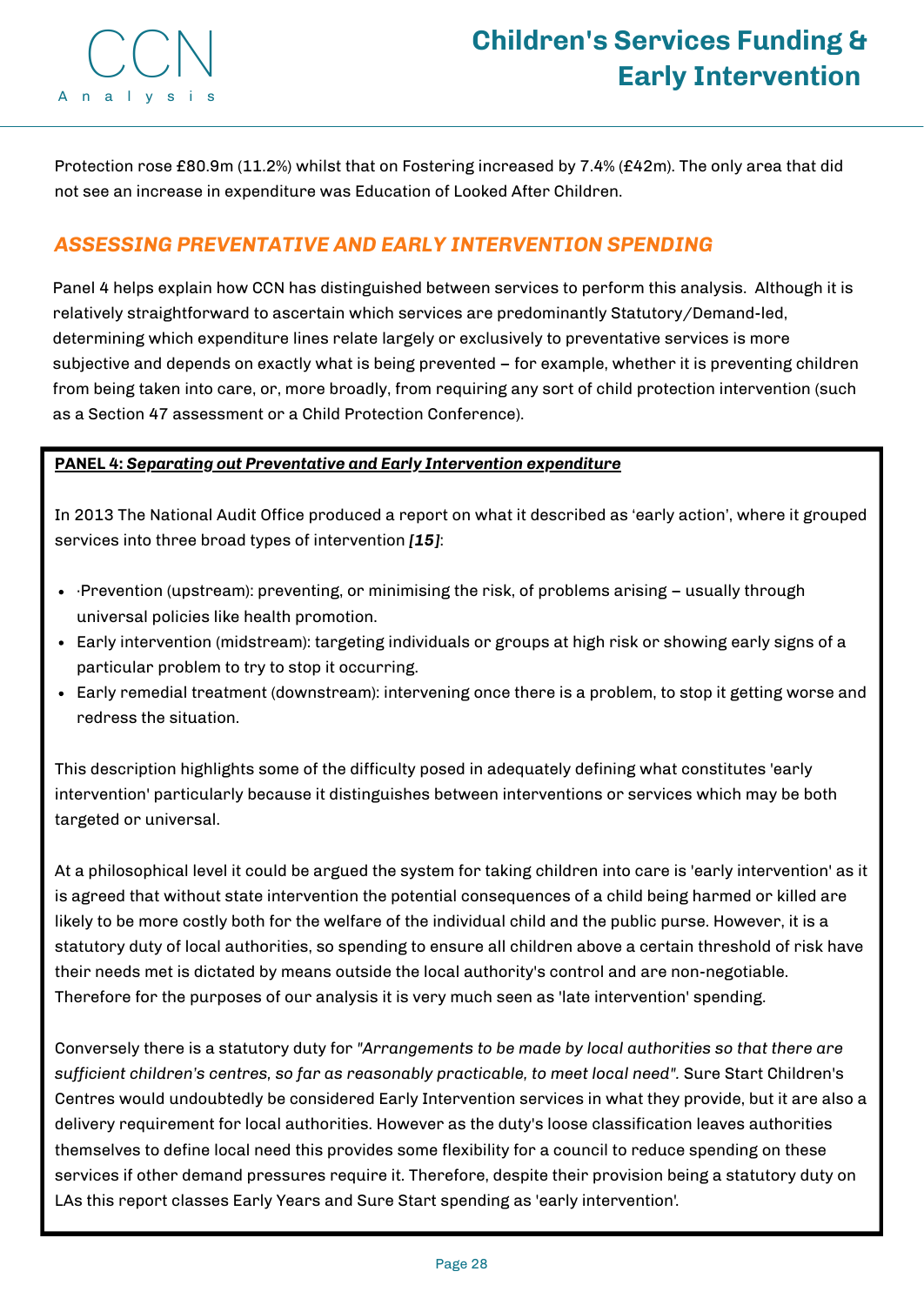Protection rose £80.9m (11.2%) whilst that on Fostering increased by 7.4% (£42m). The only area that did not see an increase in expenditure was Education of Looked After Children.

## *ASSESSING PREVENTATIVE AND EARLY INTERVENTION SPENDING*

Panel 4 helps explain how CCN has distinguished between services to perform this analysis. Although it is relatively straightforward to ascertain which services are predominantly Statutory/Demand-led, determining which expenditure lines relate largely or exclusively to preventative services is more subjective and depends on exactly what is being prevented – for example, whether it is preventing children from being taken into care, or, more broadly, from requiring any sort of child protection intervention (such as a Section 47 assessment or a Child Protection Conference).

**PANEL 4: *Separating out Preventative and Early Intervention expenditure***

In 2013 The National Audit Office produced a report on what it described as 'early action', where it grouped services into three broad types of intervention ***[15]***:

- ·Prevention (upstream): preventing, or minimising the risk, of problems arising – usually through universal policies like health promotion.
- Early intervention (midstream): targeting individuals or groups at high risk or showing early signs of a particular problem to try to stop it occurring.
- Early remedial treatment (downstream): intervening once there is a problem, to stop it getting worse and redress the situation.

This description highlights some of the difficulty posed in adequately defining what constitutes 'early intervention' particularly because it distinguishes between interventions or services which may be both targeted or universal.

At a philosophical level it could be argued the system for taking children into care is 'early intervention' as it is agreed that without state intervention the potential consequences of a child being harmed or killed are likely to be more costly both for the welfare of the individual child and the public purse. However, it is a statutory duty of local authorities, so spending to ensure all children above a certain threshold of risk have their needs met is dictated by means outside the local authority's control and are non-negotiable. Therefore for the purposes of our analysis it is very much seen as 'late intervention' spending.

Conversely there is a statutory duty for *"Arrangements to be made by local authorities so that there are sufficient children's centres, so far as reasonably practicable, to meet local need".* Sure Start Children's Centres would undoubtedly be considered Early Intervention services in what they provide, but it are also a delivery requirement for local authorities. However as the duty's loose classification leaves authorities themselves to define local need this provides some flexibility for a council to reduce spending on these services if other demand pressures require it. Therefore, despite their provision being a statutory duty on LAs this report classes Early Years and Sure Start spending as 'early intervention'.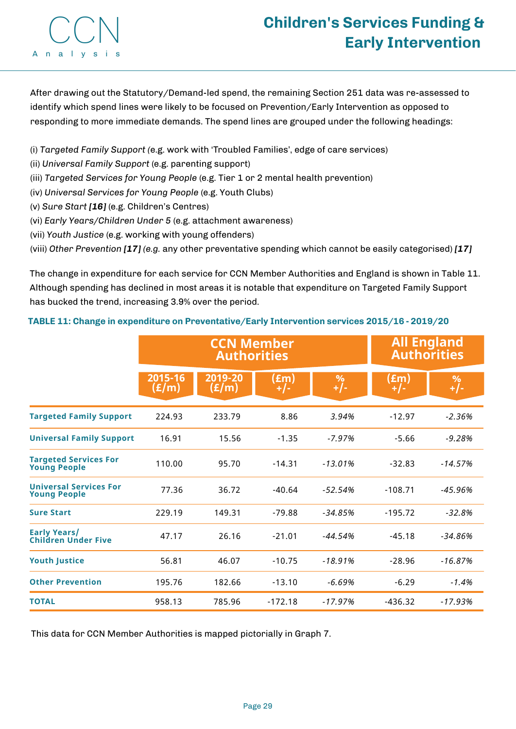After drawing out the Statutory/Demand-led spend, the remaining Section 251 data was re-assessed to identify which spend lines were likely to be focused on Prevention/Early Intervention as opposed to responding to more immediate demands. The spend lines are grouped under the following headings:

(i) *Targeted Family Support* (e.g. work with 'Troubled Families', edge of care services)
(ii) *Universal Family Support* (e.g. parenting support)
(iii) *Targeted Services for Young People* (e.g. Tier 1 or 2 mental health prevention)
(iv) *Universal Services for Young People* (e.g. Youth Clubs)
(v) *Sure Start* ***[16]*** (e.g. Children's Centres)
(vi) *Early Years/Children Under 5* (e.g. attachment awareness)
(vii) *Youth Justice* (e.g. working with young offenders)
(viii) *Other Prevention* ***[17]*** *(e.g.* any other preventative spending which cannot be easily categorised) ***[17]***

The change in expenditure for each service for CCN Member Authorities and England is shown in Table 11. Although spending has declined in most areas it is notable that expenditure on Targeted Family Support has bucked the trend, increasing 3.9% over the period.

**TABLE 11: Change in expenditure on Preventative/Early Intervention services 2015/16 - 2019/20**

| | CCN Member Authorities | | | | All England Authorities | |
|---|---|---|---|---|---|---|
| | 2015-16 (£/m) | 2019-20 (£/m) | (£m) +/- | % +/- | (£m) +/- | % +/- |
| **Targeted Family Support** | 224.93 | 233.79 | 8.86 | *3.94%* | -12.97 | *-2.36%* |
| **Universal Family Support** | 16.91 | 15.56 | -1.35 | *-7.97%* | -5.66 | *-9.28%* |
| **Targeted Services For Young People** | 110.00 | 95.70 | -14.31 | *-13.01%* | -32.83 | *-14.57%* |
| **Universal Services For Young People** | 77.36 | 36.72 | -40.64 | *-52.54%* | -108.71 | *-45.96%* |
| **Sure Start** | 229.19 | 149.31 | -79.88 | *-34.85%* | -195.72 | *-32.8%* |
| **Early Years/ Children Under Five** | 47.17 | 26.16 | -21.01 | *-44.54%* | -45.18 | *-34.86%* |
| **Youth Justice** | 56.81 | 46.07 | -10.75 | *-18.91%* | -28.96 | *-16.87%* |
| **Other Prevention** | 195.76 | 182.66 | -13.10 | *-6.69%* | -6.29 | *-1.4%* |
| **TOTAL** | 958.13 | 785.96 | -172.18 | *-17.97%* | -436.32 | *-17.93%* |

This data for CCN Member Authorities is mapped pictorially in Graph 7.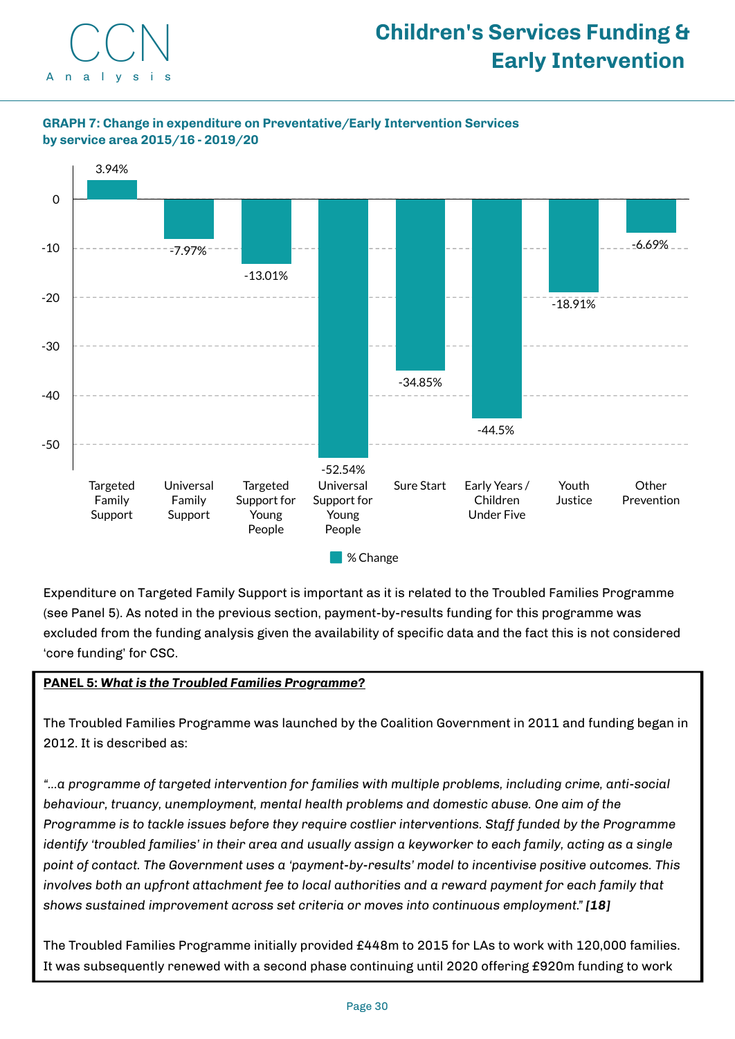**GRAPH 7: Change in expenditure on Preventative/Early Intervention Services by service area 2015/16 - 2019/20**

| Service area | % Change |
|---|---|
| Targeted Family Support | 3.94% |
| Universal Family Support | -7.97% |
| Targeted Support for Young People | -13.01% |
| Universal Support for Young People | -52.54% |
| Sure Start | -34.85% |
| Early Years / Children Under Five | -44.5% |
| Youth Justice | -18.91% |
| Other Prevention | -6.69% |

Expenditure on Targeted Family Support is important as it is related to the Troubled Families Programme (see Panel 5). As noted in the previous section, payment-by-results funding for this programme was excluded from the funding analysis given the availability of specific data and the fact this is not considered 'core funding' for CSC.

**PANEL 5: *What is the Troubled Families Programme?***

The Troubled Families Programme was launched by the Coalition Government in 2011 and funding began in 2012. It is described as:

*"...a programme of targeted intervention for families with multiple problems, including crime, anti-social behaviour, truancy, unemployment, mental health problems and domestic abuse. One aim of the Programme is to tackle issues before they require costlier interventions. Staff funded by the Programme identify 'troubled families' in their area and usually assign a keyworker to each family, acting as a single point of contact. The Government uses a 'payment-by-results' model to incentivise positive outcomes. This involves both an upfront attachment fee to local authorities and a reward payment for each family that shows sustained improvement across set criteria or moves into continuous employment." **[18]***

The Troubled Families Programme initially provided £448m to 2015 for LAs to work with 120,000 families. It was subsequently renewed with a second phase continuing until 2020 offering £920m funding to work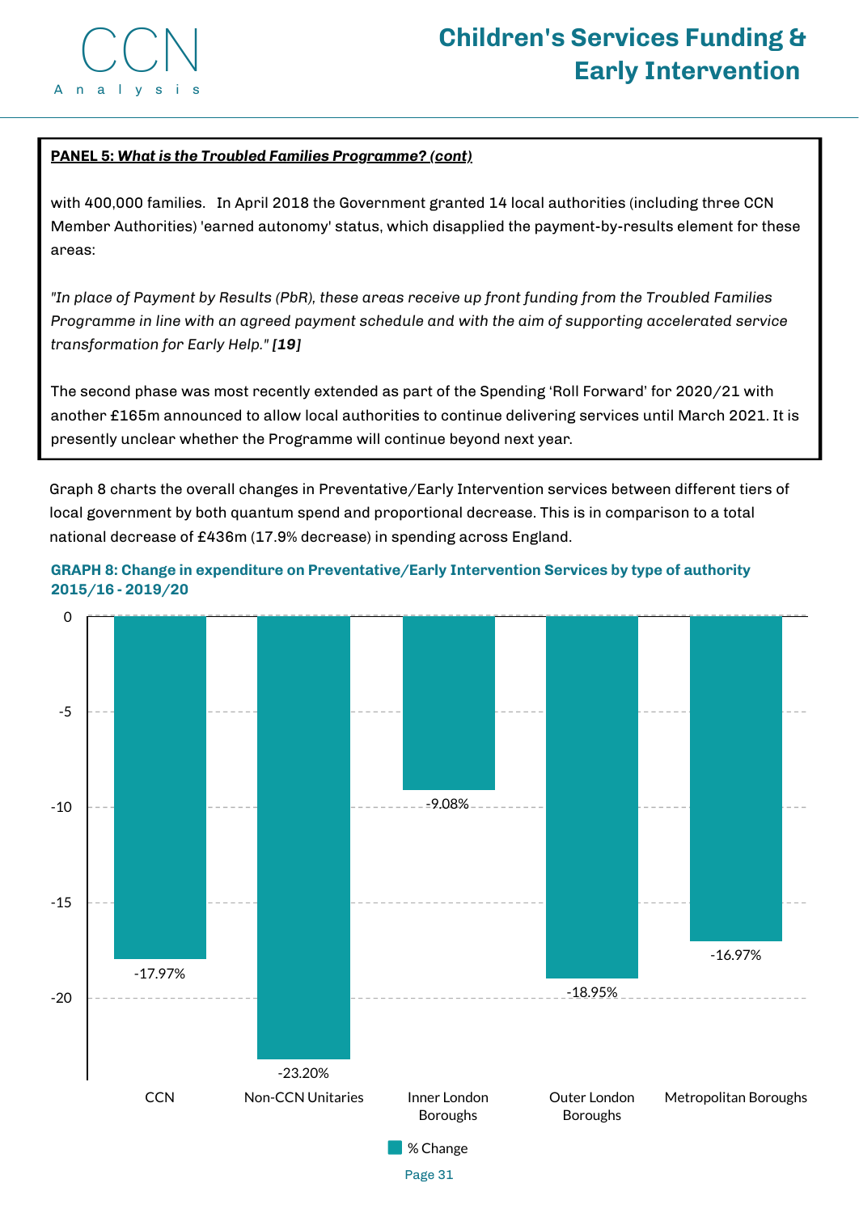**PANEL 5: *What is the Troubled Families Programme? (cont)***

with 400,000 families. In April 2018 the Government granted 14 local authorities (including three CCN Member Authorities) 'earned autonomy' status, which disapplied the payment-by-results element for these areas:

*"In place of Payment by Results (PbR), these areas receive up front funding from the Troubled Families Programme in line with an agreed payment schedule and with the aim of supporting accelerated service transformation for Early Help." **[19]***

The second phase was most recently extended as part of the Spending 'Roll Forward' for 2020/21 with another £165m announced to allow local authorities to continue delivering services until March 2021. It is presently unclear whether the Programme will continue beyond next year.

Graph 8 charts the overall changes in Preventative/Early Intervention services between different tiers of local government by both quantum spend and proportional decrease. This is in comparison to a total national decrease of £436m (17.9% decrease) in spending across England.

**GRAPH 8: Change in expenditure on Preventative/Early Intervention Services by type of authority 2015/16 - 2019/20**

| Type of authority | % Change |
|---|---|
| CCN | -17.97% |
| Non-CCN Unitaries | -23.20% |
| Inner London Boroughs | -9.08% |
| Outer London Boroughs | -18.95% |
| Metropolitan Boroughs | -16.97% |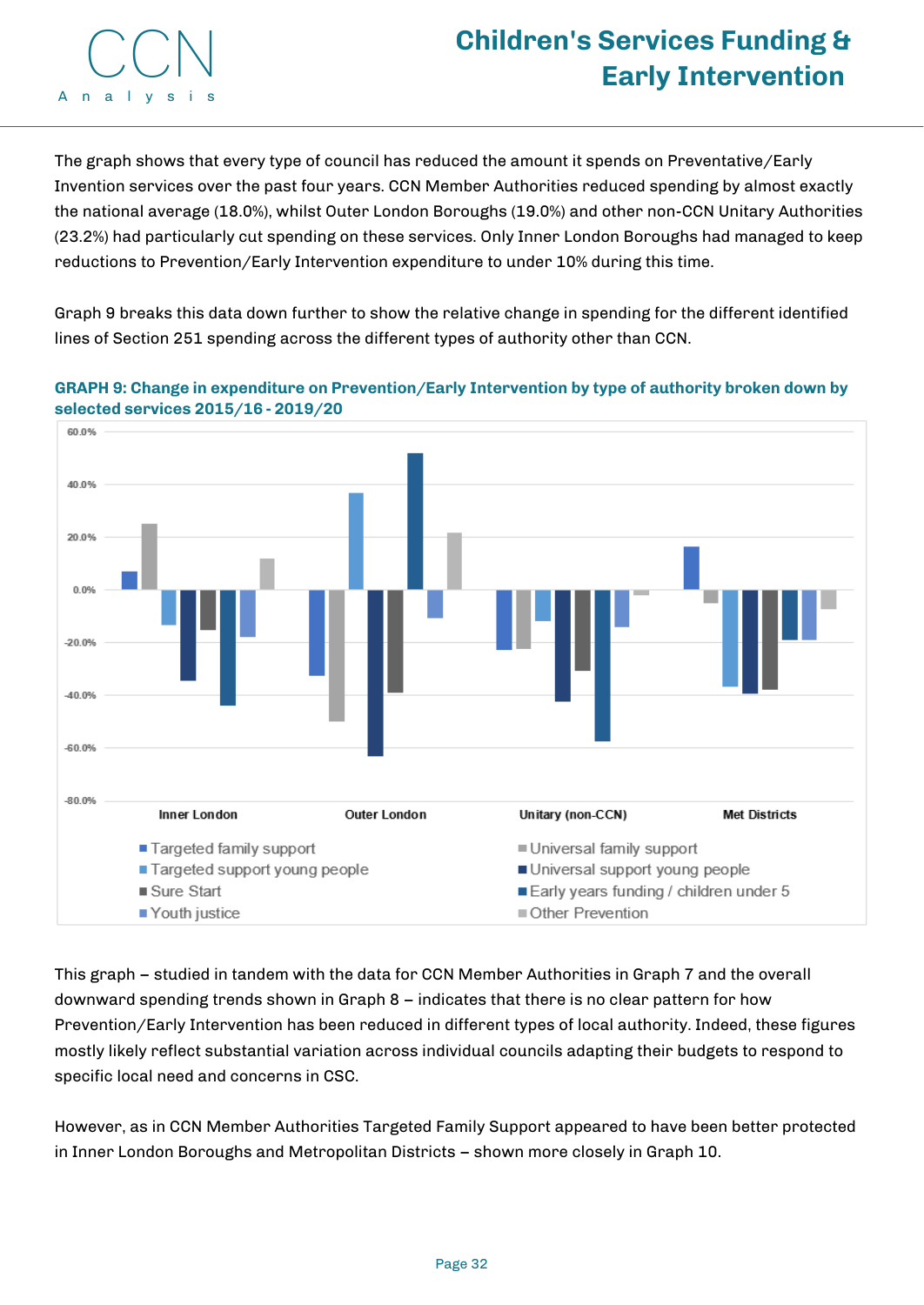The graph shows that every type of council has reduced the amount it spends on Preventative/Early Invention services over the past four years. CCN Member Authorities reduced spending by almost exactly the national average (18.0%), whilst Outer London Boroughs (19.0%) and other non-CCN Unitary Authorities (23.2%) had particularly cut spending on these services. Only Inner London Boroughs had managed to keep reductions to Prevention/Early Intervention expenditure to under 10% during this time.

Graph 9 breaks this data down further to show the relative change in spending for the different identified lines of Section 251 spending across the different types of authority other than CCN.

**GRAPH 9: Change in expenditure on Prevention/Early Intervention by type of authority broken down by selected services 2015/16 - 2019/20**

This graph – studied in tandem with the data for CCN Member Authorities in Graph 7 and the overall downward spending trends shown in Graph 8 – indicates that there is no clear pattern for how Prevention/Early Intervention has been reduced in different types of local authority. Indeed, these figures mostly likely reflect substantial variation across individual councils adapting their budgets to respond to specific local need and concerns in CSC.

However, as in CCN Member Authorities Targeted Family Support appeared to have been better protected in Inner London Boroughs and Metropolitan Districts – shown more closely in Graph 10.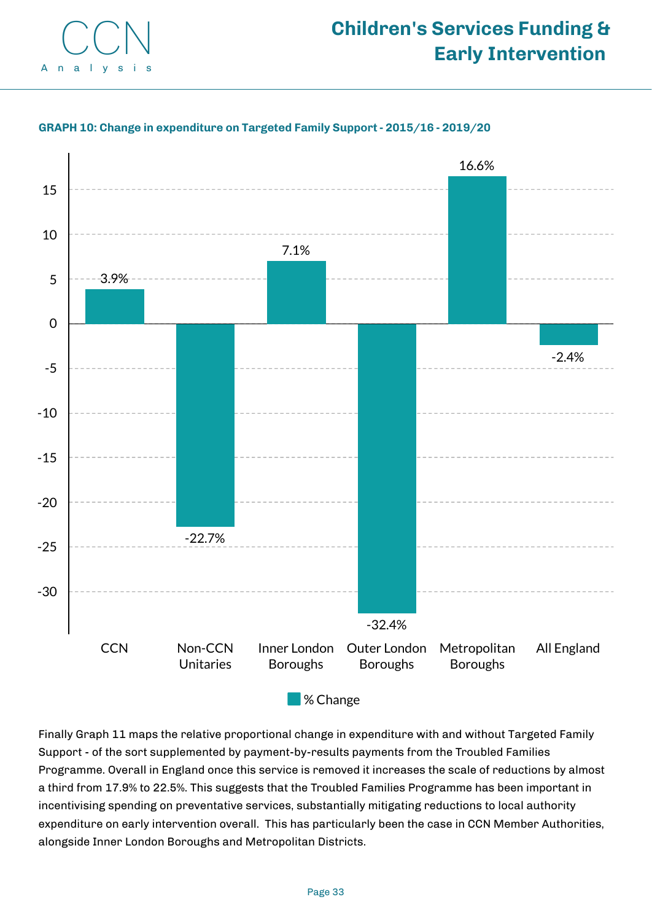**GRAPH 10: Change in expenditure on Targeted Family Support - 2015/16 - 2019/20**

| | % Change |
|---|---|
| CCN | 3.9% |
| Non-CCN Unitaries | -22.7% |
| Inner London Boroughs | 7.1% |
| Outer London Boroughs | -32.4% |
| Metropolitan Boroughs | 16.6% |
| All England | -2.4% |

Finally Graph 11 maps the relative proportional change in expenditure with and without Targeted Family Support - of the sort supplemented by payment-by-results payments from the Troubled Families Programme. Overall in England once this service is removed it increases the scale of reductions by almost a third from 17.9% to 22.5%. This suggests that the Troubled Families Programme has been important in incentivising spending on preventative services, substantially mitigating reductions to local authority expenditure on early intervention overall. This has particularly been the case in CCN Member Authorities, alongside Inner London Boroughs and Metropolitan Districts.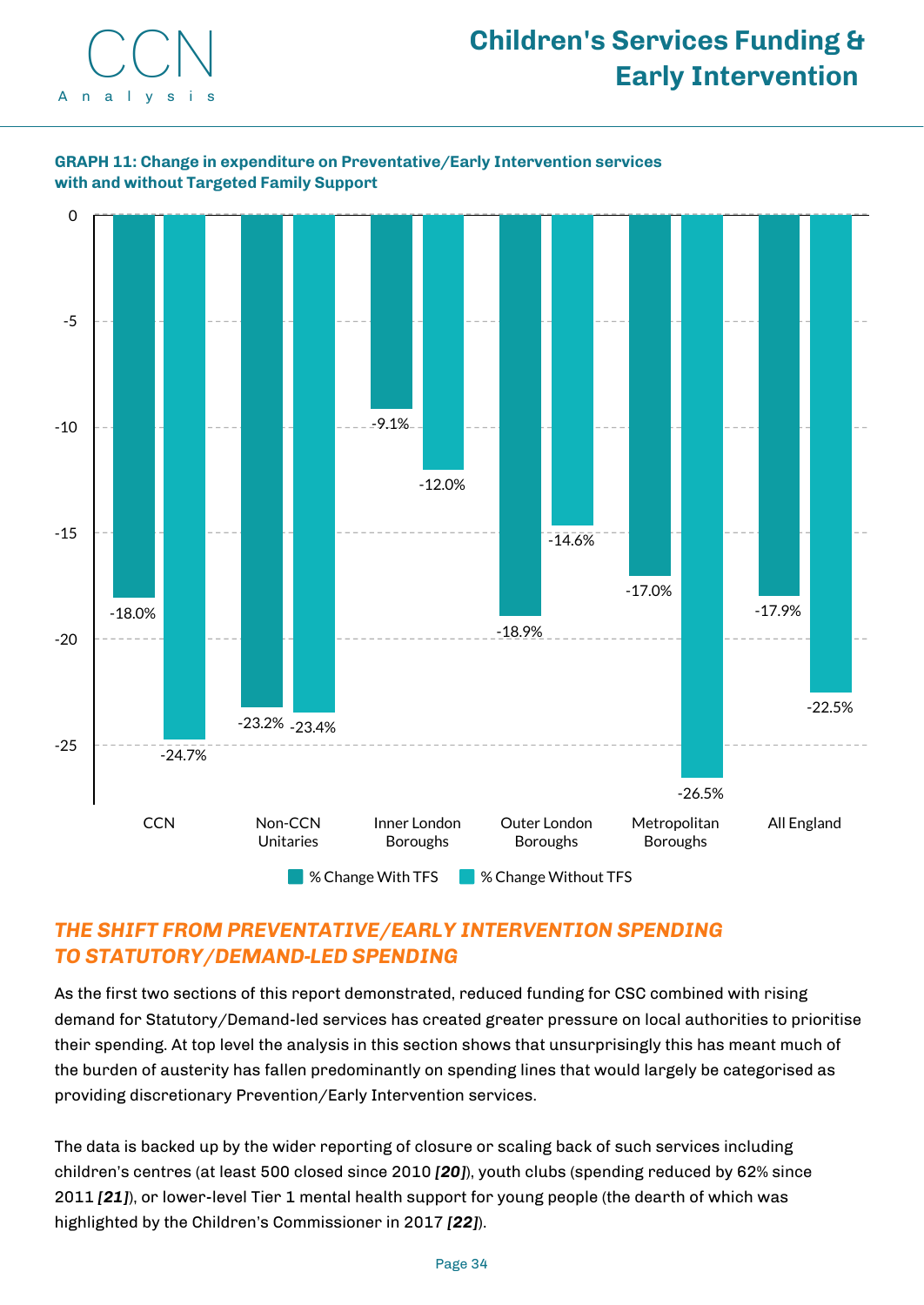**GRAPH 11: Change in expenditure on Preventative/Early Intervention services with and without Targeted Family Support**

| | % Change With TFS | % Change Without TFS |
|---|---|---|
| CCN | -18.0% | -24.7% |
| Non-CCN Unitaries | -23.2% | -23.4% |
| Inner London Boroughs | -9.1% | -12.0% |
| Outer London Boroughs | -18.9% | -14.6% |
| Metropolitan Boroughs | -17.0% | -26.5% |
| All England | -17.9% | -22.5% |

## THE SHIFT FROM PREVENTATIVE/EARLY INTERVENTION SPENDING TO STATUTORY/DEMAND-LED SPENDING

As the first two sections of this report demonstrated, reduced funding for CSC combined with rising demand for Statutory/Demand-led services has created greater pressure on local authorities to prioritise their spending. At top level the analysis in this section shows that unsurprisingly this has meant much of the burden of austerity has fallen predominantly on spending lines that would largely be categorised as providing discretionary Prevention/Early Intervention services.

The data is backed up by the wider reporting of closure or scaling back of such services including children's centres (at least 500 closed since 2010 ***[20]***), youth clubs (spending reduced by 62% since 2011 ***[21]***), or lower-level Tier 1 mental health support for young people (the dearth of which was highlighted by the Children's Commissioner in 2017 ***[22]***).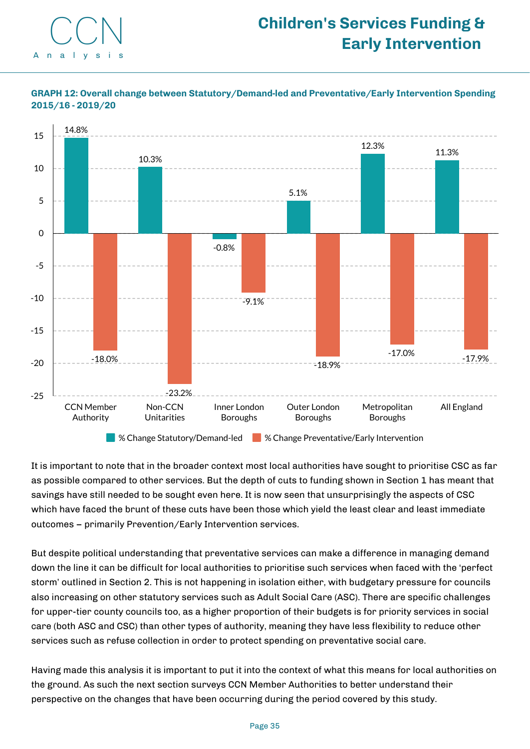**GRAPH 12: Overall change between Statutory/Demand-led and Preventative/Early Intervention Spending 2015/16 - 2019/20**

| | % Change Statutory/Demand-led | % Change Preventative/Early Intervention |
|---|---|---|
| CCN Member Authority | 14.8% | -18.0% |
| Non-CCN Unitarities | 10.3% | -23.2% |
| Inner London Boroughs | -0.8% | -9.1% |
| Outer London Boroughs | 5.1% | -18.9% |
| Metropolitan Boroughs | 12.3% | -17.0% |
| All England | 11.3% | -17.9% |

It is important to note that in the broader context most local authorities have sought to prioritise CSC as far as possible compared to other services. But the depth of cuts to funding shown in Section 1 has meant that savings have still needed to be sought even here. It is now seen that unsurprisingly the aspects of CSC which have faced the brunt of these cuts have been those which yield the least clear and least immediate outcomes – primarily Prevention/Early Intervention services.

But despite political understanding that preventative services can make a difference in managing demand down the line it can be difficult for local authorities to prioritise such services when faced with the 'perfect storm' outlined in Section 2. This is not happening in isolation either, with budgetary pressure for councils also increasing on other statutory services such as Adult Social Care (ASC). There are specific challenges for upper-tier county councils too, as a higher proportion of their budgets is for priority services in social care (both ASC and CSC) than other types of authority, meaning they have less flexibility to reduce other services such as refuse collection in order to protect spending on preventative social care.

Having made this analysis it is important to put it into the context of what this means for local authorities on the ground. As such the next section surveys CCN Member Authorities to better understand their perspective on the changes that have been occurring during the period covered by this study.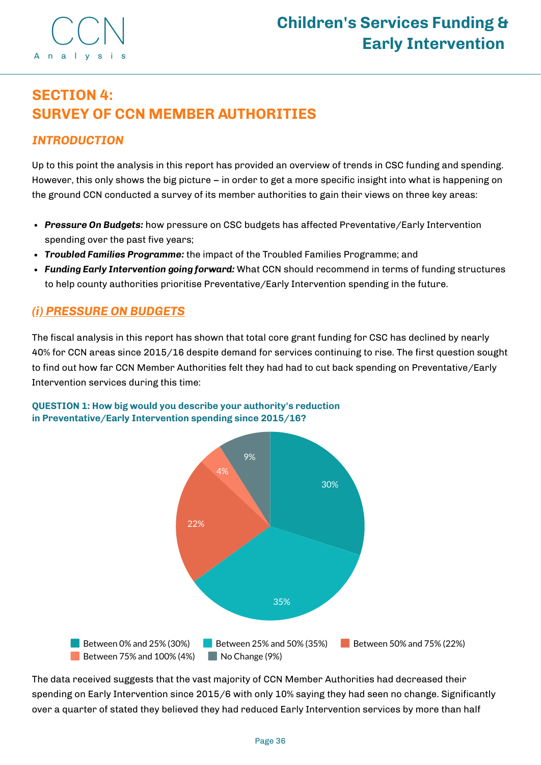# SECTION 4: SURVEY OF CCN MEMBER AUTHORITIES

## *INTRODUCTION*

Up to this point the analysis in this report has provided an overview of trends in CSC funding and spending. However, this only shows the big picture – in order to get a more specific insight into what is happening on the ground CCN conducted a survey of its member authorities to gain their views on three key areas:

- ***Pressure On Budgets:*** how pressure on CSC budgets has affected Preventative/Early Intervention spending over the past five years;
- ***Troubled Families Programme:*** the impact of the Troubled Families Programme; and
- ***Funding Early Intervention going forward:*** What CCN should recommend in terms of funding structures to help county authorities prioritise Preventative/Early Intervention spending in the future.

## *(i) PRESSURE ON BUDGETS*

The fiscal analysis in this report has shown that total core grant funding for CSC has declined by nearly 40% for CCN areas since 2015/16 despite demand for services continuing to rise. The first question sought to find out how far CCN Member Authorities felt they had had to cut back spending on Preventative/Early Intervention services during this time:

**QUESTION 1: How big would you describe your authority's reduction in Preventative/Early Intervention spending since 2015/16?**

| Response | Share |
|---|---|
| Between 0% and 25% | 30% |
| Between 25% and 50% | 35% |
| Between 50% and 75% | 22% |
| Between 75% and 100% | 4% |
| No Change | 9% |

The data received suggests that the vast majority of CCN Member Authorities had decreased their spending on Early Intervention since 2015/6 with only 10% saying they had seen no change. Significantly over a quarter of stated they believed they had reduced Early Intervention services by more than half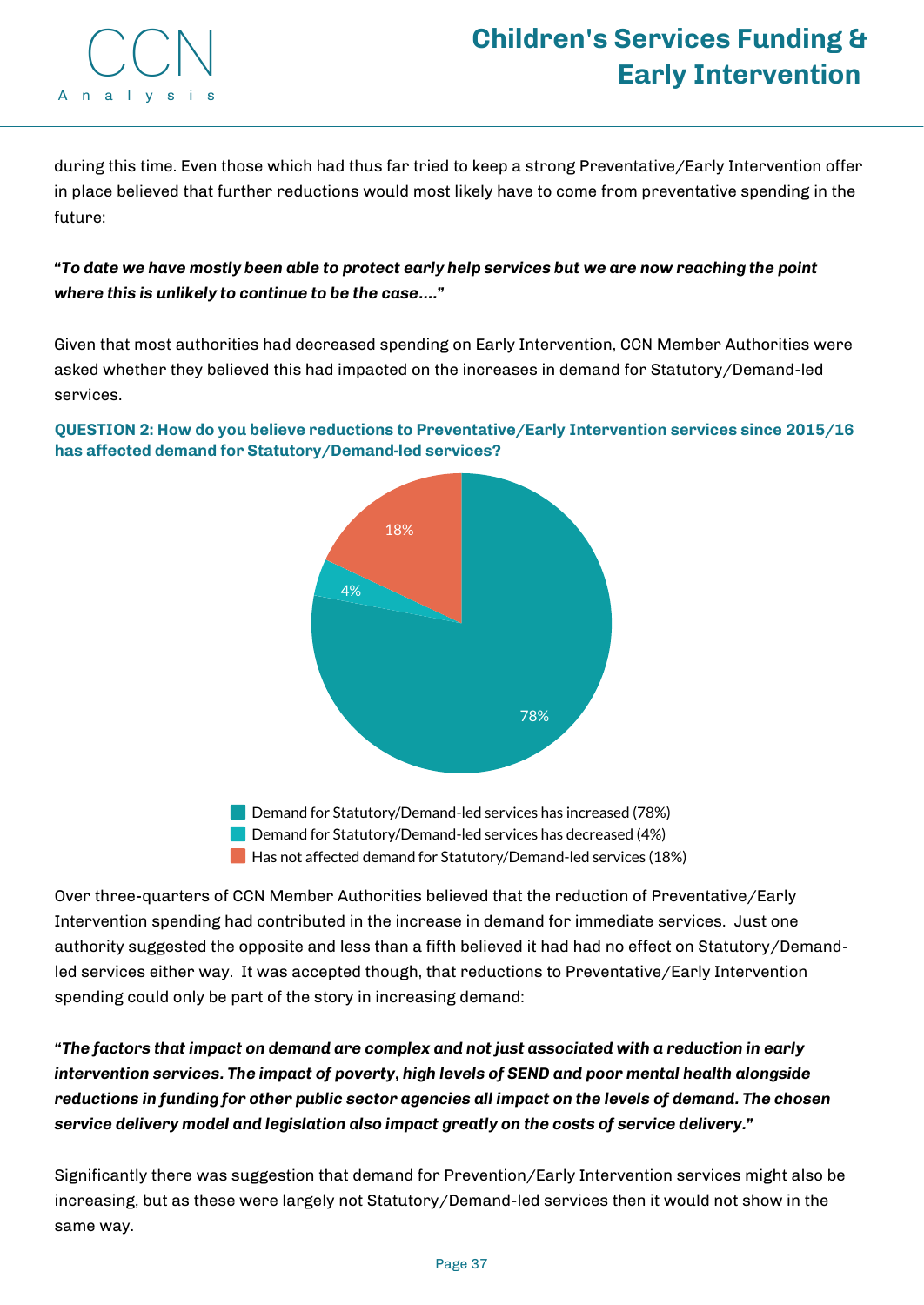during this time. Even those which had thus far tried to keep a strong Preventative/Early Intervention offer in place believed that further reductions would most likely have to come from preventative spending in the future:

***"To date we have mostly been able to protect early help services but we are now reaching the point where this is unlikely to continue to be the case…."***

Given that most authorities had decreased spending on Early Intervention, CCN Member Authorities were asked whether they believed this had impacted on the increases in demand for Statutory/Demand-led services.

**QUESTION 2: How do you believe reductions to Preventative/Early Intervention services since 2015/16 has affected demand for Statutory/Demand-led services?**

- Demand for Statutory/Demand-led services has increased (78%)
- Demand for Statutory/Demand-led services has decreased (4%)
- Has not affected demand for Statutory/Demand-led services (18%)

Over three-quarters of CCN Member Authorities believed that the reduction of Preventative/Early Intervention spending had contributed in the increase in demand for immediate services. Just one authority suggested the opposite and less than a fifth believed it had had no effect on Statutory/Demand-led services either way. It was accepted though, that reductions to Preventative/Early Intervention spending could only be part of the story in increasing demand:

***"The factors that impact on demand are complex and not just associated with a reduction in early intervention services. The impact of poverty, high levels of SEND and poor mental health alongside reductions in funding for other public sector agencies all impact on the levels of demand. The chosen service delivery model and legislation also impact greatly on the costs of service delivery."***

Significantly there was suggestion that demand for Prevention/Early Intervention services might also be increasing, but as these were largely not Statutory/Demand-led services then it would not show in the same way.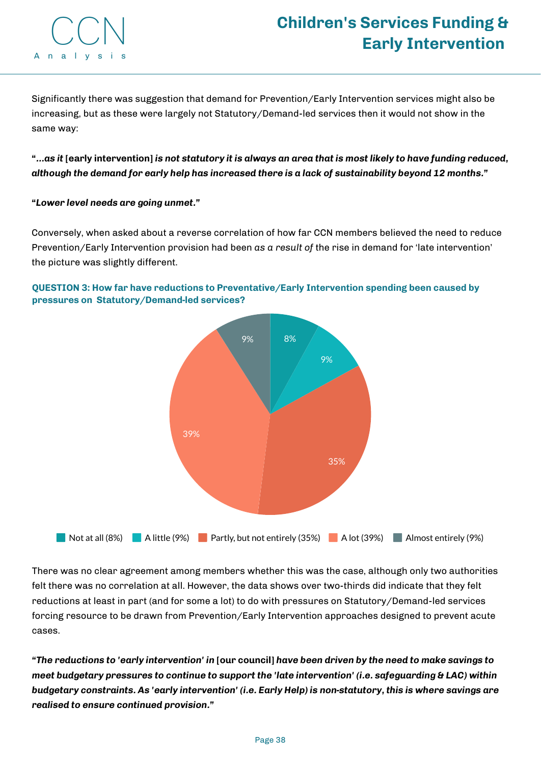Significantly there was suggestion that demand for Prevention/Early Intervention services might also be increasing, but as these were largely not Statutory/Demand-led services then it would not show in the same way:

**"*...as it* [early intervention] *is not statutory it is always an area that is most likely to have funding reduced, although the demand for early help has increased there is a lack of sustainability beyond 12 months.*"**

**"*Lower level needs are going unmet.*"**

Conversely, when asked about a reverse correlation of how far CCN members believed the need to reduce Prevention/Early Intervention provision had been *as a result of* the rise in demand for 'late intervention' the picture was slightly different.

**QUESTION 3: How far have reductions to Preventative/Early Intervention spending been caused by pressures on Statutory/Demand-led services?**

| Response | Percentage |
|---|---|
| Not at all | 8% |
| A little | 9% |
| Partly, but not entirely | 35% |
| A lot | 39% |
| Almost entirely | 9% |

There was no clear agreement among members whether this was the case, although only two authorities felt there was no correlation at all. However, the data shows over two-thirds did indicate that they felt reductions at least in part (and for some a lot) to do with pressures on Statutory/Demand-led services forcing resource to be drawn from Prevention/Early Intervention approaches designed to prevent acute cases.

**"*The reductions to 'early intervention' in* [our council] *have been driven by the need to make savings to meet budgetary pressures to continue to support the 'late intervention' (i.e. safeguarding & LAC) within budgetary constraints. As 'early intervention' (i.e. Early Help) is non-statutory, this is where savings are realised to ensure continued provision.*"**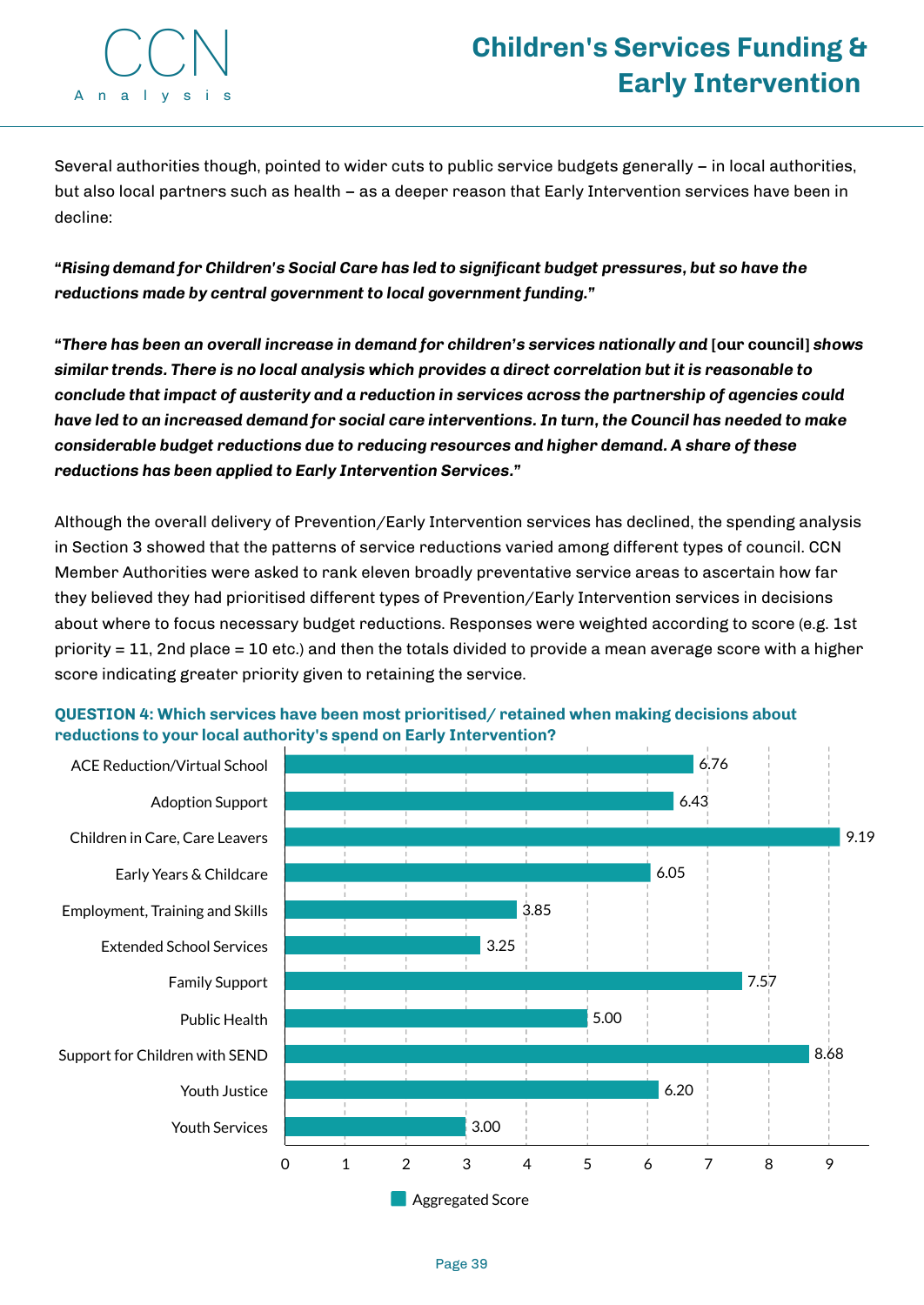Several authorities though, pointed to wider cuts to public service budgets generally – in local authorities, but also local partners such as health – as a deeper reason that Early Intervention services have been in decline:

***"Rising demand for Children's Social Care has led to significant budget pressures, but so have the reductions made by central government to local government funding."***

***"There has been an overall increase in demand for children's services nationally and*** **[our council]** ***shows similar trends. There is no local analysis which provides a direct correlation but it is reasonable to conclude that impact of austerity and a reduction in services across the partnership of agencies could have led to an increased demand for social care interventions. In turn, the Council has needed to make considerable budget reductions due to reducing resources and higher demand. A share of these reductions has been applied to Early Intervention Services."***

Although the overall delivery of Prevention/Early Intervention services has declined, the spending analysis in Section 3 showed that the patterns of service reductions varied among different types of council. CCN Member Authorities were asked to rank eleven broadly preventative service areas to ascertain how far they believed they had prioritised different types of Prevention/Early Intervention services in decisions about where to focus necessary budget reductions. Responses were weighted according to score (e.g. 1st priority = 11, 2nd place = 10 etc.) and then the totals divided to provide a mean average score with a higher score indicating greater priority given to retaining the service.

**QUESTION 4: Which services have been most prioritised/ retained when making decisions about reductions to your local authority's spend on Early Intervention?**

| Service | Aggregated Score |
| --- | --- |
| ACE Reduction/Virtual School | 6.76 |
| Adoption Support | 6.43 |
| Children in Care, Care Leavers | 9.19 |
| Early Years & Childcare | 6.05 |
| Employment, Training and Skills | 3.85 |
| Extended School Services | 3.25 |
| Family Support | 7.57 |
| Public Health | 5.00 |
| Support for Children with SEND | 8.68 |
| Youth Justice | 6.20 |
| Youth Services | 3.00 |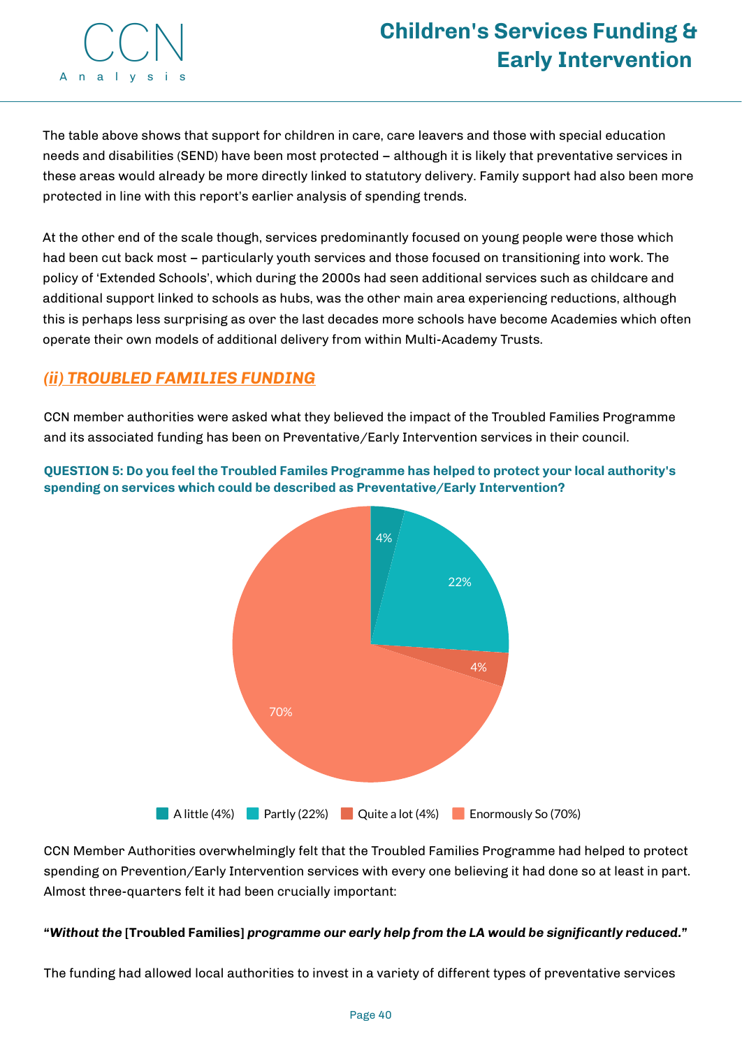The table above shows that support for children in care, care leavers and those with special education needs and disabilities (SEND) have been most protected – although it is likely that preventative services in these areas would already be more directly linked to statutory delivery. Family support had also been more protected in line with this report's earlier analysis of spending trends.

At the other end of the scale though, services predominantly focused on young people were those which had been cut back most – particularly youth services and those focused on transitioning into work. The policy of 'Extended Schools', which during the 2000s had seen additional services such as childcare and additional support linked to schools as hubs, was the other main area experiencing reductions, although this is perhaps less surprising as over the last decades more schools have become Academies which often operate their own models of additional delivery from within Multi-Academy Trusts.

## *(ii) TROUBLED FAMILIES FUNDING*

CCN member authorities were asked what they believed the impact of the Troubled Families Programme and its associated funding has been on Preventative/Early Intervention services in their council.

**QUESTION 5: Do you feel the Troubled Familes Programme has helped to protect your local authority's spending on services which could be described as Preventative/Early Intervention?**

A little (4%) | Partly (22%) | Quite a lot (4%) | Enormously So (70%)

CCN Member Authorities overwhelmingly felt that the Troubled Families Programme had helped to protect spending on Prevention/Early Intervention services with every one believing it had done so at least in part. Almost three-quarters felt it had been crucially important:

**"*Without the* [Troubled Families] *programme our early help from the LA would be significantly reduced.*"**

The funding had allowed local authorities to invest in a variety of different types of preventative services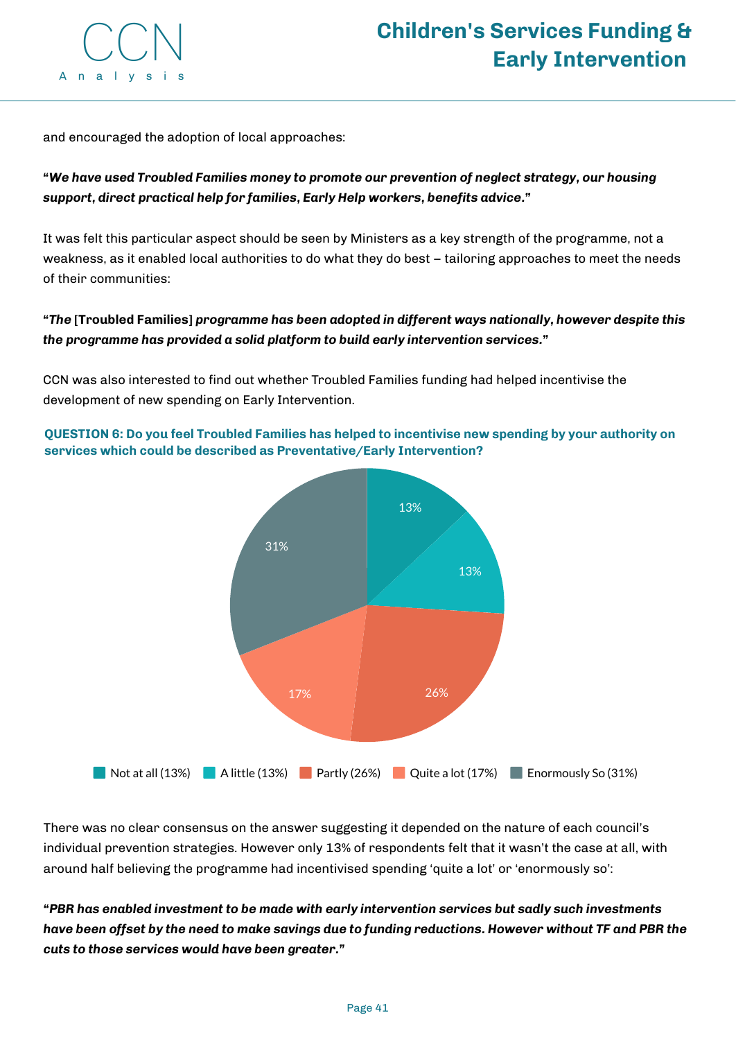and encouraged the adoption of local approaches:

***"We have used Troubled Families money to promote our prevention of neglect strategy, our housing support, direct practical help for families, Early Help workers, benefits advice."***

It was felt this particular aspect should be seen by Ministers as a key strength of the programme, not a weakness, as it enabled local authorities to do what they do best – tailoring approaches to meet the needs of their communities:

**"*The* [Troubled Families] *programme has been adopted in different ways nationally, however despite this the programme has provided a solid platform to build early intervention services.*"**

CCN was also interested to find out whether Troubled Families funding had helped incentivise the development of new spending on Early Intervention.

**QUESTION 6: Do you feel Troubled Families has helped to incentivise new spending by your authority on services which could be described as Preventative/Early Intervention?**

| Response | Percentage |
|---|---|
| Not at all | 13% |
| A little | 13% |
| Partly | 26% |
| Quite a lot | 17% |
| Enormously So | 31% |

There was no clear consensus on the answer suggesting it depended on the nature of each council's individual prevention strategies. However only 13% of respondents felt that it wasn't the case at all, with around half believing the programme had incentivised spending 'quite a lot' or 'enormously so':

***"PBR has enabled investment to be made with early intervention services but sadly such investments have been offset by the need to make savings due to funding reductions. However without TF and PBR the cuts to those services would have been greater."***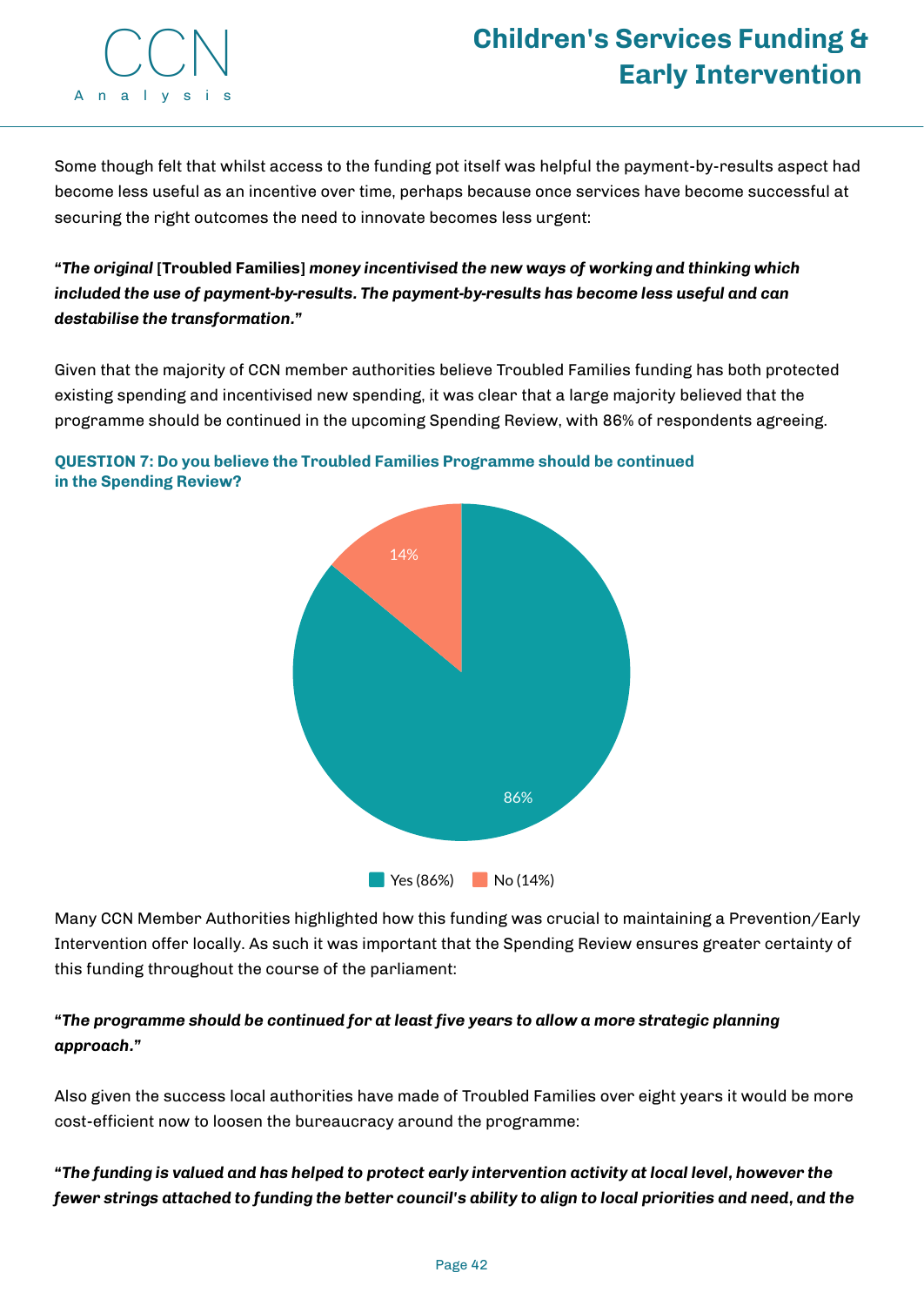Some though felt that whilst access to the funding pot itself was helpful the payment-by-results aspect had become less useful as an incentive over time, perhaps because once services have become successful at securing the right outcomes the need to innovate becomes less urgent:

**"*The original* [Troubled Families] *money incentivised the new ways of working and thinking which included the use of payment-by-results. The payment-by-results has become less useful and can destabilise the transformation.*"**

Given that the majority of CCN member authorities believe Troubled Families funding has both protected existing spending and incentivised new spending, it was clear that a large majority believed that the programme should be continued in the upcoming Spending Review, with 86% of respondents agreeing.

**QUESTION 7: Do you believe the Troubled Families Programme should be continued in the Spending Review?**

| Response | Percentage |
|---|---|
| Yes | 86% |
| No | 14% |

Many CCN Member Authorities highlighted how this funding was crucial to maintaining a Prevention/Early Intervention offer locally. As such it was important that the Spending Review ensures greater certainty of this funding throughout the course of the parliament:

**"*The programme should be continued for at least five years to allow a more strategic planning approach.*"**

Also given the success local authorities have made of Troubled Families over eight years it would be more cost-efficient now to loosen the bureaucracy around the programme:

**"*The funding is valued and has helped to protect early intervention activity at local level, however the fewer strings attached to funding the better council's ability to align to local priorities and need, and the***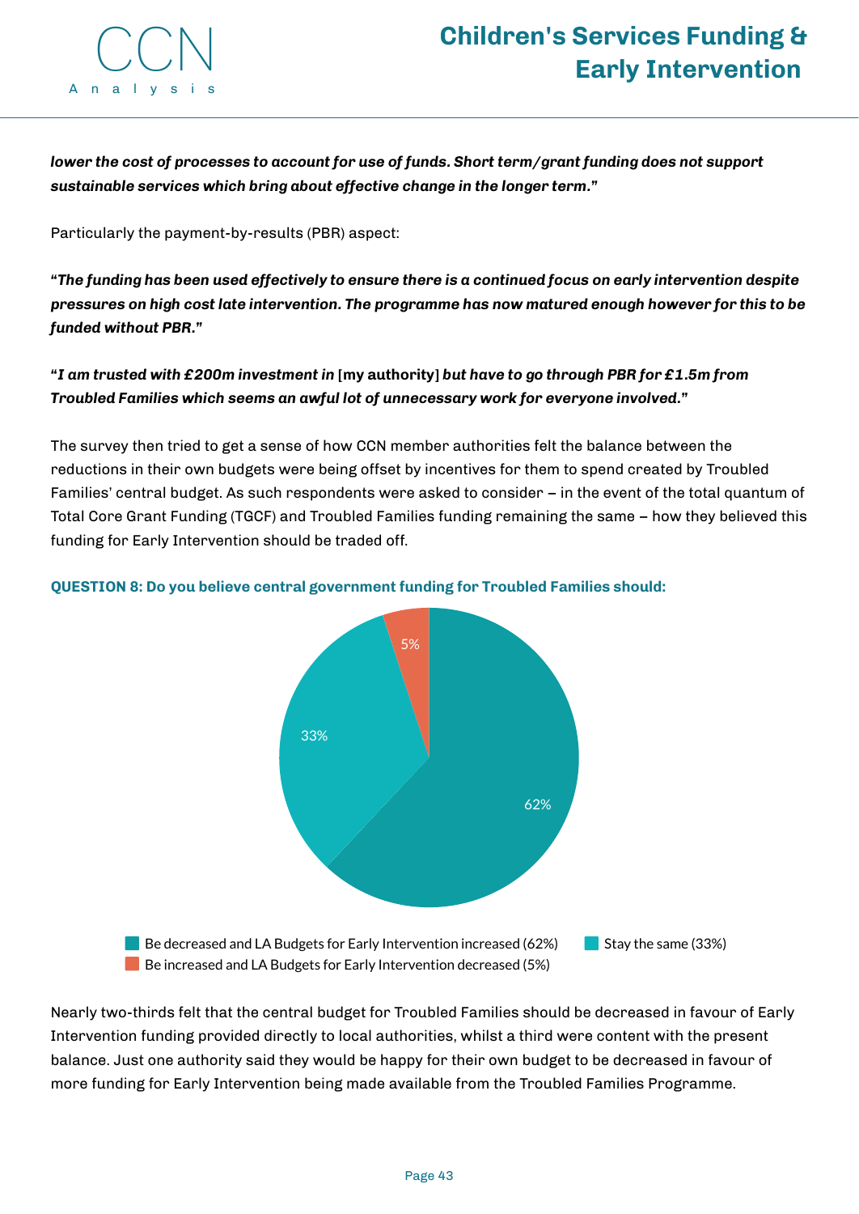***lower the cost of processes to account for use of funds. Short term/grant funding does not support sustainable services which bring about effective change in the longer term."***

Particularly the payment-by-results (PBR) aspect:

***"The funding has been used effectively to ensure there is a continued focus on early intervention despite pressures on high cost late intervention. The programme has now matured enough however for this to be funded without PBR."***

***"I am trusted with £200m investment in*** **[my authority]** ***but have to go through PBR for £1.5m from Troubled Families which seems an awful lot of unnecessary work for everyone involved."***

The survey then tried to get a sense of how CCN member authorities felt the balance between the reductions in their own budgets were being offset by incentives for them to spend created by Troubled Families' central budget. As such respondents were asked to consider – in the event of the total quantum of Total Core Grant Funding (TGCF) and Troubled Families funding remaining the same – how they believed this funding for Early Intervention should be traded off.

**QUESTION 8: Do you believe central government funding for Troubled Families should:**

- Be decreased and LA Budgets for Early Intervention increased (62%)
- Stay the same (33%)
- Be increased and LA Budgets for Early Intervention decreased (5%)

Nearly two-thirds felt that the central budget for Troubled Families should be decreased in favour of Early Intervention funding provided directly to local authorities, whilst a third were content with the present balance. Just one authority said they would be happy for their own budget to be decreased in favour of more funding for Early Intervention being made available from the Troubled Families Programme.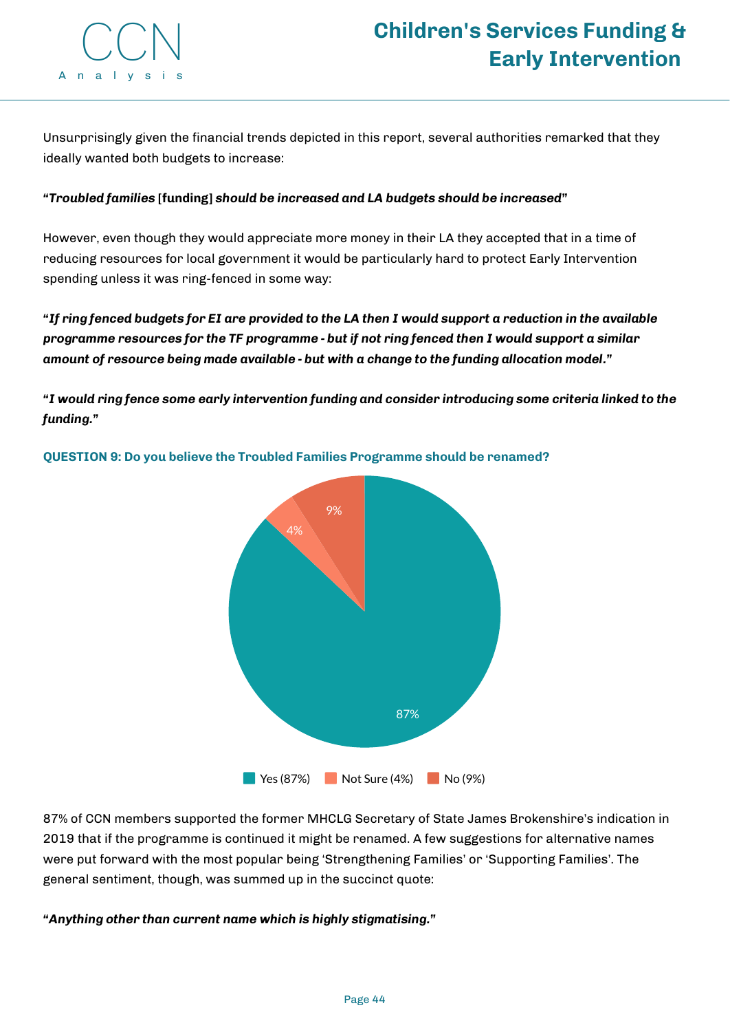Unsurprisingly given the financial trends depicted in this report, several authorities remarked that they ideally wanted both budgets to increase:

**"*Troubled families* [funding] *should be increased and LA budgets should be increased*"**

However, even though they would appreciate more money in their LA they accepted that in a time of reducing resources for local government it would be particularly hard to protect Early Intervention spending unless it was ring-fenced in some way:

***"If ring fenced budgets for EI are provided to the LA then I would support a reduction in the available programme resources for the TF programme - but if not ring fenced then I would support a similar amount of resource being made available - but with a change to the funding allocation model."***

***"I would ring fence some early intervention funding and consider introducing some criteria linked to the funding."***

**QUESTION 9: Do you believe the Troubled Families Programme should be renamed?**

Yes (87%) | Not Sure (4%) | No (9%)

87% of CCN members supported the former MHCLG Secretary of State James Brokenshire's indication in 2019 that if the programme is continued it might be renamed. A few suggestions for alternative names were put forward with the most popular being 'Strengthening Families' or 'Supporting Families'. The general sentiment, though, was summed up in the succinct quote:

***"Anything other than current name which is highly stigmatising."***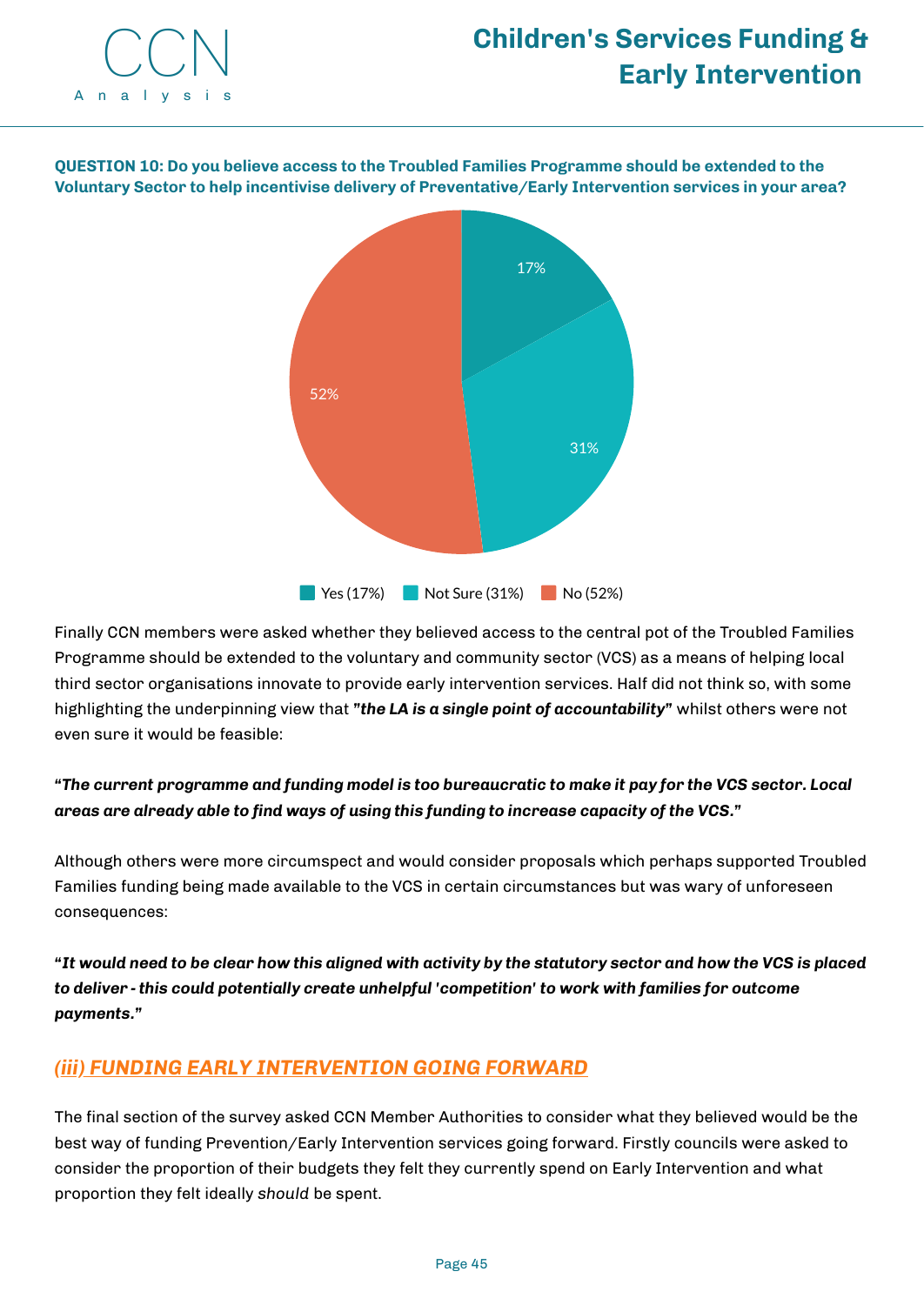**QUESTION 10: Do you believe access to the Troubled Families Programme should be extended to the Voluntary Sector to help incentivise delivery of Preventative/Early Intervention services in your area?**

Yes (17%) Not Sure (31%) No (52%)

Finally CCN members were asked whether they believed access to the central pot of the Troubled Families Programme should be extended to the voluntary and community sector (VCS) as a means of helping local third sector organisations innovate to provide early intervention services. Half did not think so, with some highlighting the underpinning view that **"*the LA is a single point of accountability*"** whilst others were not even sure it would be feasible:

***"The current programme and funding model is too bureaucratic to make it pay for the VCS sector. Local areas are already able to find ways of using this funding to increase capacity of the VCS."***

Although others were more circumspect and would consider proposals which perhaps supported Troubled Families funding being made available to the VCS in certain circumstances but was wary of unforeseen consequences:

***"It would need to be clear how this aligned with activity by the statutory sector and how the VCS is placed to deliver - this could potentially create unhelpful 'competition' to work with families for outcome payments."***

## *(iii) FUNDING EARLY INTERVENTION GOING FORWARD*

The final section of the survey asked CCN Member Authorities to consider what they believed would be the best way of funding Prevention/Early Intervention services going forward. Firstly councils were asked to consider the proportion of their budgets they felt they currently spend on Early Intervention and what proportion they felt ideally *should* be spent.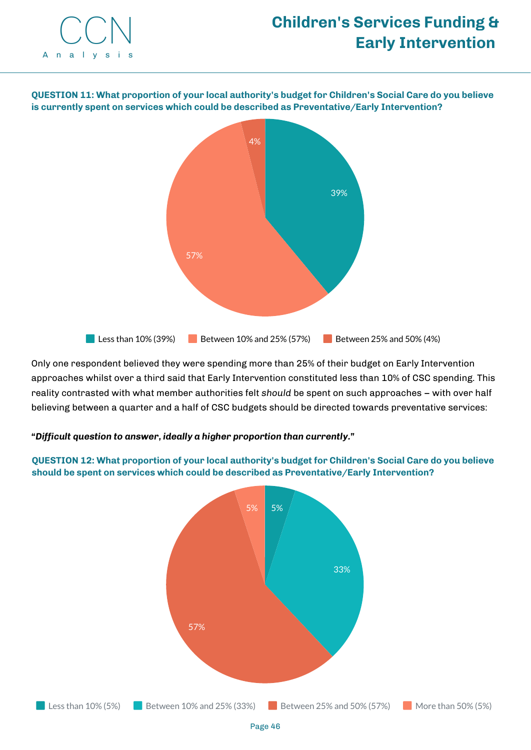**QUESTION 11: What proportion of your local authority's budget for Children's Social Care do you believe is currently spent on services which could be described as Preventative/Early Intervention?**

| Response | Percentage |
|---|---|
| Less than 10% | 39% |
| Between 10% and 25% | 57% |
| Between 25% and 50% | 4% |

Only one respondent believed they were spending more than 25% of their budget on Early Intervention approaches whilst over a third said that Early Intervention constituted less than 10% of CSC spending. This reality contrasted with what member authorities felt *should* be spent on such approaches – with over half believing between a quarter and a half of CSC budgets should be directed towards preventative services:

***"Difficult question to answer, ideally a higher proportion than currently."***

**QUESTION 12: What proportion of your local authority's budget for Children's Social Care do you believe should be spent on services which could be described as Preventative/Early Intervention?**

| Response | Percentage |
|---|---|
| Less than 10% | 5% |
| Between 10% and 25% | 33% |
| Between 25% and 50% | 57% |
| More than 50% | 5% |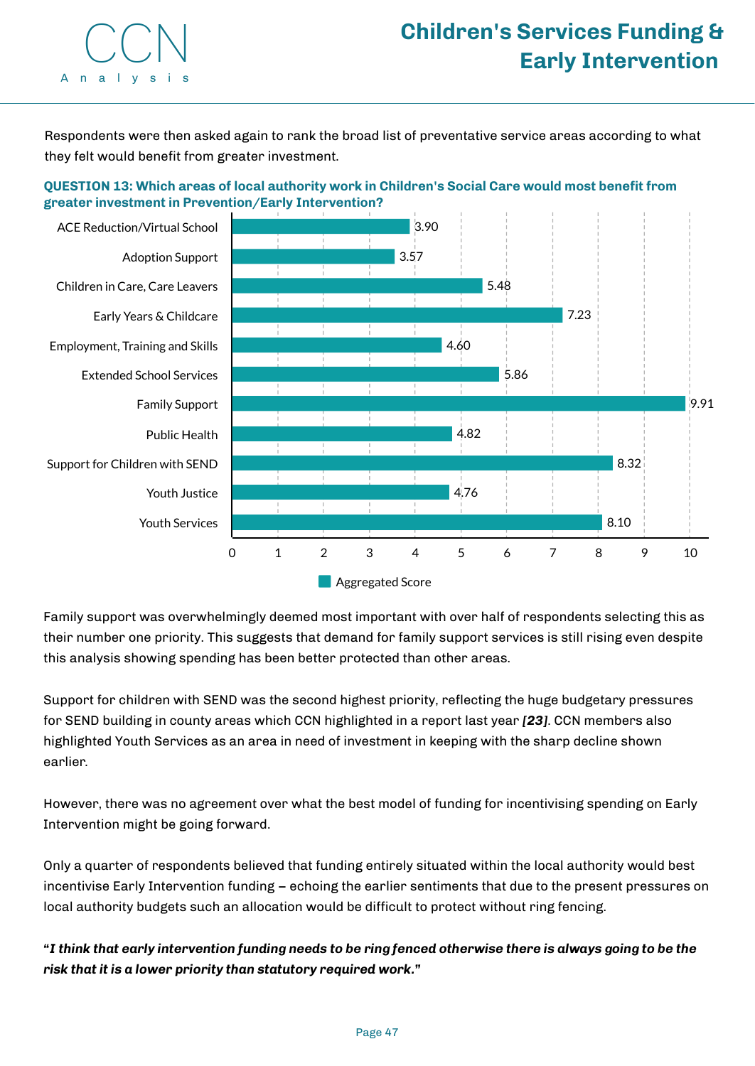Respondents were then asked again to rank the broad list of preventative service areas according to what they felt would benefit from greater investment.

**QUESTION 13: Which areas of local authority work in Children's Social Care would most benefit from greater investment in Prevention/Early Intervention?**

| Area | Aggregated Score |
|---|---|
| ACE Reduction/Virtual School | 3.90 |
| Adoption Support | 3.57 |
| Children in Care, Care Leavers | 5.48 |
| Early Years & Childcare | 7.23 |
| Employment, Training and Skills | 4.60 |
| Extended School Services | 5.86 |
| Family Support | 9.91 |
| Public Health | 4.82 |
| Support for Children with SEND | 8.32 |
| Youth Justice | 4.76 |
| Youth Services | 8.10 |

Family support was overwhelmingly deemed most important with over half of respondents selecting this as their number one priority. This suggests that demand for family support services is still rising even despite this analysis showing spending has been better protected than other areas.

Support for children with SEND was the second highest priority, reflecting the huge budgetary pressures for SEND building in county areas which CCN highlighted in a report last year ***[23]***. CCN members also highlighted Youth Services as an area in need of investment in keeping with the sharp decline shown earlier.

However, there was no agreement over what the best model of funding for incentivising spending on Early Intervention might be going forward.

Only a quarter of respondents believed that funding entirely situated within the local authority would best incentivise Early Intervention funding – echoing the earlier sentiments that due to the present pressures on local authority budgets such an allocation would be difficult to protect without ring fencing.

***"I think that early intervention funding needs to be ring fenced otherwise there is always going to be the risk that it is a lower priority than statutory required work."***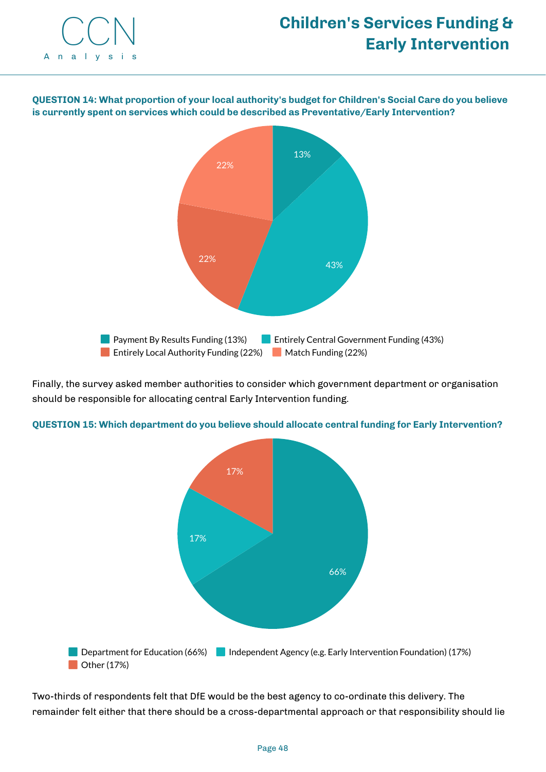**QUESTION 14: What proportion of your local authority's budget for Children's Social Care do you believe is currently spent on services which could be described as Preventative/Early Intervention?**

| Response | Percentage |
|---|---|
| Payment By Results Funding | 13% |
| Entirely Central Government Funding | 43% |
| Entirely Local Authority Funding | 22% |
| Match Funding | 22% |

Finally, the survey asked member authorities to consider which government department or organisation should be responsible for allocating central Early Intervention funding.

**QUESTION 15: Which department do you believe should allocate central funding for Early Intervention?**

| Response | Percentage |
|---|---|
| Department for Education | 66% |
| Independent Agency (e.g. Early Intervention Foundation) | 17% |
| Other | 17% |

Two-thirds of respondents felt that DfE would be the best agency to co-ordinate this delivery. The remainder felt either that there should be a cross-departmental approach or that responsibility should lie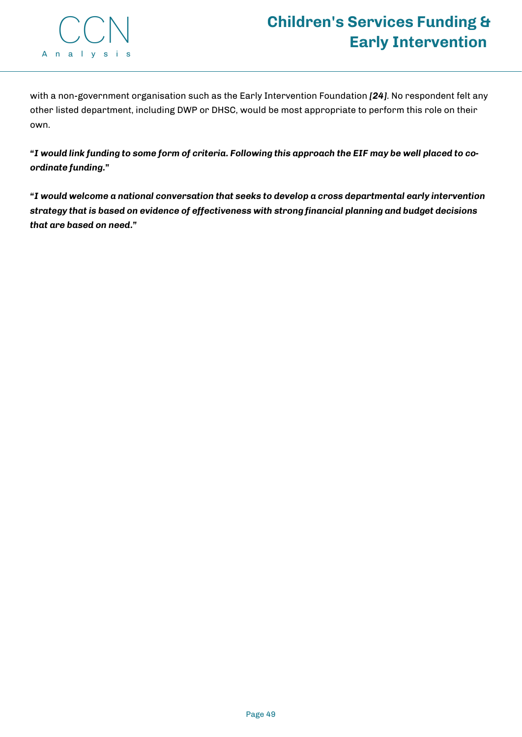with a non-government organisation such as the Early Intervention Foundation ***[24]***. No respondent felt any other listed department, including DWP or DHSC, would be most appropriate to perform this role on their own.

**"*I would link funding to some form of criteria. Following this approach the EIF may be well placed to co-ordinate funding.*"**

**"*I would welcome a national conversation that seeks to develop a cross departmental early intervention strategy that is based on evidence of effectiveness with strong financial planning and budget decisions that are based on need.*"**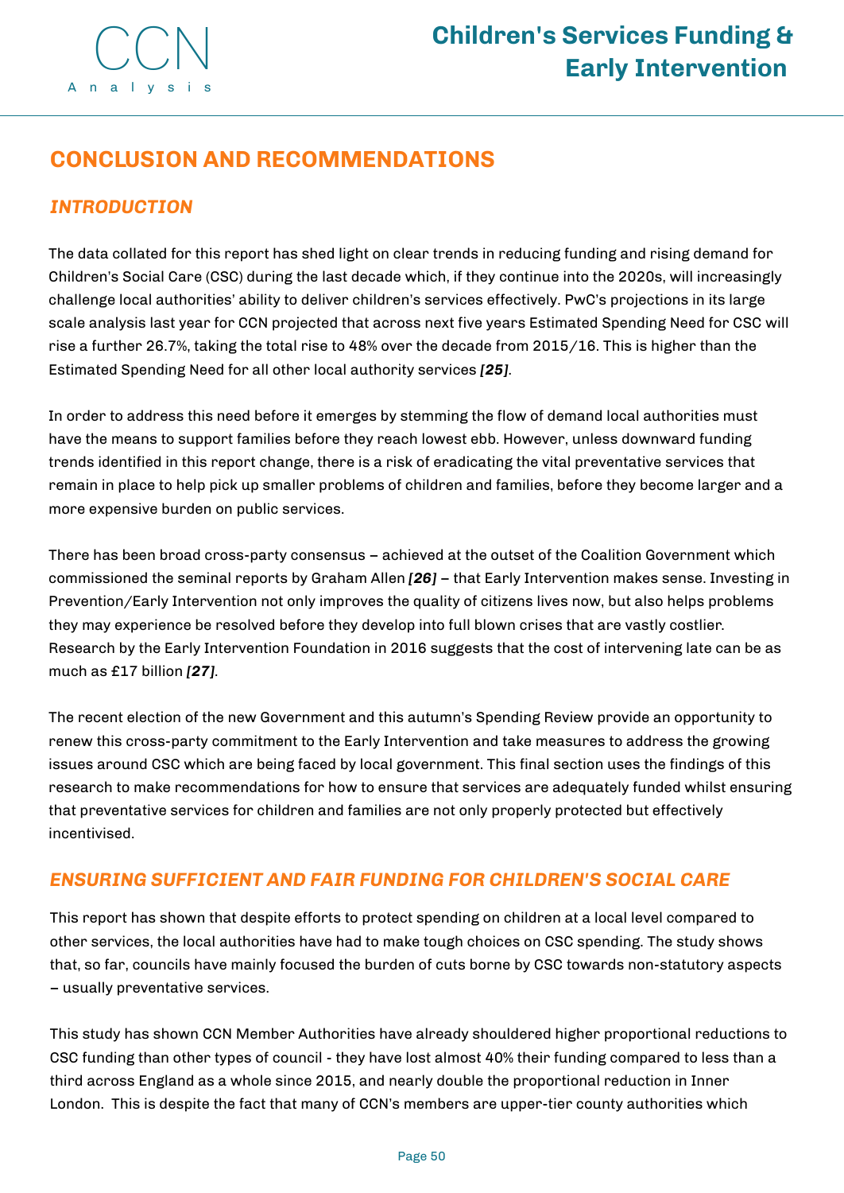# CONCLUSION AND RECOMMENDATIONS

## *INTRODUCTION*

The data collated for this report has shed light on clear trends in reducing funding and rising demand for Children's Social Care (CSC) during the last decade which, if they continue into the 2020s, will increasingly challenge local authorities' ability to deliver children's services effectively. PwC's projections in its large scale analysis last year for CCN projected that across next five years Estimated Spending Need for CSC will rise a further 26.7%, taking the total rise to 48% over the decade from 2015/16. This is higher than the Estimated Spending Need for all other local authority services ***[25]***.

In order to address this need before it emerges by stemming the flow of demand local authorities must have the means to support families before they reach lowest ebb. However, unless downward funding trends identified in this report change, there is a risk of eradicating the vital preventative services that remain in place to help pick up smaller problems of children and families, before they become larger and a more expensive burden on public services.

There has been broad cross-party consensus – achieved at the outset of the Coalition Government which commissioned the seminal reports by Graham Allen ***[26]*** – that Early Intervention makes sense. Investing in Prevention/Early Intervention not only improves the quality of citizens lives now, but also helps problems they may experience be resolved before they develop into full blown crises that are vastly costlier. Research by the Early Intervention Foundation in 2016 suggests that the cost of intervening late can be as much as £17 billion ***[27]***.

The recent election of the new Government and this autumn's Spending Review provide an opportunity to renew this cross-party commitment to the Early Intervention and take measures to address the growing issues around CSC which are being faced by local government. This final section uses the findings of this research to make recommendations for how to ensure that services are adequately funded whilst ensuring that preventative services for children and families are not only properly protected but effectively incentivised.

## *ENSURING SUFFICIENT AND FAIR FUNDING FOR CHILDREN'S SOCIAL CARE*

This report has shown that despite efforts to protect spending on children at a local level compared to other services, the local authorities have had to make tough choices on CSC spending. The study shows that, so far, councils have mainly focused the burden of cuts borne by CSC towards non-statutory aspects – usually preventative services.

This study has shown CCN Member Authorities have already shouldered higher proportional reductions to CSC funding than other types of council - they have lost almost 40% their funding compared to less than a third across England as a whole since 2015, and nearly double the proportional reduction in Inner London. This is despite the fact that many of CCN's members are upper-tier county authorities which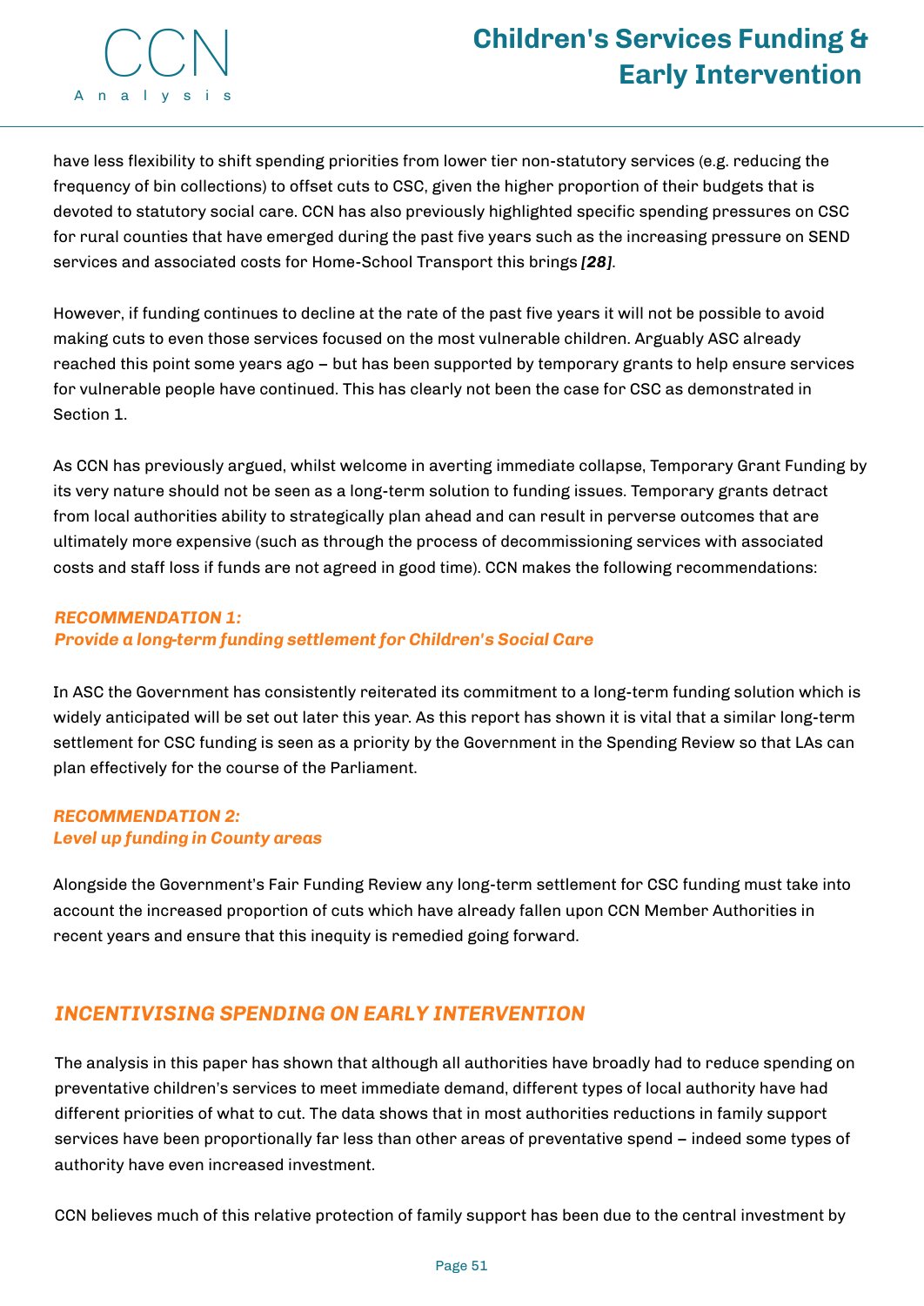have less flexibility to shift spending priorities from lower tier non-statutory services (e.g. reducing the frequency of bin collections) to offset cuts to CSC, given the higher proportion of their budgets that is devoted to statutory social care. CCN has also previously highlighted specific spending pressures on CSC for rural counties that have emerged during the past five years such as the increasing pressure on SEND services and associated costs for Home-School Transport this brings ***[28]***.

However, if funding continues to decline at the rate of the past five years it will not be possible to avoid making cuts to even those services focused on the most vulnerable children. Arguably ASC already reached this point some years ago – but has been supported by temporary grants to help ensure services for vulnerable people have continued. This has clearly not been the case for CSC as demonstrated in Section 1.

As CCN has previously argued, whilst welcome in averting immediate collapse, Temporary Grant Funding by its very nature should not be seen as a long-term solution to funding issues. Temporary grants detract from local authorities ability to strategically plan ahead and can result in perverse outcomes that are ultimately more expensive (such as through the process of decommissioning services with associated costs and staff loss if funds are not agreed in good time). CCN makes the following recommendations:

***RECOMMENDATION 1:***
***Provide a long-term funding settlement for Children's Social Care***

In ASC the Government has consistently reiterated its commitment to a long-term funding solution which is widely anticipated will be set out later this year. As this report has shown it is vital that a similar long-term settlement for CSC funding is seen as a priority by the Government in the Spending Review so that LAs can plan effectively for the course of the Parliament.

***RECOMMENDATION 2:***
***Level up funding in County areas***

Alongside the Government's Fair Funding Review any long-term settlement for CSC funding must take into account the increased proportion of cuts which have already fallen upon CCN Member Authorities in recent years and ensure that this inequity is remedied going forward.

## *INCENTIVISING SPENDING ON EARLY INTERVENTION*

The analysis in this paper has shown that although all authorities have broadly had to reduce spending on preventative children's services to meet immediate demand, different types of local authority have had different priorities of what to cut. The data shows that in most authorities reductions in family support services have been proportionally far less than other areas of preventative spend – indeed some types of authority have even increased investment.

CCN believes much of this relative protection of family support has been due to the central investment by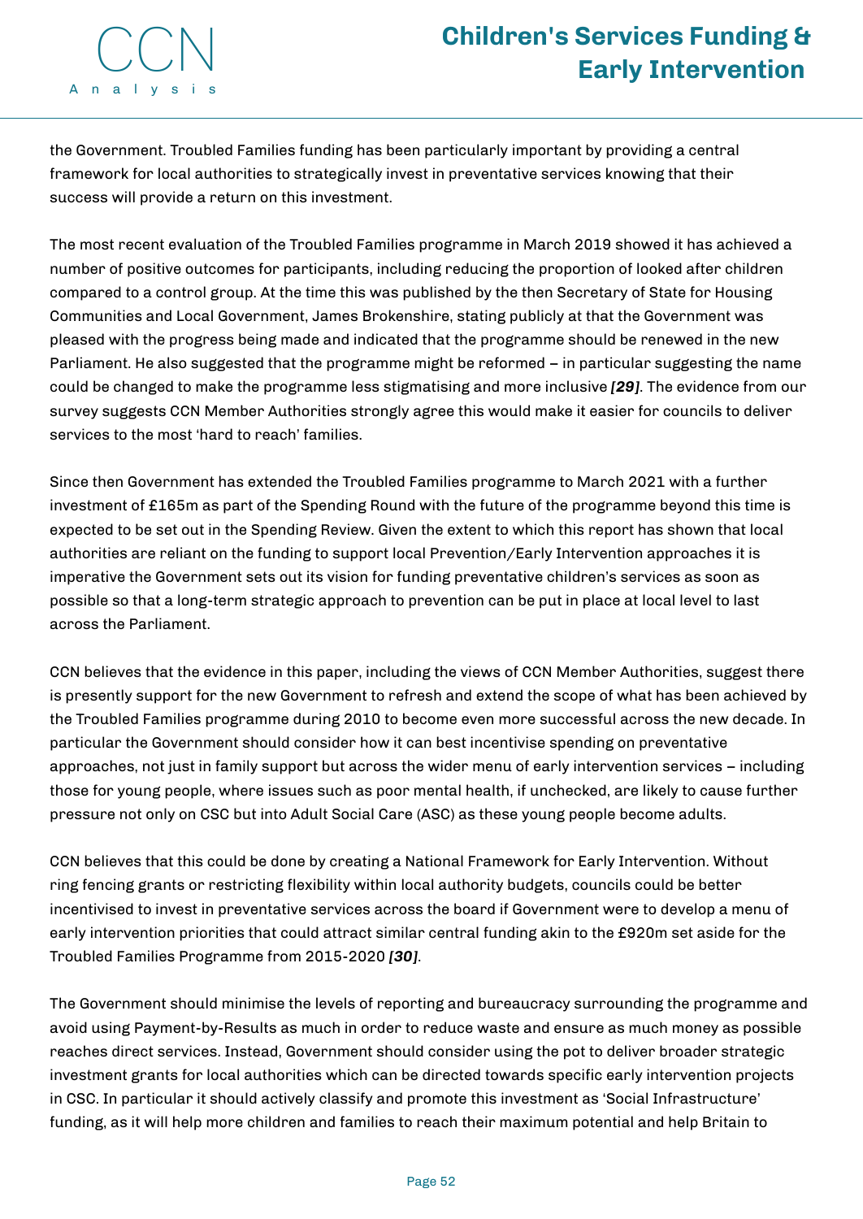the Government. Troubled Families funding has been particularly important by providing a central framework for local authorities to strategically invest in preventative services knowing that their success will provide a return on this investment.

The most recent evaluation of the Troubled Families programme in March 2019 showed it has achieved a number of positive outcomes for participants, including reducing the proportion of looked after children compared to a control group. At the time this was published by the then Secretary of State for Housing Communities and Local Government, James Brokenshire, stating publicly at that the Government was pleased with the progress being made and indicated that the programme should be renewed in the new Parliament. He also suggested that the programme might be reformed – in particular suggesting the name could be changed to make the programme less stigmatising and more inclusive ***[29]***. The evidence from our survey suggests CCN Member Authorities strongly agree this would make it easier for councils to deliver services to the most 'hard to reach' families.

Since then Government has extended the Troubled Families programme to March 2021 with a further investment of £165m as part of the Spending Round with the future of the programme beyond this time is expected to be set out in the Spending Review. Given the extent to which this report has shown that local authorities are reliant on the funding to support local Prevention/Early Intervention approaches it is imperative the Government sets out its vision for funding preventative children's services as soon as possible so that a long-term strategic approach to prevention can be put in place at local level to last across the Parliament.

CCN believes that the evidence in this paper, including the views of CCN Member Authorities, suggest there is presently support for the new Government to refresh and extend the scope of what has been achieved by the Troubled Families programme during 2010 to become even more successful across the new decade. In particular the Government should consider how it can best incentivise spending on preventative approaches, not just in family support but across the wider menu of early intervention services – including those for young people, where issues such as poor mental health, if unchecked, are likely to cause further pressure not only on CSC but into Adult Social Care (ASC) as these young people become adults.

CCN believes that this could be done by creating a National Framework for Early Intervention. Without ring fencing grants or restricting flexibility within local authority budgets, councils could be better incentivised to invest in preventative services across the board if Government were to develop a menu of early intervention priorities that could attract similar central funding akin to the £920m set aside for the Troubled Families Programme from 2015-2020 ***[30]***.

The Government should minimise the levels of reporting and bureaucracy surrounding the programme and avoid using Payment-by-Results as much in order to reduce waste and ensure as much money as possible reaches direct services. Instead, Government should consider using the pot to deliver broader strategic investment grants for local authorities which can be directed towards specific early intervention projects in CSC. In particular it should actively classify and promote this investment as 'Social Infrastructure' funding, as it will help more children and families to reach their maximum potential and help Britain to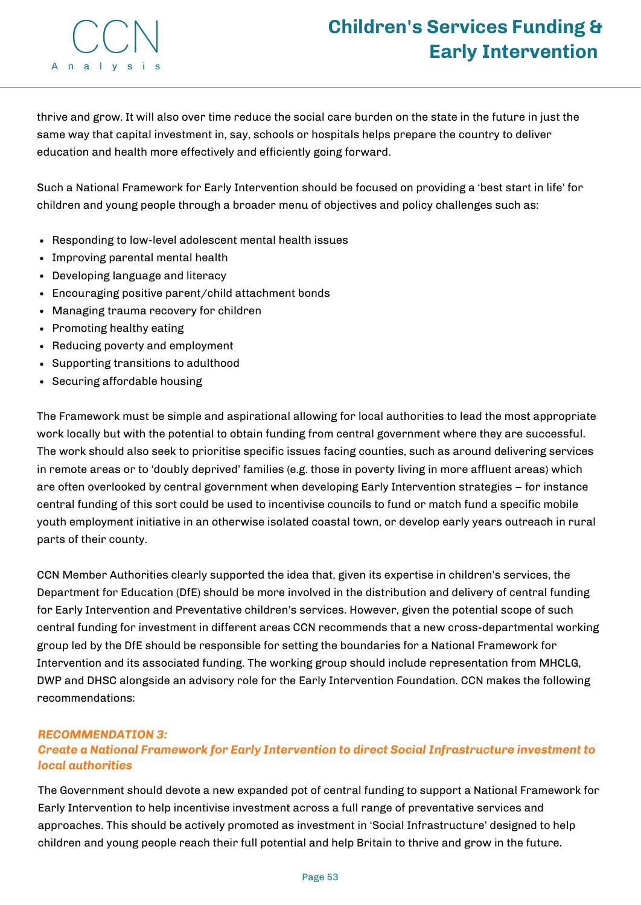thrive and grow. It will also over time reduce the social care burden on the state in the future in just the same way that capital investment in, say, schools or hospitals helps prepare the country to deliver education and health more effectively and efficiently going forward.

Such a National Framework for Early Intervention should be focused on providing a 'best start in life' for children and young people through a broader menu of objectives and policy challenges such as:

- Responding to low-level adolescent mental health issues
- Improving parental mental health
- Developing language and literacy
- Encouraging positive parent/child attachment bonds
- Managing trauma recovery for children
- Promoting healthy eating
- Reducing poverty and employment
- Supporting transitions to adulthood
- Securing affordable housing

The Framework must be simple and aspirational allowing for local authorities to lead the most appropriate work locally but with the potential to obtain funding from central government where they are successful. The work should also seek to prioritise specific issues facing counties, such as around delivering services in remote areas or to 'doubly deprived' families (e.g. those in poverty living in more affluent areas) which are often overlooked by central government when developing Early Intervention strategies – for instance central funding of this sort could be used to incentivise councils to fund or match fund a specific mobile youth employment initiative in an otherwise isolated coastal town, or develop early years outreach in rural parts of their county.

CCN Member Authorities clearly supported the idea that, given its expertise in children's services, the Department for Education (DfE) should be more involved in the distribution and delivery of central funding for Early Intervention and Preventative children's services. However, given the potential scope of such central funding for investment in different areas CCN recommends that a new cross-departmental working group led by the DfE should be responsible for setting the boundaries for a National Framework for Intervention and its associated funding. The working group should include representation from MHCLG, DWP and DHSC alongside an advisory role for the Early Intervention Foundation. CCN makes the following recommendations:

### *RECOMMENDATION 3:*
### *Create a National Framework for Early Intervention to direct Social Infrastructure investment to local authorities*

The Government should devote a new expanded pot of central funding to support a National Framework for Early Intervention to help incentivise investment across a full range of preventative services and approaches. This should be actively promoted as investment in 'Social Infrastructure' designed to help children and young people reach their full potential and help Britain to thrive and grow in the future.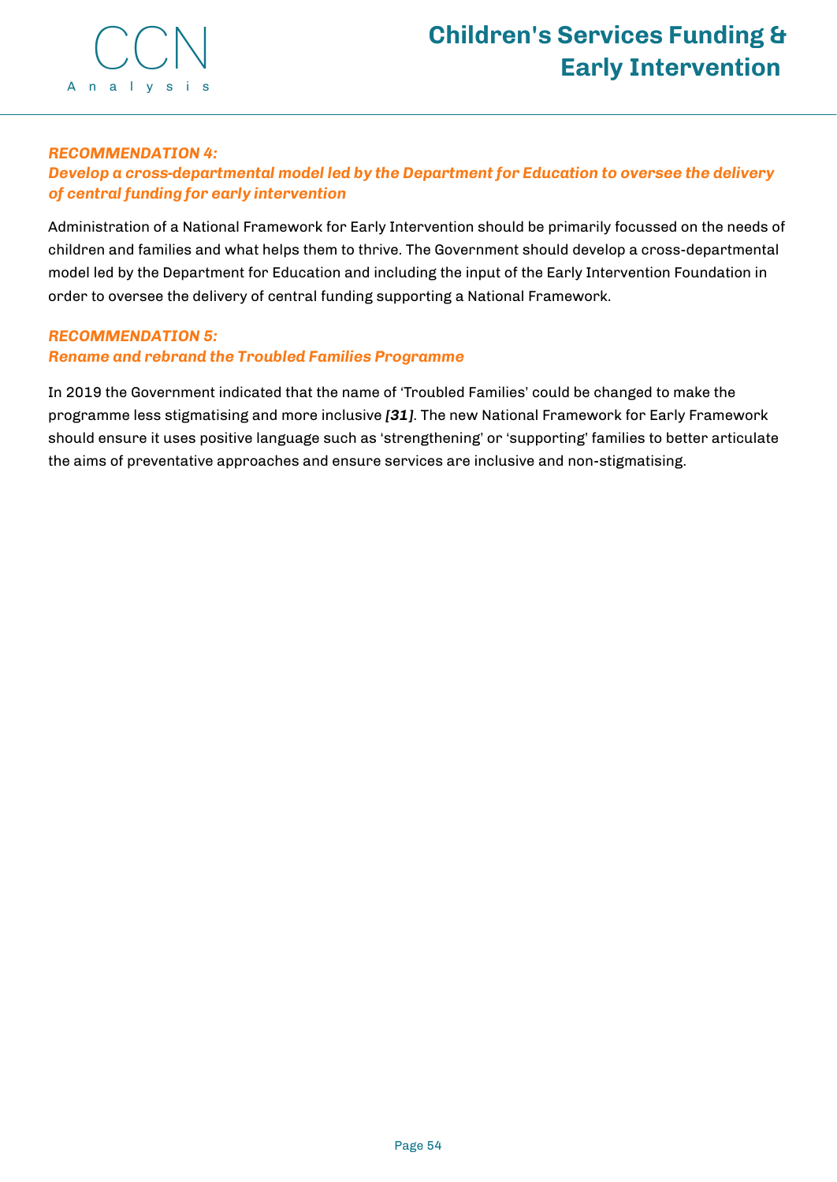### *RECOMMENDATION 4:*
### *Develop a cross-departmental model led by the Department for Education to oversee the delivery of central funding for early intervention*

Administration of a National Framework for Early Intervention should be primarily focussed on the needs of children and families and what helps them to thrive. The Government should develop a cross-departmental model led by the Department for Education and including the input of the Early Intervention Foundation in order to oversee the delivery of central funding supporting a National Framework.

### *RECOMMENDATION 5:*
### *Rename and rebrand the Troubled Families Programme*

In 2019 the Government indicated that the name of 'Troubled Families' could be changed to make the programme less stigmatising and more inclusive ***[31]***. The new National Framework for Early Framework should ensure it uses positive language such as 'strengthening' or 'supporting' families to better articulate the aims of preventative approaches and ensure services are inclusive and non-stigmatising.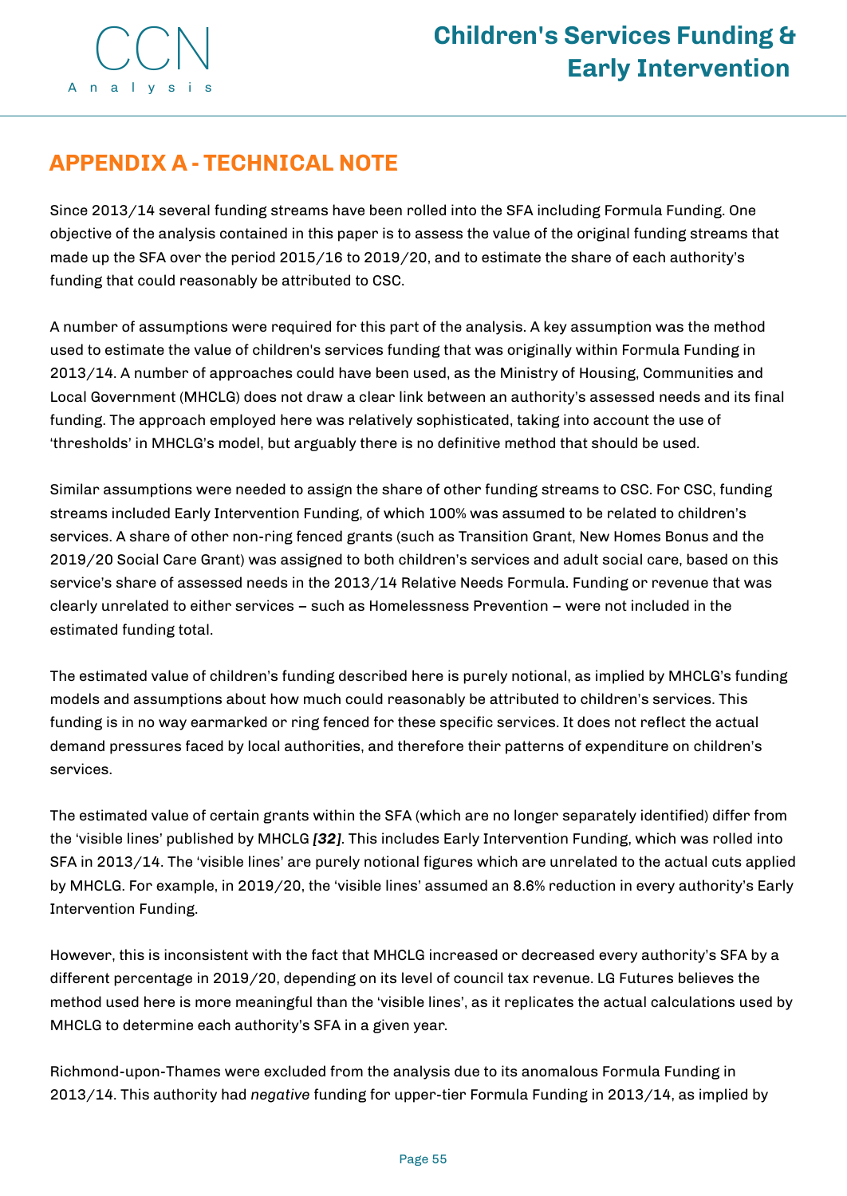## APPENDIX A - TECHNICAL NOTE

Since 2013/14 several funding streams have been rolled into the SFA including Formula Funding. One objective of the analysis contained in this paper is to assess the value of the original funding streams that made up the SFA over the period 2015/16 to 2019/20, and to estimate the share of each authority's funding that could reasonably be attributed to CSC.

A number of assumptions were required for this part of the analysis. A key assumption was the method used to estimate the value of children's services funding that was originally within Formula Funding in 2013/14. A number of approaches could have been used, as the Ministry of Housing, Communities and Local Government (MHCLG) does not draw a clear link between an authority's assessed needs and its final funding. The approach employed here was relatively sophisticated, taking into account the use of 'thresholds' in MHCLG's model, but arguably there is no definitive method that should be used.

Similar assumptions were needed to assign the share of other funding streams to CSC. For CSC, funding streams included Early Intervention Funding, of which 100% was assumed to be related to children's services. A share of other non-ring fenced grants (such as Transition Grant, New Homes Bonus and the 2019/20 Social Care Grant) was assigned to both children's services and adult social care, based on this service's share of assessed needs in the 2013/14 Relative Needs Formula. Funding or revenue that was clearly unrelated to either services – such as Homelessness Prevention – were not included in the estimated funding total.

The estimated value of children's funding described here is purely notional, as implied by MHCLG's funding models and assumptions about how much could reasonably be attributed to children's services. This funding is in no way earmarked or ring fenced for these specific services. It does not reflect the actual demand pressures faced by local authorities, and therefore their patterns of expenditure on children's services.

The estimated value of certain grants within the SFA (which are no longer separately identified) differ from the 'visible lines' published by MHCLG ***[32]***. This includes Early Intervention Funding, which was rolled into SFA in 2013/14. The 'visible lines' are purely notional figures which are unrelated to the actual cuts applied by MHCLG. For example, in 2019/20, the 'visible lines' assumed an 8.6% reduction in every authority's Early Intervention Funding.

However, this is inconsistent with the fact that MHCLG increased or decreased every authority's SFA by a different percentage in 2019/20, depending on its level of council tax revenue. LG Futures believes the method used here is more meaningful than the 'visible lines', as it replicates the actual calculations used by MHCLG to determine each authority's SFA in a given year.

Richmond-upon-Thames were excluded from the analysis due to its anomalous Formula Funding in 2013/14. This authority had *negative* funding for upper-tier Formula Funding in 2013/14, as implied by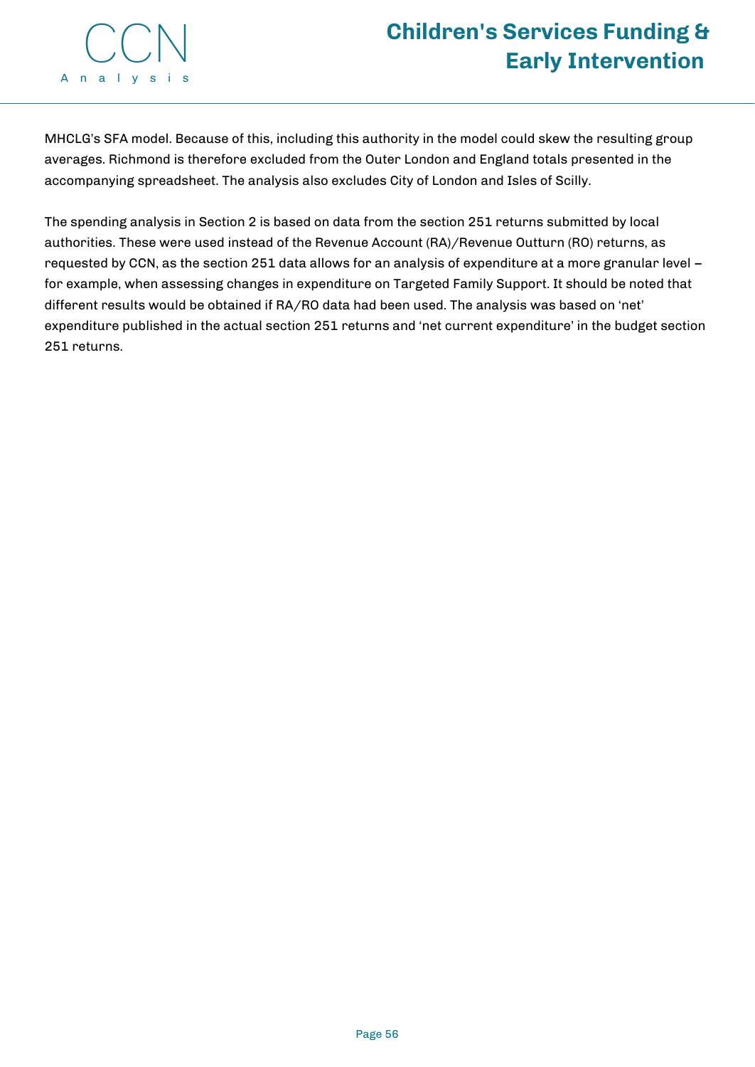MHCLG's SFA model. Because of this, including this authority in the model could skew the resulting group averages. Richmond is therefore excluded from the Outer London and England totals presented in the accompanying spreadsheet. The analysis also excludes City of London and Isles of Scilly.

The spending analysis in Section 2 is based on data from the section 251 returns submitted by local authorities. These were used instead of the Revenue Account (RA)/Revenue Outturn (RO) returns, as requested by CCN, as the section 251 data allows for an analysis of expenditure at a more granular level – for example, when assessing changes in expenditure on Targeted Family Support. It should be noted that different results would be obtained if RA/RO data had been used. The analysis was based on 'net' expenditure published in the actual section 251 returns and 'net current expenditure' in the budget section 251 returns.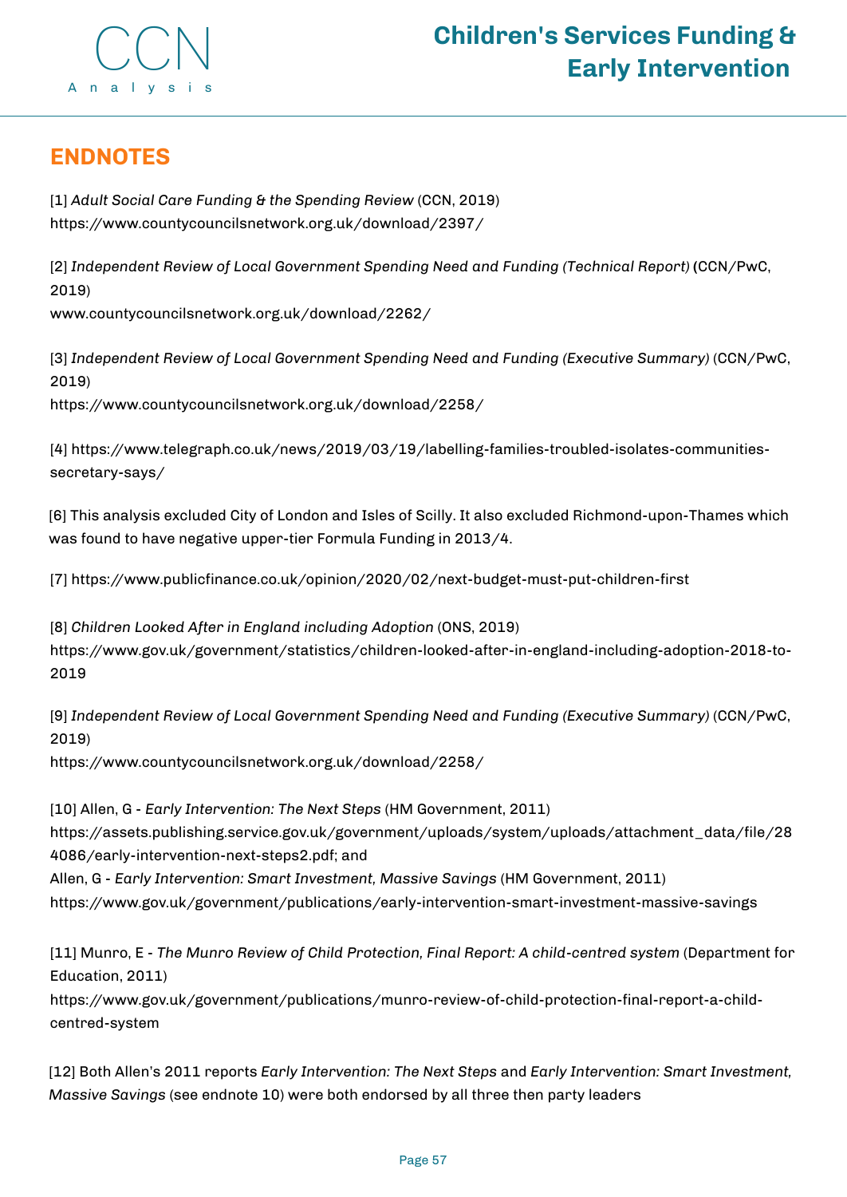## ENDNOTES

[1] *Adult Social Care Funding & the Spending Review* (CCN, 2019)
https://www.countycouncilsnetwork.org.uk/download/2397/

[2] *Independent Review of Local Government Spending Need and Funding (Technical Report)* (CCN/PwC, 2019)
www.countycouncilsnetwork.org.uk/download/2262/

[3] *Independent Review of Local Government Spending Need and Funding (Executive Summary)* (CCN/PwC, 2019)
https://www.countycouncilsnetwork.org.uk/download/2258/

[4] https://www.telegraph.co.uk/news/2019/03/19/labelling-families-troubled-isolates-communities-secretary-says/

[6] This analysis excluded City of London and Isles of Scilly. It also excluded Richmond-upon-Thames which was found to have negative upper-tier Formula Funding in 2013/4.

[7] https://www.publicfinance.co.uk/opinion/2020/02/next-budget-must-put-children-first

[8] *Children Looked After in England including Adoption* (ONS, 2019)
https://www.gov.uk/government/statistics/children-looked-after-in-england-including-adoption-2018-to-2019

[9] *Independent Review of Local Government Spending Need and Funding (Executive Summary)* (CCN/PwC, 2019)
https://www.countycouncilsnetwork.org.uk/download/2258/

[10] Allen, G - *Early Intervention: The Next Steps* (HM Government, 2011)
https://assets.publishing.service.gov.uk/government/uploads/system/uploads/attachment_data/file/284086/early-intervention-next-steps2.pdf; and
Allen, G - *Early Intervention: Smart Investment, Massive Savings* (HM Government, 2011)
https://www.gov.uk/government/publications/early-intervention-smart-investment-massive-savings

[11] Munro, E - *The Munro Review of Child Protection, Final Report: A child-centred system* (Department for Education, 2011)
https://www.gov.uk/government/publications/munro-review-of-child-protection-final-report-a-child-centred-system

[12] Both Allen's 2011 reports *Early Intervention: The Next Steps* and *Early Intervention: Smart Investment, Massive Savings* (see endnote 10) were both endorsed by all three then party leaders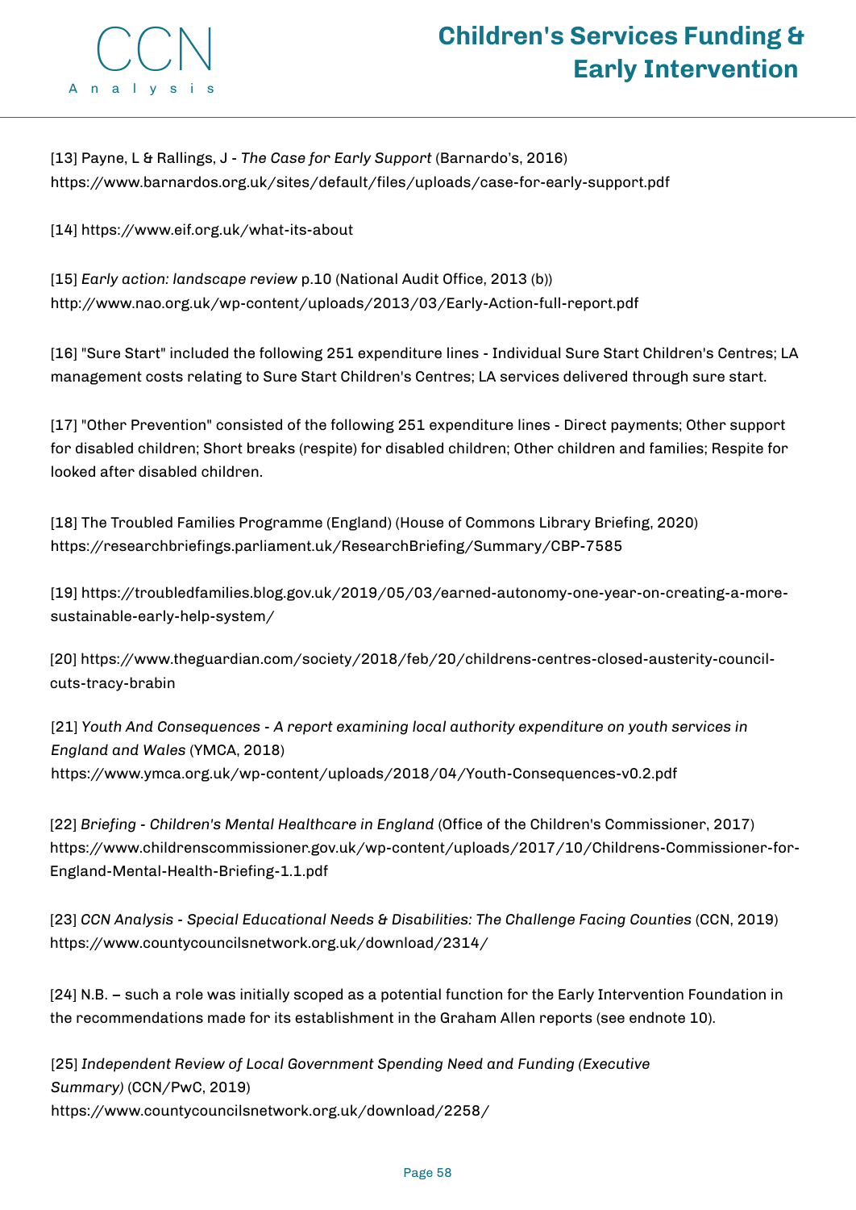[13] Payne, L & Rallings, J - *The Case for Early Support* (Barnardo's, 2016)
https://www.barnardos.org.uk/sites/default/files/uploads/case-for-early-support.pdf

[14] https://www.eif.org.uk/what-its-about

[15] *Early action: landscape review* p.10 (National Audit Office, 2013 (b))
http://www.nao.org.uk/wp-content/uploads/2013/03/Early-Action-full-report.pdf

[16] "Sure Start" included the following 251 expenditure lines - Individual Sure Start Children's Centres; LA management costs relating to Sure Start Children's Centres; LA services delivered through sure start.

[17] "Other Prevention" consisted of the following 251 expenditure lines - Direct payments; Other support for disabled children; Short breaks (respite) for disabled children; Other children and families; Respite for looked after disabled children.

[18] The Troubled Families Programme (England) (House of Commons Library Briefing, 2020)
https://researchbriefings.parliament.uk/ResearchBriefing/Summary/CBP-7585

[19] https://troubledfamilies.blog.gov.uk/2019/05/03/earned-autonomy-one-year-on-creating-a-more-sustainable-early-help-system/

[20] https://www.theguardian.com/society/2018/feb/20/childrens-centres-closed-austerity-council-cuts-tracy-brabin

[21] *Youth And Consequences - A report examining local authority expenditure on youth services in England and Wales* (YMCA, 2018)
https://www.ymca.org.uk/wp-content/uploads/2018/04/Youth-Consequences-v0.2.pdf

[22] *Briefing - Children's Mental Healthcare in England* (Office of the Children's Commissioner, 2017)
https://www.childrenscommissioner.gov.uk/wp-content/uploads/2017/10/Childrens-Commissioner-for-England-Mental-Health-Briefing-1.1.pdf

[23] *CCN Analysis - Special Educational Needs & Disabilities: The Challenge Facing Counties* (CCN, 2019)
https://www.countycouncilsnetwork.org.uk/download/2314/

[24] N.B. – such a role was initially scoped as a potential function for the Early Intervention Foundation in the recommendations made for its establishment in the Graham Allen reports (see endnote 10).

[25] *Independent Review of Local Government Spending Need and Funding (Executive Summary)* (CCN/PwC, 2019)
https://www.countycouncilsnetwork.org.uk/download/2258/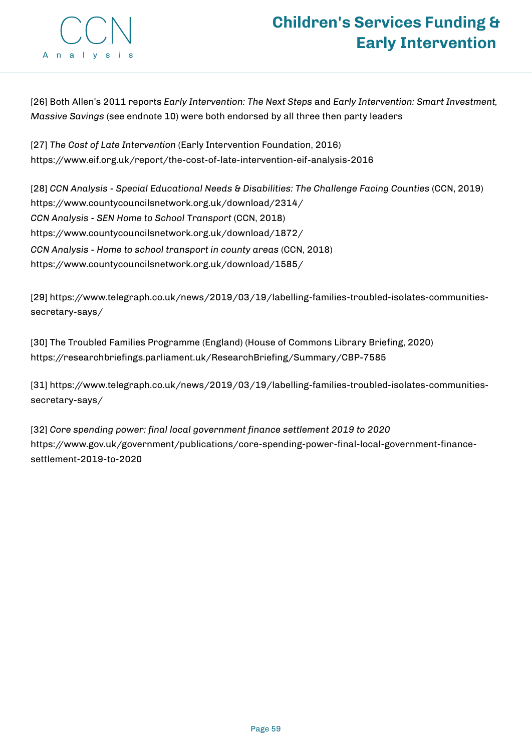[26] Both Allen's 2011 reports *Early Intervention: The Next Steps* and *Early Intervention: Smart Investment, Massive Savings* (see endnote 10) were both endorsed by all three then party leaders

[27] *The Cost of Late Intervention* (Early Intervention Foundation, 2016)
https://www.eif.org.uk/report/the-cost-of-late-intervention-eif-analysis-2016

[28] *CCN Analysis - Special Educational Needs & Disabilities: The Challenge Facing Counties* (CCN, 2019)
https://www.countycouncilsnetwork.org.uk/download/2314/
*CCN Analysis - SEN Home to School Transport* (CCN, 2018)
https://www.countycouncilsnetwork.org.uk/download/1872/
*CCN Analysis - Home to school transport in county areas* (CCN, 2018)
https://www.countycouncilsnetwork.org.uk/download/1585/

[29] https://www.telegraph.co.uk/news/2019/03/19/labelling-families-troubled-isolates-communities-secretary-says/

[30] The Troubled Families Programme (England) (House of Commons Library Briefing, 2020)
https://researchbriefings.parliament.uk/ResearchBriefing/Summary/CBP-7585

[31] https://www.telegraph.co.uk/news/2019/03/19/labelling-families-troubled-isolates-communities-secretary-says/

[32] *Core spending power: final local government finance settlement 2019 to 2020*
https://www.gov.uk/government/publications/core-spending-power-final-local-government-finance-settlement-2019-to-2020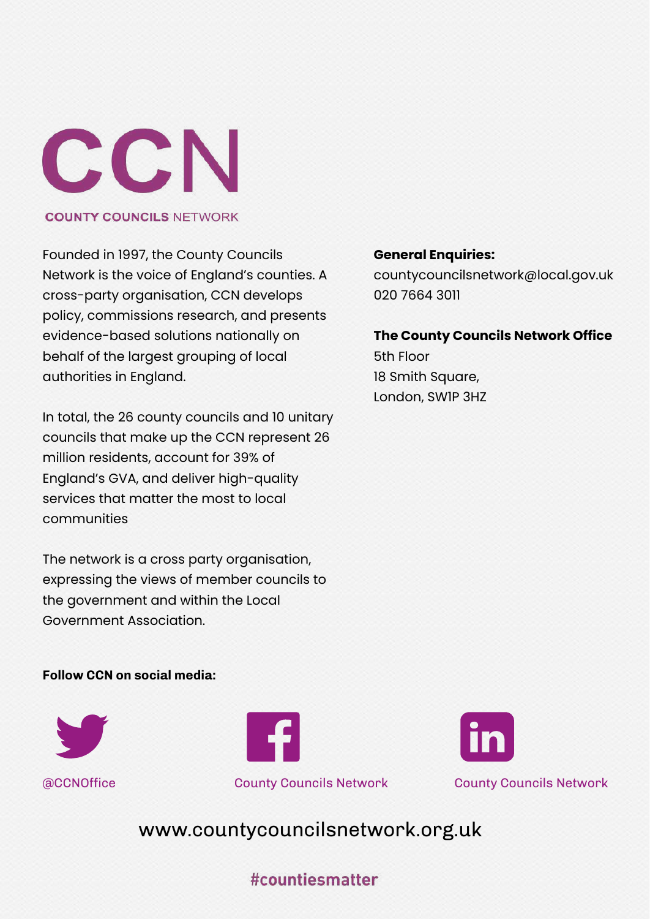# CCN

**COUNTY COUNCILS** NETWORK

Founded in 1997, the County Councils Network is the voice of England's counties. A cross-party organisation, CCN develops policy, commissions research, and presents evidence-based solutions nationally on behalf of the largest grouping of local authorities in England.

In total, the 26 county councils and 10 unitary councils that make up the CCN represent 26 million residents, account for 39% of England's GVA, and deliver high-quality services that matter the most to local communities

The network is a cross party organisation, expressing the views of member councils to the government and within the Local Government Association.

**General Enquiries:**
countycouncilsnetwork@local.gov.uk
020 7664 3011

**The County Councils Network Office**
5th Floor
18 Smith Square,
London, SW1P 3HZ

**Follow CCN on social media:**

@CCNOffice

County Councils Network

County Councils Network

www.countycouncilsnetwork.org.uk

#countiesmatter